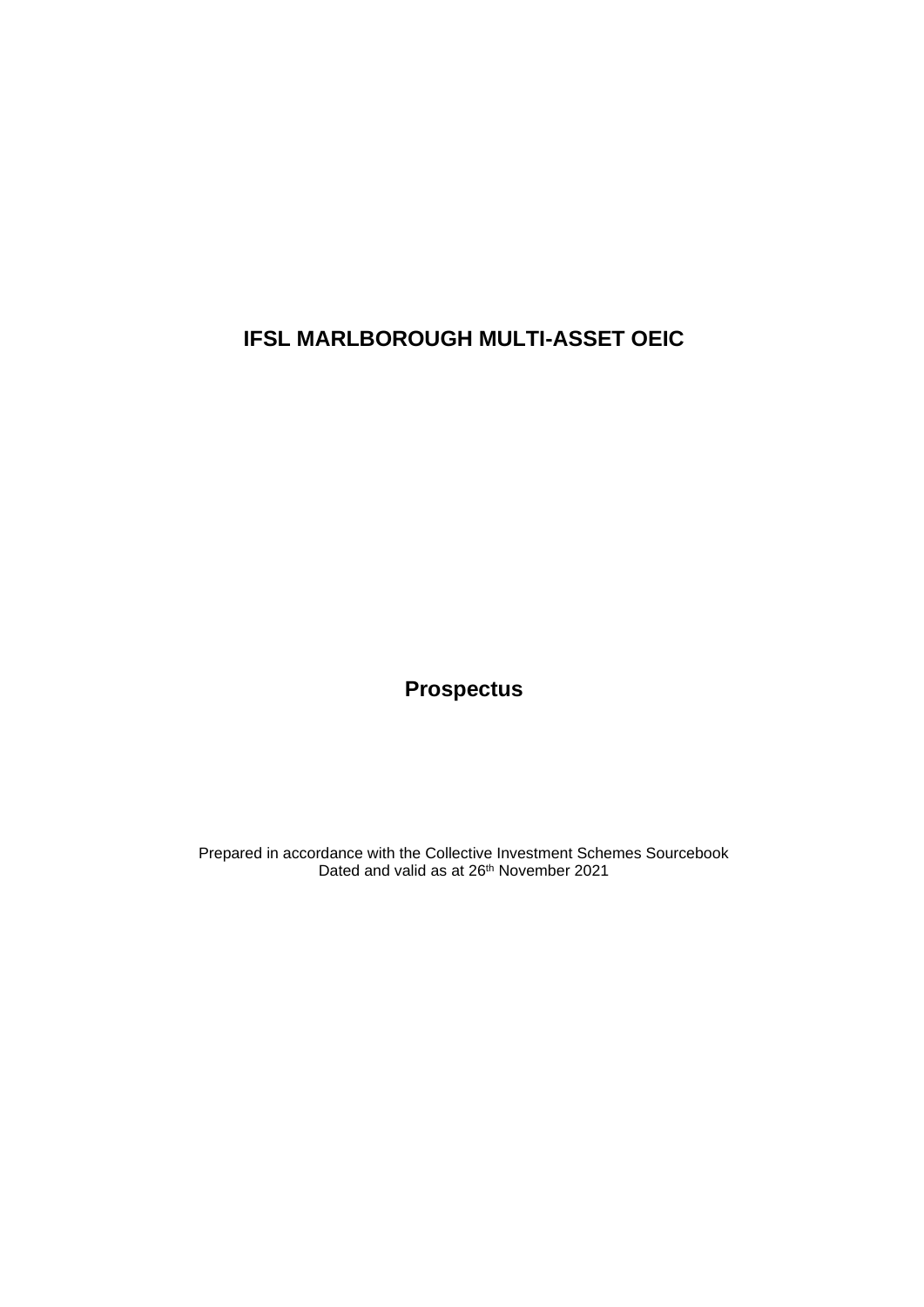# IFSL MARLBOROUGH MULTI-ASSET OEIC

## Prospectus

Prepared in accordance with the Collective Investment Schemes Sourcebook
Dated and valid as at 26th November 2021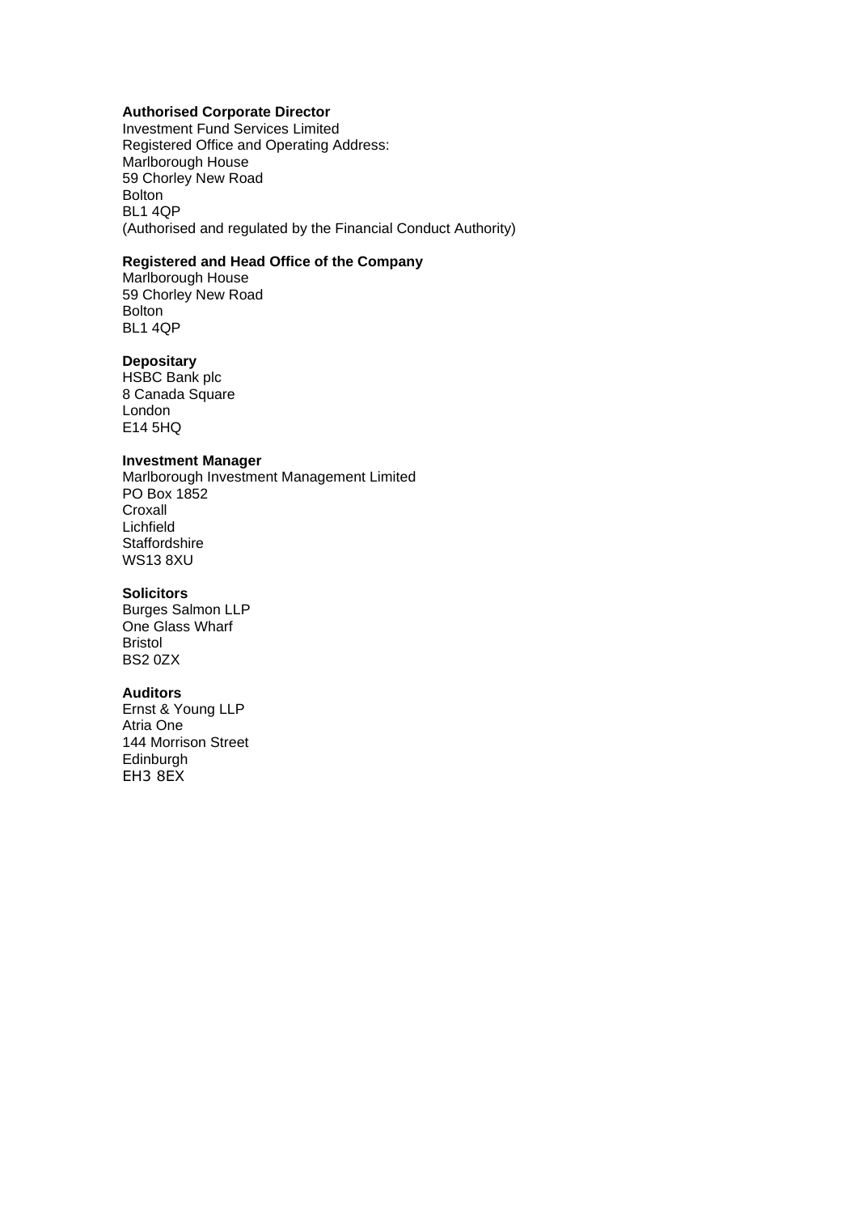**Authorised Corporate Director**
Investment Fund Services Limited
Registered Office and Operating Address:
Marlborough House
59 Chorley New Road
Bolton
BL1 4QP
(Authorised and regulated by the Financial Conduct Authority)

**Registered and Head Office of the Company**
Marlborough House
59 Chorley New Road
Bolton
BL1 4QP

**Depositary**
HSBC Bank plc
8 Canada Square
London
E14 5HQ

**Investment Manager**
Marlborough Investment Management Limited
PO Box 1852
Croxall
Lichfield
Staffordshire
WS13 8XU

**Solicitors**
Burges Salmon LLP
One Glass Wharf
Bristol
BS2 0ZX

**Auditors**
Ernst & Young LLP
Atria One
144 Morrison Street
Edinburgh
EH3 8EX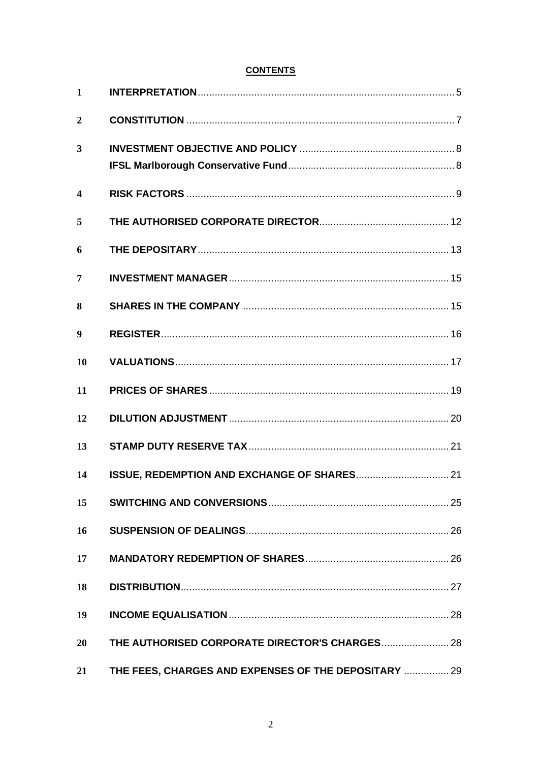**CONTENTS**

| | | |
|---|---|---|
| 1 | **INTERPRETATION** | 5 |
| 2 | **CONSTITUTION** | 7 |
| 3 | **INVESTMENT OBJECTIVE AND POLICY** | 8 |
| | **IFSL Marlborough Conservative Fund** | 8 |
| 4 | **RISK FACTORS** | 9 |
| 5 | **THE AUTHORISED CORPORATE DIRECTOR** | 12 |
| 6 | **THE DEPOSITARY** | 13 |
| 7 | **INVESTMENT MANAGER** | 15 |
| 8 | **SHARES IN THE COMPANY** | 15 |
| 9 | **REGISTER** | 16 |
| 10 | **VALUATIONS** | 17 |
| 11 | **PRICES OF SHARES** | 19 |
| 12 | **DILUTION ADJUSTMENT** | 20 |
| 13 | **STAMP DUTY RESERVE TAX** | 21 |
| 14 | **ISSUE, REDEMPTION AND EXCHANGE OF SHARES** | 21 |
| 15 | **SWITCHING AND CONVERSIONS** | 25 |
| 16 | **SUSPENSION OF DEALINGS** | 26 |
| 17 | **MANDATORY REDEMPTION OF SHARES** | 26 |
| 18 | **DISTRIBUTION** | 27 |
| 19 | **INCOME EQUALISATION** | 28 |
| 20 | **THE AUTHORISED CORPORATE DIRECTOR'S CHARGES** | 28 |
| 21 | **THE FEES, CHARGES AND EXPENSES OF THE DEPOSITARY** | 29 |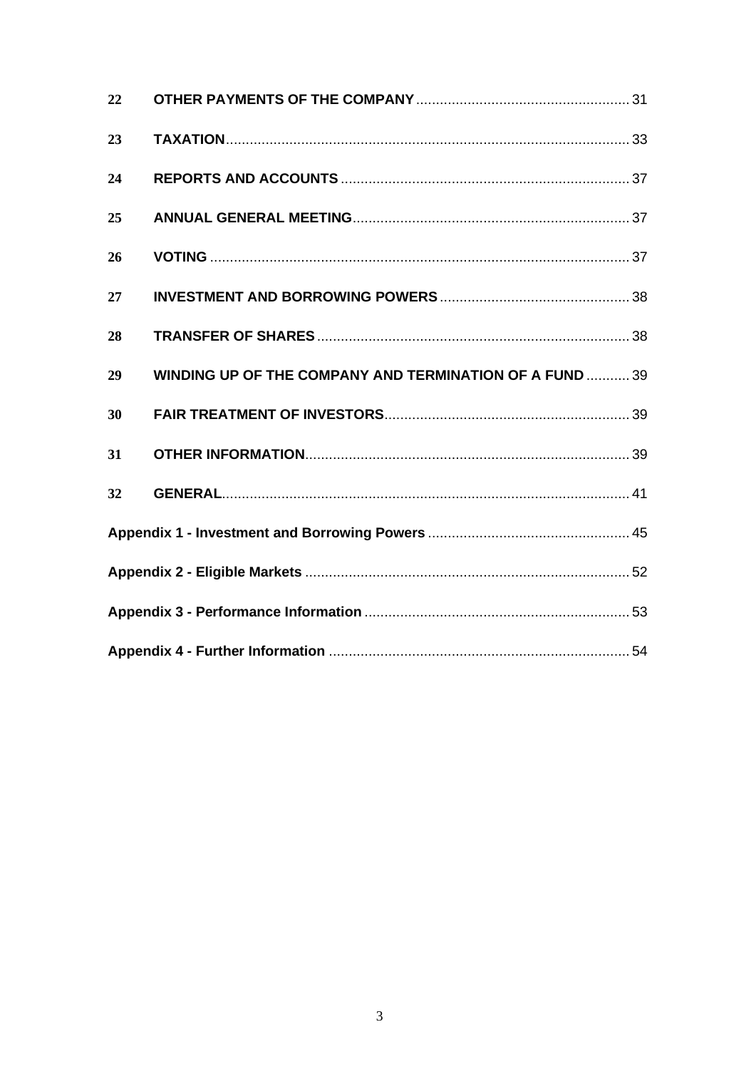| | | |
|---|---|---|
| 22 | **OTHER PAYMENTS OF THE COMPANY** | 31 |
| 23 | **TAXATION** | 33 |
| 24 | **REPORTS AND ACCOUNTS** | 37 |
| 25 | **ANNUAL GENERAL MEETING** | 37 |
| 26 | **VOTING** | 37 |
| 27 | **INVESTMENT AND BORROWING POWERS** | 38 |
| 28 | **TRANSFER OF SHARES** | 38 |
| 29 | **WINDING UP OF THE COMPANY AND TERMINATION OF A FUND** | 39 |
| 30 | **FAIR TREATMENT OF INVESTORS** | 39 |
| 31 | **OTHER INFORMATION** | 39 |
| 32 | **GENERAL** | 41 |
| | **Appendix 1 - Investment and Borrowing Powers** | 45 |
| | **Appendix 2 - Eligible Markets** | 52 |
| | **Appendix 3 - Performance Information** | 53 |
| | **Appendix 4 - Further Information** | 54 |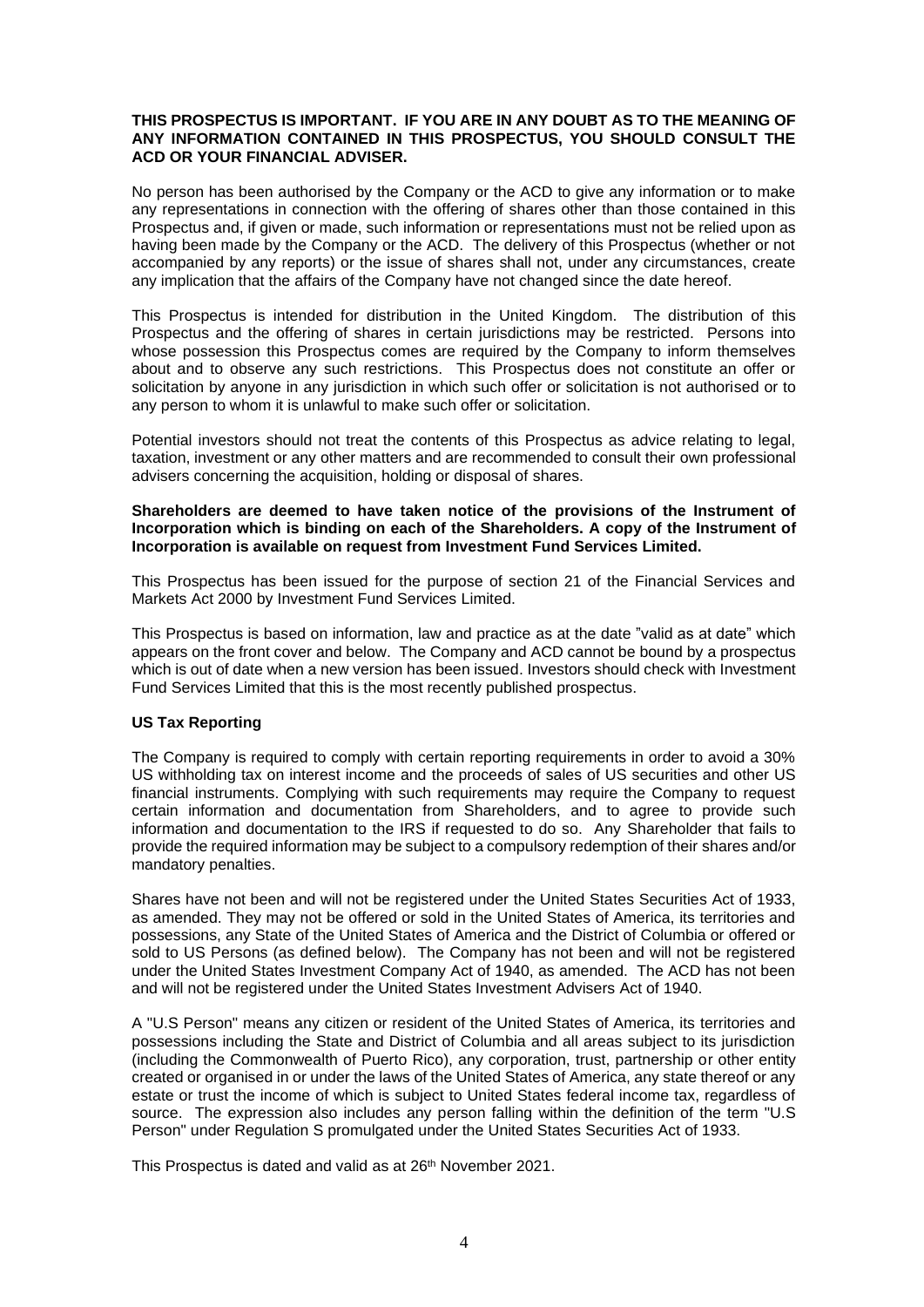**THIS PROSPECTUS IS IMPORTANT. IF YOU ARE IN ANY DOUBT AS TO THE MEANING OF ANY INFORMATION CONTAINED IN THIS PROSPECTUS, YOU SHOULD CONSULT THE ACD OR YOUR FINANCIAL ADVISER.**

No person has been authorised by the Company or the ACD to give any information or to make any representations in connection with the offering of shares other than those contained in this Prospectus and, if given or made, such information or representations must not be relied upon as having been made by the Company or the ACD. The delivery of this Prospectus (whether or not accompanied by any reports) or the issue of shares shall not, under any circumstances, create any implication that the affairs of the Company have not changed since the date hereof.

This Prospectus is intended for distribution in the United Kingdom. The distribution of this Prospectus and the offering of shares in certain jurisdictions may be restricted. Persons into whose possession this Prospectus comes are required by the Company to inform themselves about and to observe any such restrictions. This Prospectus does not constitute an offer or solicitation by anyone in any jurisdiction in which such offer or solicitation is not authorised or to any person to whom it is unlawful to make such offer or solicitation.

Potential investors should not treat the contents of this Prospectus as advice relating to legal, taxation, investment or any other matters and are recommended to consult their own professional advisers concerning the acquisition, holding or disposal of shares.

**Shareholders are deemed to have taken notice of the provisions of the Instrument of Incorporation which is binding on each of the Shareholders. A copy of the Instrument of Incorporation is available on request from Investment Fund Services Limited.**

This Prospectus has been issued for the purpose of section 21 of the Financial Services and Markets Act 2000 by Investment Fund Services Limited.

This Prospectus is based on information, law and practice as at the date "valid as at date" which appears on the front cover and below. The Company and ACD cannot be bound by a prospectus which is out of date when a new version has been issued. Investors should check with Investment Fund Services Limited that this is the most recently published prospectus.

**US Tax Reporting**

The Company is required to comply with certain reporting requirements in order to avoid a 30% US withholding tax on interest income and the proceeds of sales of US securities and other US financial instruments. Complying with such requirements may require the Company to request certain information and documentation from Shareholders, and to agree to provide such information and documentation to the IRS if requested to do so. Any Shareholder that fails to provide the required information may be subject to a compulsory redemption of their shares and/or mandatory penalties.

Shares have not been and will not be registered under the United States Securities Act of 1933, as amended. They may not be offered or sold in the United States of America, its territories and possessions, any State of the United States of America and the District of Columbia or offered or sold to US Persons (as defined below). The Company has not been and will not be registered under the United States Investment Company Act of 1940, as amended. The ACD has not been and will not be registered under the United States Investment Advisers Act of 1940.

A "U.S Person" means any citizen or resident of the United States of America, its territories and possessions including the State and District of Columbia and all areas subject to its jurisdiction (including the Commonwealth of Puerto Rico), any corporation, trust, partnership or other entity created or organised in or under the laws of the United States of America, any state thereof or any estate or trust the income of which is subject to United States federal income tax, regardless of source. The expression also includes any person falling within the definition of the term "U.S Person" under Regulation S promulgated under the United States Securities Act of 1933.

This Prospectus is dated and valid as at 26th November 2021.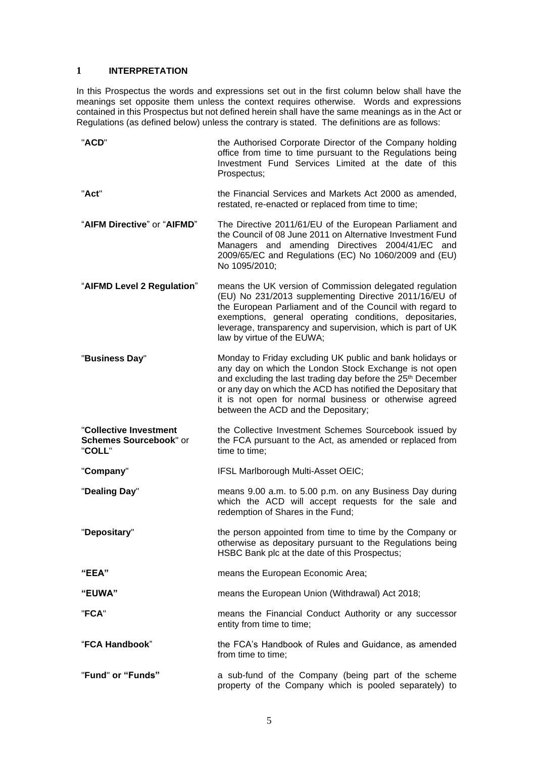## 1 INTERPRETATION

In this Prospectus the words and expressions set out in the first column below shall have the meanings set opposite them unless the context requires otherwise. Words and expressions contained in this Prospectus but not defined herein shall have the same meanings as in the Act or Regulations (as defined below) unless the contrary is stated. The definitions are as follows:

| | |
|---|---|
| "**ACD**" | the Authorised Corporate Director of the Company holding office from time to time pursuant to the Regulations being Investment Fund Services Limited at the date of this Prospectus; |
| "**Act**" | the Financial Services and Markets Act 2000 as amended, restated, re-enacted or replaced from time to time; |
| "**AIFM Directive**" or "**AIFMD**" | The Directive 2011/61/EU of the European Parliament and the Council of 08 June 2011 on Alternative Investment Fund Managers and amending Directives 2004/41/EC and 2009/65/EC and Regulations (EC) No 1060/2009 and (EU) No 1095/2010; |
| "**AIFMD Level 2 Regulation**" | means the UK version of Commission delegated regulation (EU) No 231/2013 supplementing Directive 2011/16/EU of the European Parliament and of the Council with regard to exemptions, general operating conditions, depositaries, leverage, transparency and supervision, which is part of UK law by virtue of the EUWA; |
| "**Business Day**" | Monday to Friday excluding UK public and bank holidays or any day on which the London Stock Exchange is not open and excluding the last trading day before the 25th December or any day on which the ACD has notified the Depositary that it is not open for normal business or otherwise agreed between the ACD and the Depositary; |
| "**Collective Investment Schemes Sourcebook**" or "**COLL**" | the Collective Investment Schemes Sourcebook issued by the FCA pursuant to the Act, as amended or replaced from time to time; |
| "**Company**" | IFSL Marlborough Multi-Asset OEIC; |
| "**Dealing Day**" | means 9.00 a.m. to 5.00 p.m. on any Business Day during which the ACD will accept requests for the sale and redemption of Shares in the Fund; |
| "**Depositary**" | the person appointed from time to time by the Company or otherwise as depositary pursuant to the Regulations being HSBC Bank plc at the date of this Prospectus; |
| "**EEA**" | means the European Economic Area; |
| "**EUWA**" | means the European Union (Withdrawal) Act 2018; |
| "**FCA**" | means the Financial Conduct Authority or any successor entity from time to time; |
| "**FCA Handbook**" | the FCA's Handbook of Rules and Guidance, as amended from time to time; |
| "**Fund**" or "**Funds**" | a sub-fund of the Company (being part of the scheme property of the Company which is pooled separately) to |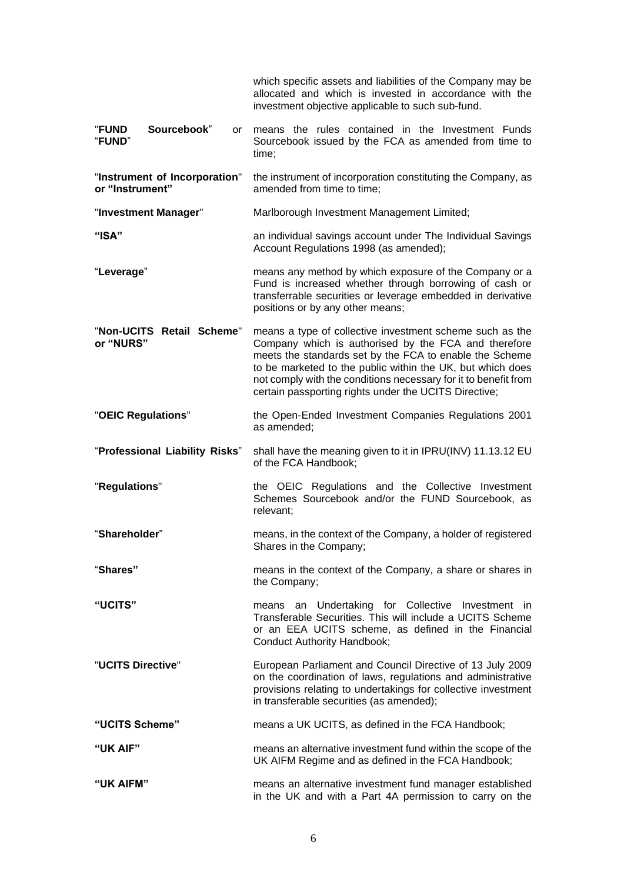| | |
|---|---|
| | which specific assets and liabilities of the Company may be allocated and which is invested in accordance with the investment objective applicable to such sub-fund. |
| "**FUND Sourcebook**" or "**FUND**" | means the rules contained in the Investment Funds Sourcebook issued by the FCA as amended from time to time; |
| "**Instrument of Incorporation**" or "**Instrument**" | the instrument of incorporation constituting the Company, as amended from time to time; |
| "**Investment Manager**" | Marlborough Investment Management Limited; |
| **"ISA"** | an individual savings account under The Individual Savings Account Regulations 1998 (as amended); |
| "**Leverage**" | means any method by which exposure of the Company or a Fund is increased whether through borrowing of cash or transferrable securities or leverage embedded in derivative positions or by any other means; |
| "**Non-UCITS Retail Scheme**" or **"NURS"** | means a type of collective investment scheme such as the Company which is authorised by the FCA and therefore meets the standards set by the FCA to enable the Scheme to be marketed to the public within the UK, but which does not comply with the conditions necessary for it to benefit from certain passporting rights under the UCITS Directive; |
| "**OEIC Regulations**" | the Open-Ended Investment Companies Regulations 2001 as amended; |
| "**Professional Liability Risks**" | shall have the meaning given to it in IPRU(INV) 11.13.12 EU of the FCA Handbook; |
| "**Regulations**" | the OEIC Regulations and the Collective Investment Schemes Sourcebook and/or the FUND Sourcebook, as relevant; |
| "**Shareholder**" | means, in the context of the Company, a holder of registered Shares in the Company; |
| "**Shares"** | means in the context of the Company, a share or shares in the Company; |
| **"UCITS"** | means an Undertaking for Collective Investment in Transferable Securities. This will include a UCITS Scheme or an EEA UCITS scheme, as defined in the Financial Conduct Authority Handbook; |
| "**UCITS Directive**" | European Parliament and Council Directive of 13 July 2009 on the coordination of laws, regulations and administrative provisions relating to undertakings for collective investment in transferable securities (as amended); |
| **"UCITS Scheme"** | means a UK UCITS, as defined in the FCA Handbook; |
| **"UK AIF"** | means an alternative investment fund within the scope of the UK AIFM Regime and as defined in the FCA Handbook; |
| **"UK AIFM"** | means an alternative investment fund manager established in the UK and with a Part 4A permission to carry on the |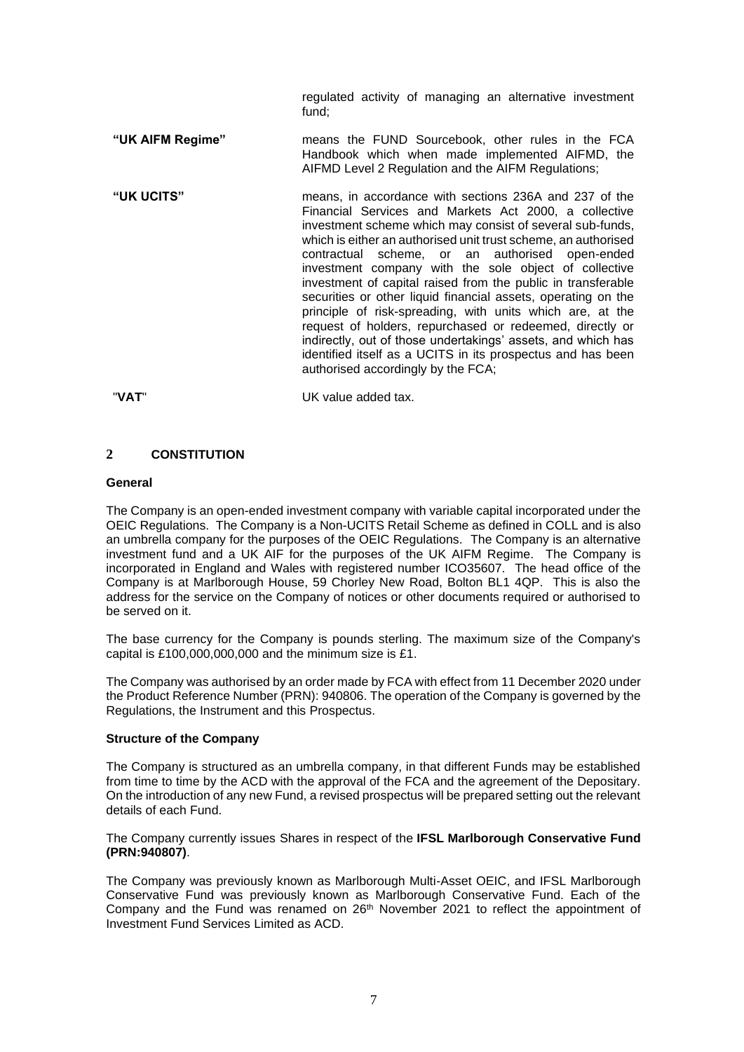regulated activity of managing an alternative investment fund;

| | |
|---|---|
| **"UK AIFM Regime"** | means the FUND Sourcebook, other rules in the FCA Handbook which when made implemented AIFMD, the AIFMD Level 2 Regulation and the AIFM Regulations; |
| **"UK UCITS"** | means, in accordance with sections 236A and 237 of the Financial Services and Markets Act 2000, a collective investment scheme which may consist of several sub-funds, which is either an authorised unit trust scheme, an authorised contractual scheme, or an authorised open-ended investment company with the sole object of collective investment of capital raised from the public in transferable securities or other liquid financial assets, operating on the principle of risk-spreading, with units which are, at the request of holders, repurchased or redeemed, directly or indirectly, out of those undertakings' assets, and which has identified itself as a UCITS in its prospectus and has been authorised accordingly by the FCA; |
| "**VAT**" | UK value added tax. |

## 2 CONSTITUTION

### General

The Company is an open-ended investment company with variable capital incorporated under the OEIC Regulations. The Company is a Non-UCITS Retail Scheme as defined in COLL and is also an umbrella company for the purposes of the OEIC Regulations. The Company is an alternative investment fund and a UK AIF for the purposes of the UK AIFM Regime. The Company is incorporated in England and Wales with registered number ICO35607. The head office of the Company is at Marlborough House, 59 Chorley New Road, Bolton BL1 4QP. This is also the address for the service on the Company of notices or other documents required or authorised to be served on it.

The base currency for the Company is pounds sterling. The maximum size of the Company's capital is £100,000,000,000 and the minimum size is £1.

The Company was authorised by an order made by FCA with effect from 11 December 2020 under the Product Reference Number (PRN): 940806. The operation of the Company is governed by the Regulations, the Instrument and this Prospectus.

### Structure of the Company

The Company is structured as an umbrella company, in that different Funds may be established from time to time by the ACD with the approval of the FCA and the agreement of the Depositary. On the introduction of any new Fund, a revised prospectus will be prepared setting out the relevant details of each Fund.

The Company currently issues Shares in respect of the **IFSL Marlborough Conservative Fund (PRN:940807)**.

The Company was previously known as Marlborough Multi-Asset OEIC, and IFSL Marlborough Conservative Fund was previously known as Marlborough Conservative Fund. Each of the Company and the Fund was renamed on 26th November 2021 to reflect the appointment of Investment Fund Services Limited as ACD.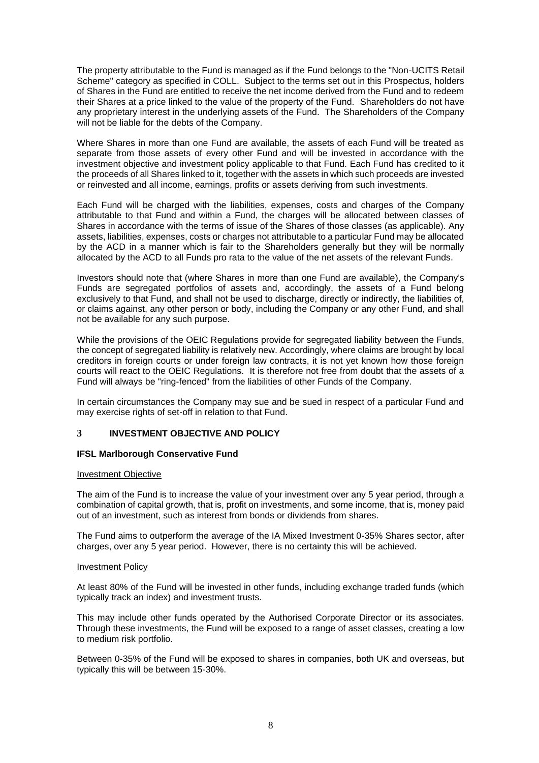The property attributable to the Fund is managed as if the Fund belongs to the "Non-UCITS Retail Scheme" category as specified in COLL. Subject to the terms set out in this Prospectus, holders of Shares in the Fund are entitled to receive the net income derived from the Fund and to redeem their Shares at a price linked to the value of the property of the Fund. Shareholders do not have any proprietary interest in the underlying assets of the Fund. The Shareholders of the Company will not be liable for the debts of the Company.

Where Shares in more than one Fund are available, the assets of each Fund will be treated as separate from those assets of every other Fund and will be invested in accordance with the investment objective and investment policy applicable to that Fund. Each Fund has credited to it the proceeds of all Shares linked to it, together with the assets in which such proceeds are invested or reinvested and all income, earnings, profits or assets deriving from such investments.

Each Fund will be charged with the liabilities, expenses, costs and charges of the Company attributable to that Fund and within a Fund, the charges will be allocated between classes of Shares in accordance with the terms of issue of the Shares of those classes (as applicable). Any assets, liabilities, expenses, costs or charges not attributable to a particular Fund may be allocated by the ACD in a manner which is fair to the Shareholders generally but they will be normally allocated by the ACD to all Funds pro rata to the value of the net assets of the relevant Funds.

Investors should note that (where Shares in more than one Fund are available), the Company's Funds are segregated portfolios of assets and, accordingly, the assets of a Fund belong exclusively to that Fund, and shall not be used to discharge, directly or indirectly, the liabilities of, or claims against, any other person or body, including the Company or any other Fund, and shall not be available for any such purpose.

While the provisions of the OEIC Regulations provide for segregated liability between the Funds, the concept of segregated liability is relatively new. Accordingly, where claims are brought by local creditors in foreign courts or under foreign law contracts, it is not yet known how those foreign courts will react to the OEIC Regulations. It is therefore not free from doubt that the assets of a Fund will always be "ring-fenced" from the liabilities of other Funds of the Company.

In certain circumstances the Company may sue and be sued in respect of a particular Fund and may exercise rights of set-off in relation to that Fund.

## 3 INVESTMENT OBJECTIVE AND POLICY

### IFSL Marlborough Conservative Fund

Investment Objective

The aim of the Fund is to increase the value of your investment over any 5 year period, through a combination of capital growth, that is, profit on investments, and some income, that is, money paid out of an investment, such as interest from bonds or dividends from shares.

The Fund aims to outperform the average of the IA Mixed Investment 0-35% Shares sector, after charges, over any 5 year period. However, there is no certainty this will be achieved.

Investment Policy

At least 80% of the Fund will be invested in other funds, including exchange traded funds (which typically track an index) and investment trusts.

This may include other funds operated by the Authorised Corporate Director or its associates. Through these investments, the Fund will be exposed to a range of asset classes, creating a low to medium risk portfolio.

Between 0-35% of the Fund will be exposed to shares in companies, both UK and overseas, but typically this will be between 15-30%.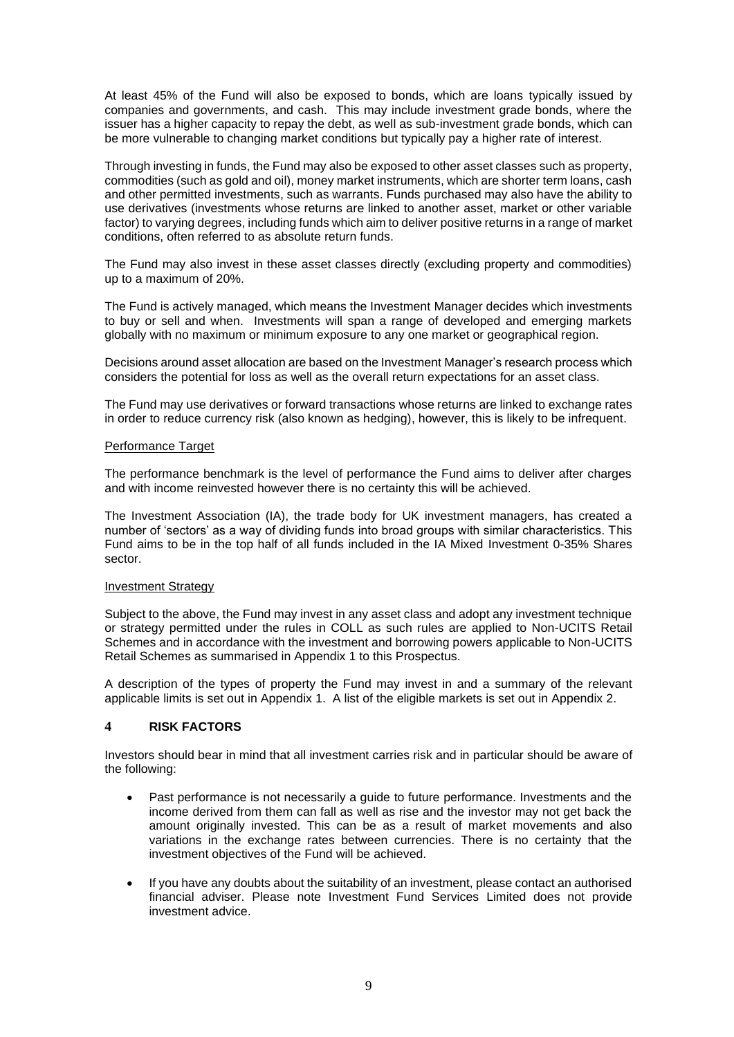At least 45% of the Fund will also be exposed to bonds, which are loans typically issued by companies and governments, and cash. This may include investment grade bonds, where the issuer has a higher capacity to repay the debt, as well as sub-investment grade bonds, which can be more vulnerable to changing market conditions but typically pay a higher rate of interest.

Through investing in funds, the Fund may also be exposed to other asset classes such as property, commodities (such as gold and oil), money market instruments, which are shorter term loans, cash and other permitted investments, such as warrants. Funds purchased may also have the ability to use derivatives (investments whose returns are linked to another asset, market or other variable factor) to varying degrees, including funds which aim to deliver positive returns in a range of market conditions, often referred to as absolute return funds.

The Fund may also invest in these asset classes directly (excluding property and commodities) up to a maximum of 20%.

The Fund is actively managed, which means the Investment Manager decides which investments to buy or sell and when. Investments will span a range of developed and emerging markets globally with no maximum or minimum exposure to any one market or geographical region.

Decisions around asset allocation are based on the Investment Manager's research process which considers the potential for loss as well as the overall return expectations for an asset class.

The Fund may use derivatives or forward transactions whose returns are linked to exchange rates in order to reduce currency risk (also known as hedging), however, this is likely to be infrequent.

Performance Target

The performance benchmark is the level of performance the Fund aims to deliver after charges and with income reinvested however there is no certainty this will be achieved.

The Investment Association (IA), the trade body for UK investment managers, has created a number of 'sectors' as a way of dividing funds into broad groups with similar characteristics. This Fund aims to be in the top half of all funds included in the IA Mixed Investment 0-35% Shares sector.

Investment Strategy

Subject to the above, the Fund may invest in any asset class and adopt any investment technique or strategy permitted under the rules in COLL as such rules are applied to Non-UCITS Retail Schemes and in accordance with the investment and borrowing powers applicable to Non-UCITS Retail Schemes as summarised in Appendix 1 to this Prospectus.

A description of the types of property the Fund may invest in and a summary of the relevant applicable limits is set out in Appendix 1. A list of the eligible markets is set out in Appendix 2.

## 4 RISK FACTORS

Investors should bear in mind that all investment carries risk and in particular should be aware of the following:

- Past performance is not necessarily a guide to future performance. Investments and the income derived from them can fall as well as rise and the investor may not get back the amount originally invested. This can be as a result of market movements and also variations in the exchange rates between currencies. There is no certainty that the investment objectives of the Fund will be achieved.

- If you have any doubts about the suitability of an investment, please contact an authorised financial adviser. Please note Investment Fund Services Limited does not provide investment advice.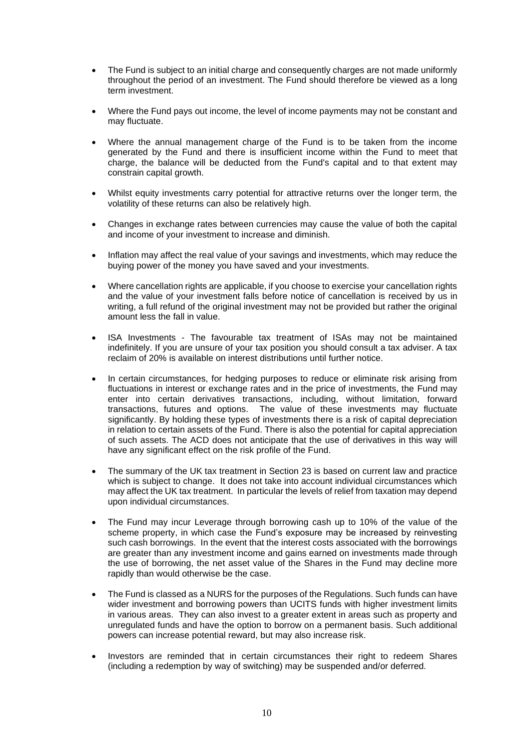- The Fund is subject to an initial charge and consequently charges are not made uniformly throughout the period of an investment. The Fund should therefore be viewed as a long term investment.

- Where the Fund pays out income, the level of income payments may not be constant and may fluctuate.

- Where the annual management charge of the Fund is to be taken from the income generated by the Fund and there is insufficient income within the Fund to meet that charge, the balance will be deducted from the Fund's capital and to that extent may constrain capital growth.

- Whilst equity investments carry potential for attractive returns over the longer term, the volatility of these returns can also be relatively high.

- Changes in exchange rates between currencies may cause the value of both the capital and income of your investment to increase and diminish.

- Inflation may affect the real value of your savings and investments, which may reduce the buying power of the money you have saved and your investments.

- Where cancellation rights are applicable, if you choose to exercise your cancellation rights and the value of your investment falls before notice of cancellation is received by us in writing, a full refund of the original investment may not be provided but rather the original amount less the fall in value.

- ISA Investments - The favourable tax treatment of ISAs may not be maintained indefinitely. If you are unsure of your tax position you should consult a tax adviser. A tax reclaim of 20% is available on interest distributions until further notice.

- In certain circumstances, for hedging purposes to reduce or eliminate risk arising from fluctuations in interest or exchange rates and in the price of investments, the Fund may enter into certain derivatives transactions, including, without limitation, forward transactions, futures and options. The value of these investments may fluctuate significantly. By holding these types of investments there is a risk of capital depreciation in relation to certain assets of the Fund. There is also the potential for capital appreciation of such assets. The ACD does not anticipate that the use of derivatives in this way will have any significant effect on the risk profile of the Fund.

- The summary of the UK tax treatment in Section 23 is based on current law and practice which is subject to change. It does not take into account individual circumstances which may affect the UK tax treatment. In particular the levels of relief from taxation may depend upon individual circumstances.

- The Fund may incur Leverage through borrowing cash up to 10% of the value of the scheme property, in which case the Fund's exposure may be increased by reinvesting such cash borrowings. In the event that the interest costs associated with the borrowings are greater than any investment income and gains earned on investments made through the use of borrowing, the net asset value of the Shares in the Fund may decline more rapidly than would otherwise be the case.

- The Fund is classed as a NURS for the purposes of the Regulations. Such funds can have wider investment and borrowing powers than UCITS funds with higher investment limits in various areas. They can also invest to a greater extent in areas such as property and unregulated funds and have the option to borrow on a permanent basis. Such additional powers can increase potential reward, but may also increase risk.

- Investors are reminded that in certain circumstances their right to redeem Shares (including a redemption by way of switching) may be suspended and/or deferred.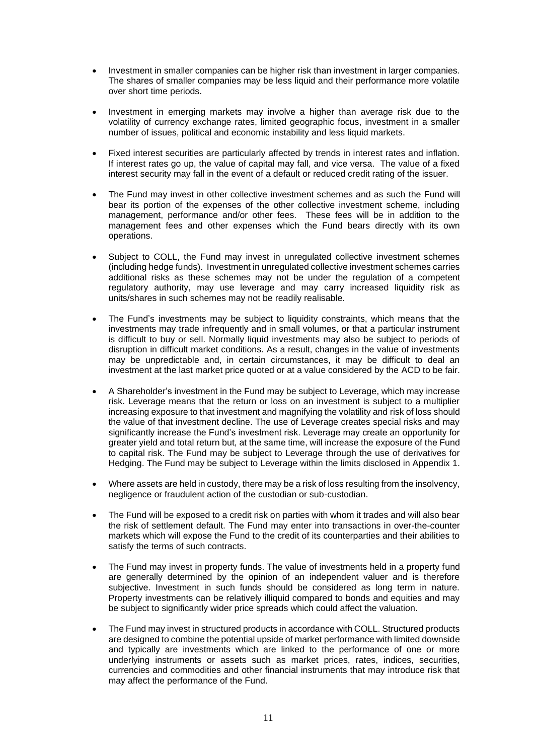- Investment in smaller companies can be higher risk than investment in larger companies. The shares of smaller companies may be less liquid and their performance more volatile over short time periods.

- Investment in emerging markets may involve a higher than average risk due to the volatility of currency exchange rates, limited geographic focus, investment in a smaller number of issues, political and economic instability and less liquid markets.

- Fixed interest securities are particularly affected by trends in interest rates and inflation. If interest rates go up, the value of capital may fall, and vice versa. The value of a fixed interest security may fall in the event of a default or reduced credit rating of the issuer.

- The Fund may invest in other collective investment schemes and as such the Fund will bear its portion of the expenses of the other collective investment scheme, including management, performance and/or other fees. These fees will be in addition to the management fees and other expenses which the Fund bears directly with its own operations.

- Subject to COLL, the Fund may invest in unregulated collective investment schemes (including hedge funds). Investment in unregulated collective investment schemes carries additional risks as these schemes may not be under the regulation of a competent regulatory authority, may use leverage and may carry increased liquidity risk as units/shares in such schemes may not be readily realisable.

- The Fund's investments may be subject to liquidity constraints, which means that the investments may trade infrequently and in small volumes, or that a particular instrument is difficult to buy or sell. Normally liquid investments may also be subject to periods of disruption in difficult market conditions. As a result, changes in the value of investments may be unpredictable and, in certain circumstances, it may be difficult to deal an investment at the last market price quoted or at a value considered by the ACD to be fair.

- A Shareholder's investment in the Fund may be subject to Leverage, which may increase risk. Leverage means that the return or loss on an investment is subject to a multiplier increasing exposure to that investment and magnifying the volatility and risk of loss should the value of that investment decline. The use of Leverage creates special risks and may significantly increase the Fund's investment risk. Leverage may create an opportunity for greater yield and total return but, at the same time, will increase the exposure of the Fund to capital risk. The Fund may be subject to Leverage through the use of derivatives for Hedging. The Fund may be subject to Leverage within the limits disclosed in Appendix 1.

- Where assets are held in custody, there may be a risk of loss resulting from the insolvency, negligence or fraudulent action of the custodian or sub-custodian.

- The Fund will be exposed to a credit risk on parties with whom it trades and will also bear the risk of settlement default. The Fund may enter into transactions in over-the-counter markets which will expose the Fund to the credit of its counterparties and their abilities to satisfy the terms of such contracts.

- The Fund may invest in property funds. The value of investments held in a property fund are generally determined by the opinion of an independent valuer and is therefore subjective. Investment in such funds should be considered as long term in nature. Property investments can be relatively illiquid compared to bonds and equities and may be subject to significantly wider price spreads which could affect the valuation.

- The Fund may invest in structured products in accordance with COLL. Structured products are designed to combine the potential upside of market performance with limited downside and typically are investments which are linked to the performance of one or more underlying instruments or assets such as market prices, rates, indices, securities, currencies and commodities and other financial instruments that may introduce risk that may affect the performance of the Fund.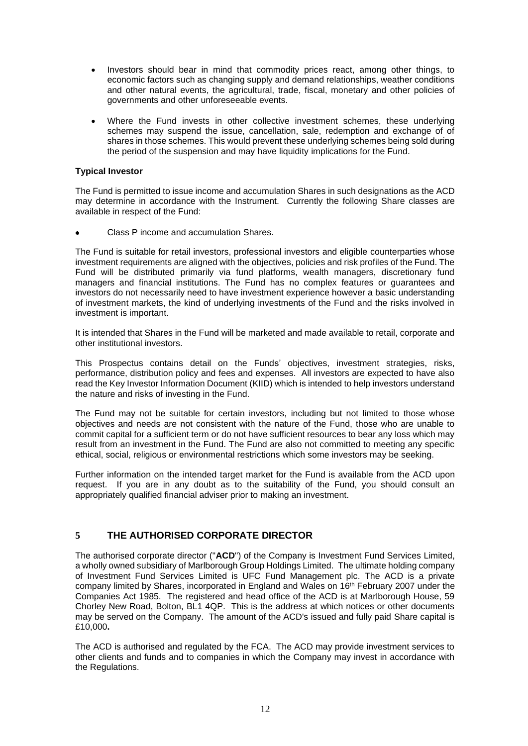- Investors should bear in mind that commodity prices react, among other things, to economic factors such as changing supply and demand relationships, weather conditions and other natural events, the agricultural, trade, fiscal, monetary and other policies of governments and other unforeseeable events.
- Where the Fund invests in other collective investment schemes, these underlying schemes may suspend the issue, cancellation, sale, redemption and exchange of of shares in those schemes. This would prevent these underlying schemes being sold during the period of the suspension and may have liquidity implications for the Fund.

**Typical Investor**

The Fund is permitted to issue income and accumulation Shares in such designations as the ACD may determine in accordance with the Instrument. Currently the following Share classes are available in respect of the Fund:

- Class P income and accumulation Shares.

The Fund is suitable for retail investors, professional investors and eligible counterparties whose investment requirements are aligned with the objectives, policies and risk profiles of the Fund. The Fund will be distributed primarily via fund platforms, wealth managers, discretionary fund managers and financial institutions. The Fund has no complex features or guarantees and investors do not necessarily need to have investment experience however a basic understanding of investment markets, the kind of underlying investments of the Fund and the risks involved in investment is important.

It is intended that Shares in the Fund will be marketed and made available to retail, corporate and other institutional investors.

This Prospectus contains detail on the Funds' objectives, investment strategies, risks, performance, distribution policy and fees and expenses. All investors are expected to have also read the Key Investor Information Document (KIID) which is intended to help investors understand the nature and risks of investing in the Fund.

The Fund may not be suitable for certain investors, including but not limited to those whose objectives and needs are not consistent with the nature of the Fund, those who are unable to commit capital for a sufficient term or do not have sufficient resources to bear any loss which may result from an investment in the Fund. The Fund are also not committed to meeting any specific ethical, social, religious or environmental restrictions which some investors may be seeking.

Further information on the intended target market for the Fund is available from the ACD upon request. If you are in any doubt as to the suitability of the Fund, you should consult an appropriately qualified financial adviser prior to making an investment.

## 5 THE AUTHORISED CORPORATE DIRECTOR

The authorised corporate director ("**ACD**") of the Company is Investment Fund Services Limited, a wholly owned subsidiary of Marlborough Group Holdings Limited. The ultimate holding company of Investment Fund Services Limited is UFC Fund Management plc. The ACD is a private company limited by Shares, incorporated in England and Wales on 16th February 2007 under the Companies Act 1985. The registered and head office of the ACD is at Marlborough House, 59 Chorley New Road, Bolton, BL1 4QP. This is the address at which notices or other documents may be served on the Company. The amount of the ACD's issued and fully paid Share capital is £10,000**.**

The ACD is authorised and regulated by the FCA. The ACD may provide investment services to other clients and funds and to companies in which the Company may invest in accordance with the Regulations.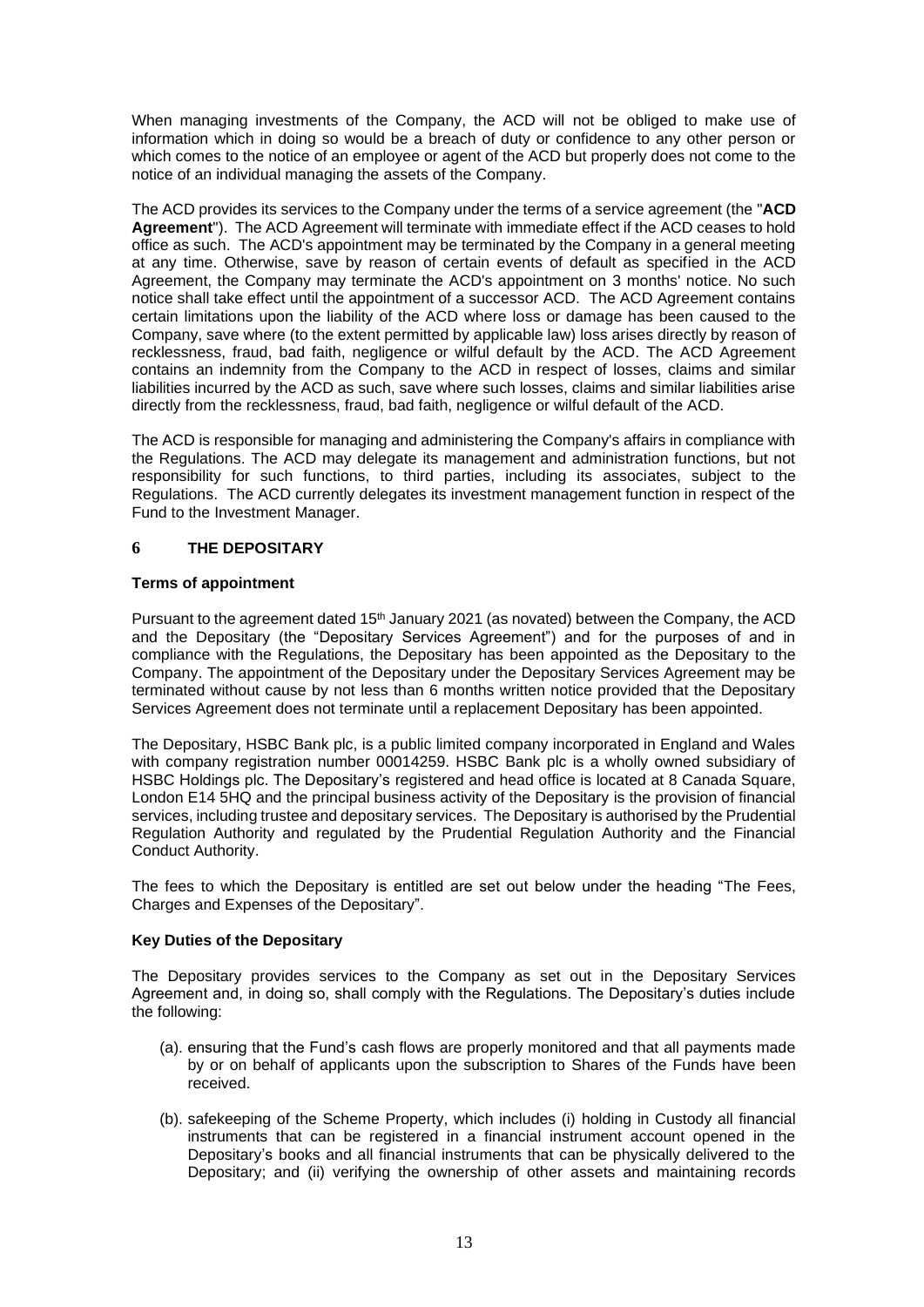When managing investments of the Company, the ACD will not be obliged to make use of information which in doing so would be a breach of duty or confidence to any other person or which comes to the notice of an employee or agent of the ACD but properly does not come to the notice of an individual managing the assets of the Company.

The ACD provides its services to the Company under the terms of a service agreement (the "**ACD Agreement**"). The ACD Agreement will terminate with immediate effect if the ACD ceases to hold office as such. The ACD's appointment may be terminated by the Company in a general meeting at any time. Otherwise, save by reason of certain events of default as specified in the ACD Agreement, the Company may terminate the ACD's appointment on 3 months' notice. No such notice shall take effect until the appointment of a successor ACD. The ACD Agreement contains certain limitations upon the liability of the ACD where loss or damage has been caused to the Company, save where (to the extent permitted by applicable law) loss arises directly by reason of recklessness, fraud, bad faith, negligence or wilful default by the ACD. The ACD Agreement contains an indemnity from the Company to the ACD in respect of losses, claims and similar liabilities incurred by the ACD as such, save where such losses, claims and similar liabilities arise directly from the recklessness, fraud, bad faith, negligence or wilful default of the ACD.

The ACD is responsible for managing and administering the Company's affairs in compliance with the Regulations. The ACD may delegate its management and administration functions, but not responsibility for such functions, to third parties, including its associates, subject to the Regulations. The ACD currently delegates its investment management function in respect of the Fund to the Investment Manager.

## 6 THE DEPOSITARY

### Terms of appointment

Pursuant to the agreement dated 15th January 2021 (as novated) between the Company, the ACD and the Depositary (the "Depositary Services Agreement") and for the purposes of and in compliance with the Regulations, the Depositary has been appointed as the Depositary to the Company. The appointment of the Depositary under the Depositary Services Agreement may be terminated without cause by not less than 6 months written notice provided that the Depositary Services Agreement does not terminate until a replacement Depositary has been appointed.

The Depositary, HSBC Bank plc, is a public limited company incorporated in England and Wales with company registration number 00014259. HSBC Bank plc is a wholly owned subsidiary of HSBC Holdings plc. The Depositary's registered and head office is located at 8 Canada Square, London E14 5HQ and the principal business activity of the Depositary is the provision of financial services, including trustee and depositary services. The Depositary is authorised by the Prudential Regulation Authority and regulated by the Prudential Regulation Authority and the Financial Conduct Authority.

The fees to which the Depositary is entitled are set out below under the heading "The Fees, Charges and Expenses of the Depositary".

### Key Duties of the Depositary

The Depositary provides services to the Company as set out in the Depositary Services Agreement and, in doing so, shall comply with the Regulations. The Depositary's duties include the following:

(a). ensuring that the Fund's cash flows are properly monitored and that all payments made by or on behalf of applicants upon the subscription to Shares of the Funds have been received.

(b). safekeeping of the Scheme Property, which includes (i) holding in Custody all financial instruments that can be registered in a financial instrument account opened in the Depositary's books and all financial instruments that can be physically delivered to the Depositary; and (ii) verifying the ownership of other assets and maintaining records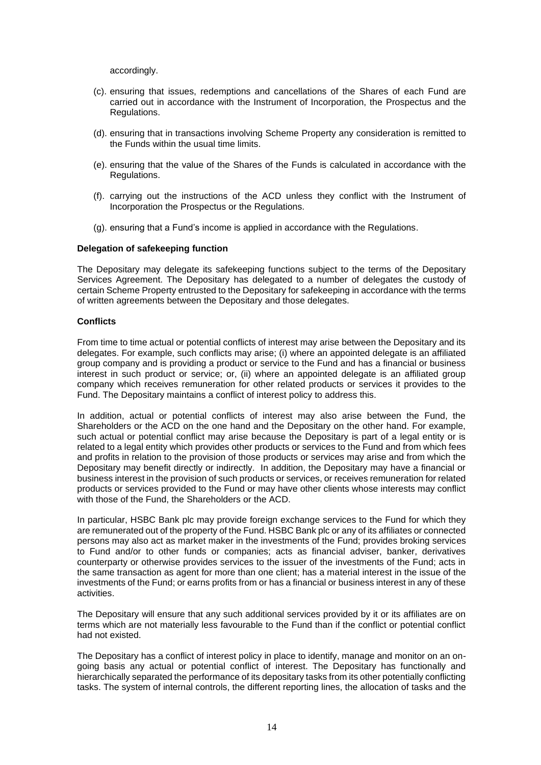accordingly.

(c). ensuring that issues, redemptions and cancellations of the Shares of each Fund are carried out in accordance with the Instrument of Incorporation, the Prospectus and the Regulations.

(d). ensuring that in transactions involving Scheme Property any consideration is remitted to the Funds within the usual time limits.

(e). ensuring that the value of the Shares of the Funds is calculated in accordance with the Regulations.

(f). carrying out the instructions of the ACD unless they conflict with the Instrument of Incorporation the Prospectus or the Regulations.

(g). ensuring that a Fund's income is applied in accordance with the Regulations.

**Delegation of safekeeping function**

The Depositary may delegate its safekeeping functions subject to the terms of the Depositary Services Agreement. The Depositary has delegated to a number of delegates the custody of certain Scheme Property entrusted to the Depositary for safekeeping in accordance with the terms of written agreements between the Depositary and those delegates.

**Conflicts**

From time to time actual or potential conflicts of interest may arise between the Depositary and its delegates. For example, such conflicts may arise; (i) where an appointed delegate is an affiliated group company and is providing a product or service to the Fund and has a financial or business interest in such product or service; or, (ii) where an appointed delegate is an affiliated group company which receives remuneration for other related products or services it provides to the Fund. The Depositary maintains a conflict of interest policy to address this.

In addition, actual or potential conflicts of interest may also arise between the Fund, the Shareholders or the ACD on the one hand and the Depositary on the other hand. For example, such actual or potential conflict may arise because the Depositary is part of a legal entity or is related to a legal entity which provides other products or services to the Fund and from which fees and profits in relation to the provision of those products or services may arise and from which the Depositary may benefit directly or indirectly. In addition, the Depositary may have a financial or business interest in the provision of such products or services, or receives remuneration for related products or services provided to the Fund or may have other clients whose interests may conflict with those of the Fund, the Shareholders or the ACD.

In particular, HSBC Bank plc may provide foreign exchange services to the Fund for which they are remunerated out of the property of the Fund. HSBC Bank plc or any of its affiliates or connected persons may also act as market maker in the investments of the Fund; provides broking services to Fund and/or to other funds or companies; acts as financial adviser, banker, derivatives counterparty or otherwise provides services to the issuer of the investments of the Fund; acts in the same transaction as agent for more than one client; has a material interest in the issue of the investments of the Fund; or earns profits from or has a financial or business interest in any of these activities.

The Depositary will ensure that any such additional services provided by it or its affiliates are on terms which are not materially less favourable to the Fund than if the conflict or potential conflict had not existed.

The Depositary has a conflict of interest policy in place to identify, manage and monitor on an on-going basis any actual or potential conflict of interest. The Depositary has functionally and hierarchically separated the performance of its depositary tasks from its other potentially conflicting tasks. The system of internal controls, the different reporting lines, the allocation of tasks and the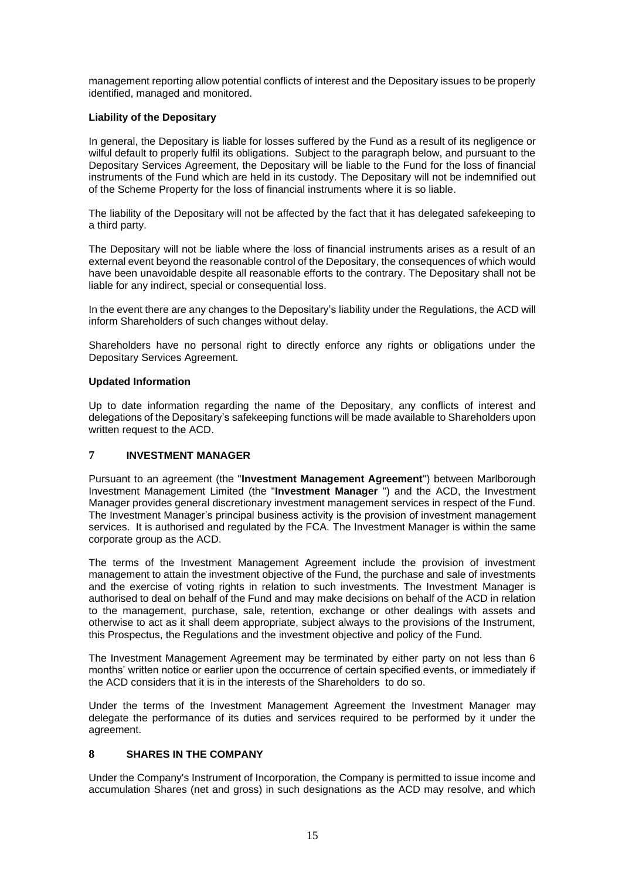management reporting allow potential conflicts of interest and the Depositary issues to be properly identified, managed and monitored.

**Liability of the Depositary**

In general, the Depositary is liable for losses suffered by the Fund as a result of its negligence or wilful default to properly fulfil its obligations. Subject to the paragraph below, and pursuant to the Depositary Services Agreement, the Depositary will be liable to the Fund for the loss of financial instruments of the Fund which are held in its custody. The Depositary will not be indemnified out of the Scheme Property for the loss of financial instruments where it is so liable.

The liability of the Depositary will not be affected by the fact that it has delegated safekeeping to a third party.

The Depositary will not be liable where the loss of financial instruments arises as a result of an external event beyond the reasonable control of the Depositary, the consequences of which would have been unavoidable despite all reasonable efforts to the contrary. The Depositary shall not be liable for any indirect, special or consequential loss.

In the event there are any changes to the Depositary's liability under the Regulations, the ACD will inform Shareholders of such changes without delay.

Shareholders have no personal right to directly enforce any rights or obligations under the Depositary Services Agreement.

**Updated Information**

Up to date information regarding the name of the Depositary, any conflicts of interest and delegations of the Depositary's safekeeping functions will be made available to Shareholders upon written request to the ACD.

## 7 INVESTMENT MANAGER

Pursuant to an agreement (the "**Investment Management Agreement**") between Marlborough Investment Management Limited (the "**Investment Manager** ") and the ACD, the Investment Manager provides general discretionary investment management services in respect of the Fund. The Investment Manager's principal business activity is the provision of investment management services. It is authorised and regulated by the FCA. The Investment Manager is within the same corporate group as the ACD.

The terms of the Investment Management Agreement include the provision of investment management to attain the investment objective of the Fund, the purchase and sale of investments and the exercise of voting rights in relation to such investments. The Investment Manager is authorised to deal on behalf of the Fund and may make decisions on behalf of the ACD in relation to the management, purchase, sale, retention, exchange or other dealings with assets and otherwise to act as it shall deem appropriate, subject always to the provisions of the Instrument, this Prospectus, the Regulations and the investment objective and policy of the Fund.

The Investment Management Agreement may be terminated by either party on not less than 6 months' written notice or earlier upon the occurrence of certain specified events, or immediately if the ACD considers that it is in the interests of the Shareholders to do so.

Under the terms of the Investment Management Agreement the Investment Manager may delegate the performance of its duties and services required to be performed by it under the agreement.

## 8 SHARES IN THE COMPANY

Under the Company's Instrument of Incorporation, the Company is permitted to issue income and accumulation Shares (net and gross) in such designations as the ACD may resolve, and which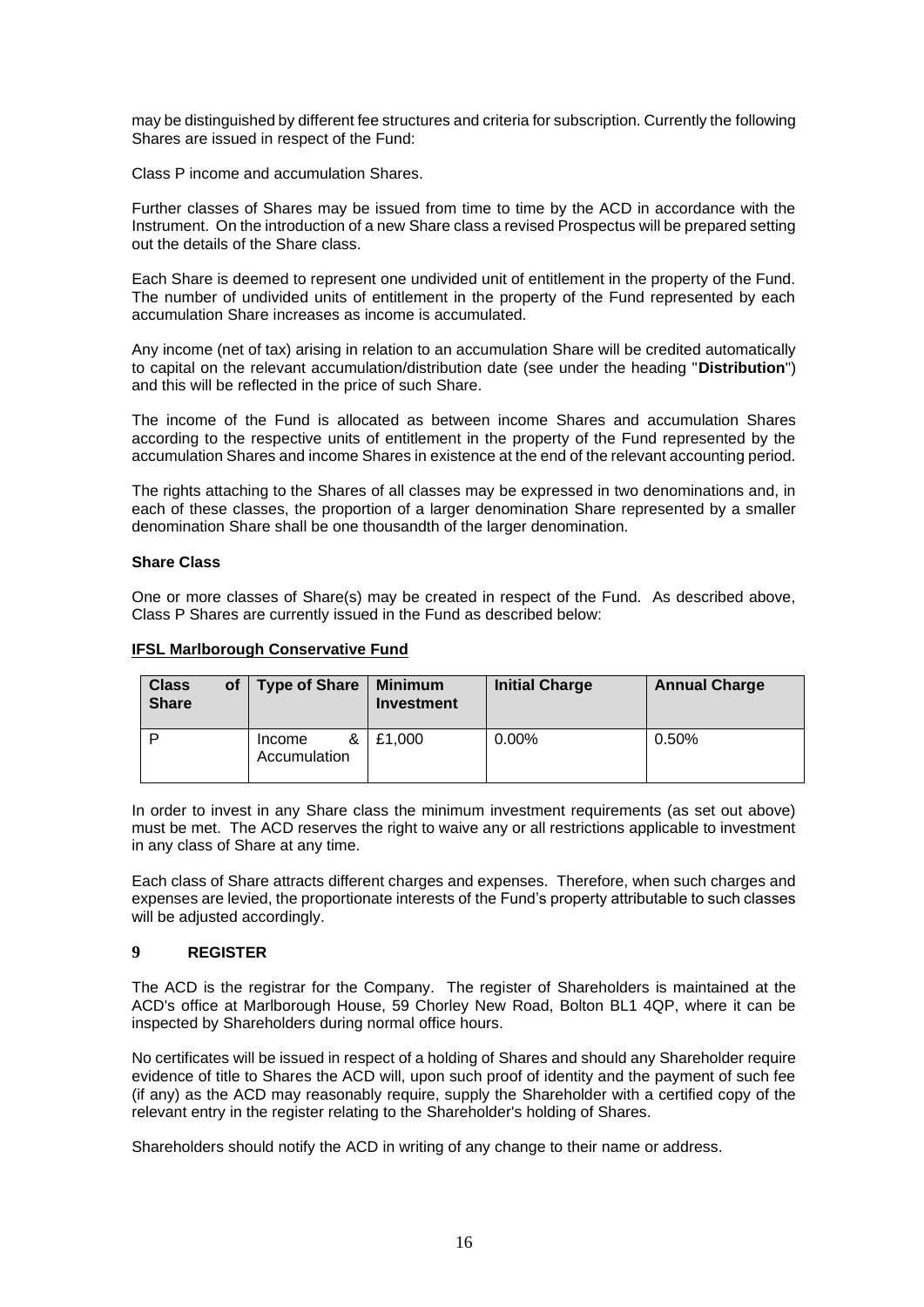may be distinguished by different fee structures and criteria for subscription. Currently the following Shares are issued in respect of the Fund:

Class P income and accumulation Shares.

Further classes of Shares may be issued from time to time by the ACD in accordance with the Instrument. On the introduction of a new Share class a revised Prospectus will be prepared setting out the details of the Share class.

Each Share is deemed to represent one undivided unit of entitlement in the property of the Fund. The number of undivided units of entitlement in the property of the Fund represented by each accumulation Share increases as income is accumulated.

Any income (net of tax) arising in relation to an accumulation Share will be credited automatically to capital on the relevant accumulation/distribution date (see under the heading "**Distribution**") and this will be reflected in the price of such Share.

The income of the Fund is allocated as between income Shares and accumulation Shares according to the respective units of entitlement in the property of the Fund represented by the accumulation Shares and income Shares in existence at the end of the relevant accounting period.

The rights attaching to the Shares of all classes may be expressed in two denominations and, in each of these classes, the proportion of a larger denomination Share represented by a smaller denomination Share shall be one thousandth of the larger denomination.

**Share Class**

One or more classes of Share(s) may be created in respect of the Fund. As described above, Class P Shares are currently issued in the Fund as described below:

**IFSL Marlborough Conservative Fund**

| Class of Share | Type of Share | Minimum Investment | Initial Charge | Annual Charge |
|---|---|---|---|---|
| P | Income & Accumulation | £1,000 | 0.00% | 0.50% |

In order to invest in any Share class the minimum investment requirements (as set out above) must be met. The ACD reserves the right to waive any or all restrictions applicable to investment in any class of Share at any time.

Each class of Share attracts different charges and expenses. Therefore, when such charges and expenses are levied, the proportionate interests of the Fund's property attributable to such classes will be adjusted accordingly.

## 9 REGISTER

The ACD is the registrar for the Company. The register of Shareholders is maintained at the ACD's office at Marlborough House, 59 Chorley New Road, Bolton BL1 4QP, where it can be inspected by Shareholders during normal office hours.

No certificates will be issued in respect of a holding of Shares and should any Shareholder require evidence of title to Shares the ACD will, upon such proof of identity and the payment of such fee (if any) as the ACD may reasonably require, supply the Shareholder with a certified copy of the relevant entry in the register relating to the Shareholder's holding of Shares.

Shareholders should notify the ACD in writing of any change to their name or address.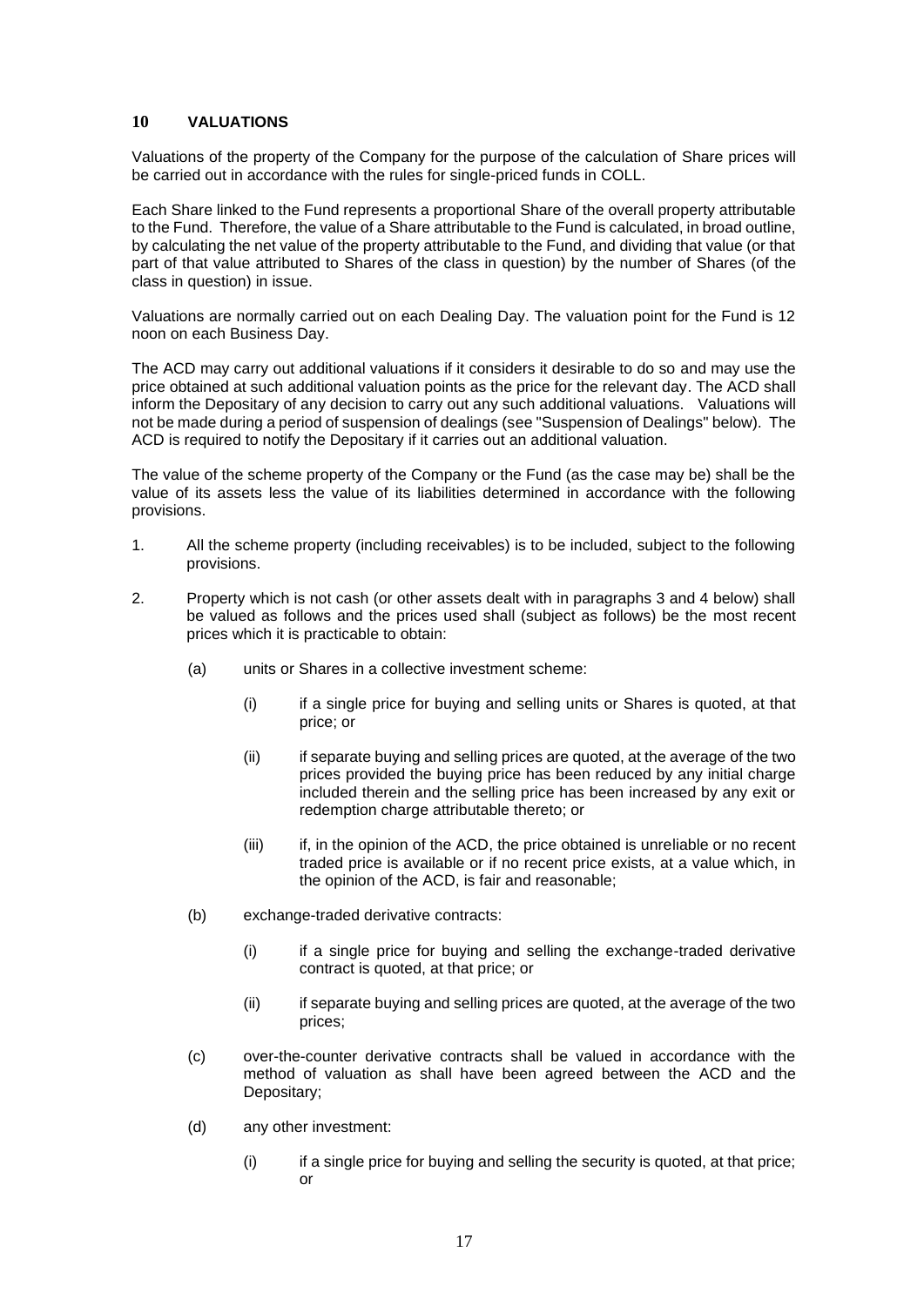## 10 VALUATIONS

Valuations of the property of the Company for the purpose of the calculation of Share prices will be carried out in accordance with the rules for single-priced funds in COLL.

Each Share linked to the Fund represents a proportional Share of the overall property attributable to the Fund. Therefore, the value of a Share attributable to the Fund is calculated, in broad outline, by calculating the net value of the property attributable to the Fund, and dividing that value (or that part of that value attributed to Shares of the class in question) by the number of Shares (of the class in question) in issue.

Valuations are normally carried out on each Dealing Day. The valuation point for the Fund is 12 noon on each Business Day.

The ACD may carry out additional valuations if it considers it desirable to do so and may use the price obtained at such additional valuation points as the price for the relevant day. The ACD shall inform the Depositary of any decision to carry out any such additional valuations. Valuations will not be made during a period of suspension of dealings (see "Suspension of Dealings" below). The ACD is required to notify the Depositary if it carries out an additional valuation.

The value of the scheme property of the Company or the Fund (as the case may be) shall be the value of its assets less the value of its liabilities determined in accordance with the following provisions.

1. All the scheme property (including receivables) is to be included, subject to the following provisions.

2. Property which is not cash (or other assets dealt with in paragraphs 3 and 4 below) shall be valued as follows and the prices used shall (subject as follows) be the most recent prices which it is practicable to obtain:

   (a) units or Shares in a collective investment scheme:

      (i) if a single price for buying and selling units or Shares is quoted, at that price; or

      (ii) if separate buying and selling prices are quoted, at the average of the two prices provided the buying price has been reduced by any initial charge included therein and the selling price has been increased by any exit or redemption charge attributable thereto; or

      (iii) if, in the opinion of the ACD, the price obtained is unreliable or no recent traded price is available or if no recent price exists, at a value which, in the opinion of the ACD, is fair and reasonable;

   (b) exchange-traded derivative contracts:

      (i) if a single price for buying and selling the exchange-traded derivative contract is quoted, at that price; or

      (ii) if separate buying and selling prices are quoted, at the average of the two prices;

   (c) over-the-counter derivative contracts shall be valued in accordance with the method of valuation as shall have been agreed between the ACD and the Depositary;

   (d) any other investment:

      (i) if a single price for buying and selling the security is quoted, at that price; or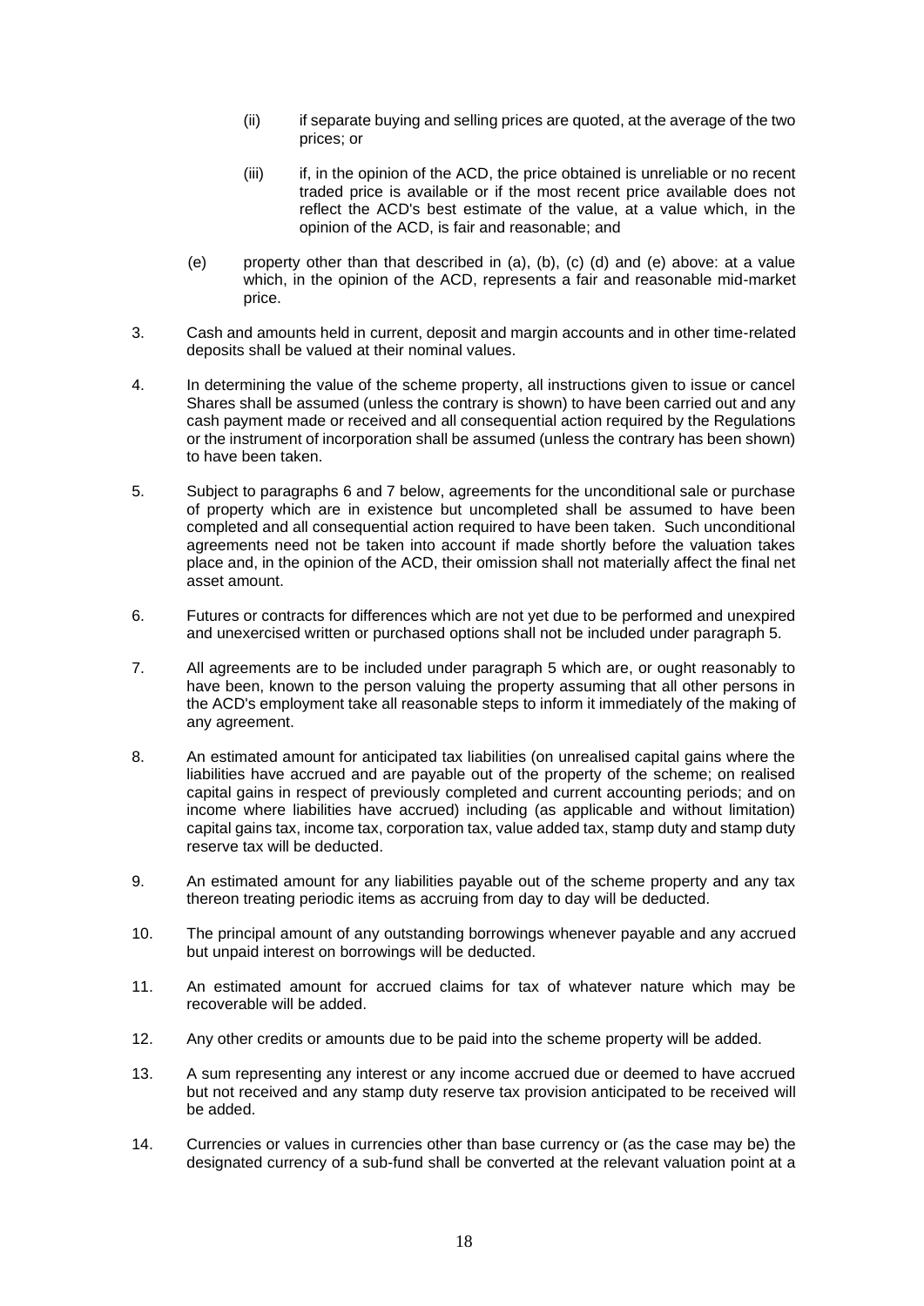(ii) if separate buying and selling prices are quoted, at the average of the two prices; or

(iii) if, in the opinion of the ACD, the price obtained is unreliable or no recent traded price is available or if the most recent price available does not reflect the ACD's best estimate of the value, at a value which, in the opinion of the ACD, is fair and reasonable; and

(e) property other than that described in (a), (b), (c) (d) and (e) above: at a value which, in the opinion of the ACD, represents a fair and reasonable mid-market price.

3. Cash and amounts held in current, deposit and margin accounts and in other time-related deposits shall be valued at their nominal values.

4. In determining the value of the scheme property, all instructions given to issue or cancel Shares shall be assumed (unless the contrary is shown) to have been carried out and any cash payment made or received and all consequential action required by the Regulations or the instrument of incorporation shall be assumed (unless the contrary has been shown) to have been taken.

5. Subject to paragraphs 6 and 7 below, agreements for the unconditional sale or purchase of property which are in existence but uncompleted shall be assumed to have been completed and all consequential action required to have been taken. Such unconditional agreements need not be taken into account if made shortly before the valuation takes place and, in the opinion of the ACD, their omission shall not materially affect the final net asset amount.

6. Futures or contracts for differences which are not yet due to be performed and unexpired and unexercised written or purchased options shall not be included under paragraph 5.

7. All agreements are to be included under paragraph 5 which are, or ought reasonably to have been, known to the person valuing the property assuming that all other persons in the ACD's employment take all reasonable steps to inform it immediately of the making of any agreement.

8. An estimated amount for anticipated tax liabilities (on unrealised capital gains where the liabilities have accrued and are payable out of the property of the scheme; on realised capital gains in respect of previously completed and current accounting periods; and on income where liabilities have accrued) including (as applicable and without limitation) capital gains tax, income tax, corporation tax, value added tax, stamp duty and stamp duty reserve tax will be deducted.

9. An estimated amount for any liabilities payable out of the scheme property and any tax thereon treating periodic items as accruing from day to day will be deducted.

10. The principal amount of any outstanding borrowings whenever payable and any accrued but unpaid interest on borrowings will be deducted.

11. An estimated amount for accrued claims for tax of whatever nature which may be recoverable will be added.

12. Any other credits or amounts due to be paid into the scheme property will be added.

13. A sum representing any interest or any income accrued due or deemed to have accrued but not received and any stamp duty reserve tax provision anticipated to be received will be added.

14. Currencies or values in currencies other than base currency or (as the case may be) the designated currency of a sub-fund shall be converted at the relevant valuation point at a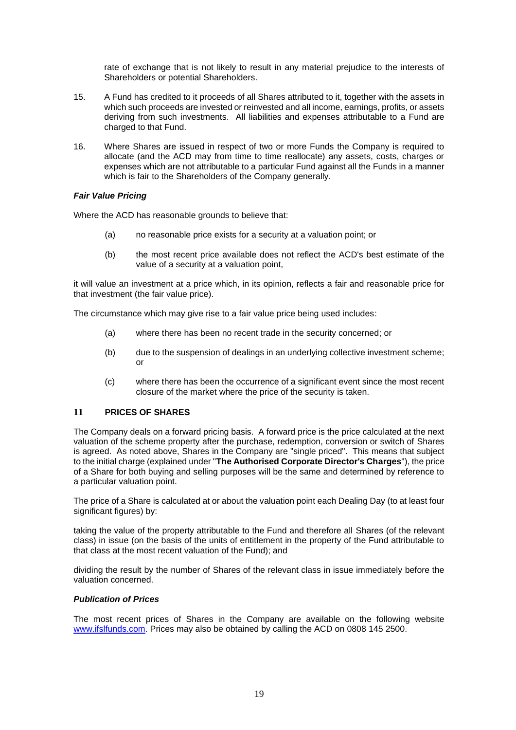rate of exchange that is not likely to result in any material prejudice to the interests of Shareholders or potential Shareholders.

15. A Fund has credited to it proceeds of all Shares attributed to it, together with the assets in which such proceeds are invested or reinvested and all income, earnings, profits, or assets deriving from such investments. All liabilities and expenses attributable to a Fund are charged to that Fund.

16. Where Shares are issued in respect of two or more Funds the Company is required to allocate (and the ACD may from time to time reallocate) any assets, costs, charges or expenses which are not attributable to a particular Fund against all the Funds in a manner which is fair to the Shareholders of the Company generally.

### *Fair Value Pricing*

Where the ACD has reasonable grounds to believe that:

(a) no reasonable price exists for a security at a valuation point; or

(b) the most recent price available does not reflect the ACD's best estimate of the value of a security at a valuation point,

it will value an investment at a price which, in its opinion, reflects a fair and reasonable price for that investment (the fair value price).

The circumstance which may give rise to a fair value price being used includes:

(a) where there has been no recent trade in the security concerned; or

(b) due to the suspension of dealings in an underlying collective investment scheme; or

(c) where there has been the occurrence of a significant event since the most recent closure of the market where the price of the security is taken.

## 11 PRICES OF SHARES

The Company deals on a forward pricing basis. A forward price is the price calculated at the next valuation of the scheme property after the purchase, redemption, conversion or switch of Shares is agreed. As noted above, Shares in the Company are "single priced". This means that subject to the initial charge (explained under "**The Authorised Corporate Director's Charges**"), the price of a Share for both buying and selling purposes will be the same and determined by reference to a particular valuation point.

The price of a Share is calculated at or about the valuation point each Dealing Day (to at least four significant figures) by:

taking the value of the property attributable to the Fund and therefore all Shares (of the relevant class) in issue (on the basis of the units of entitlement in the property of the Fund attributable to that class at the most recent valuation of the Fund); and

dividing the result by the number of Shares of the relevant class in issue immediately before the valuation concerned.

### *Publication of Prices*

The most recent prices of Shares in the Company are available on the following website www.ifslfunds.com. Prices may also be obtained by calling the ACD on 0808 145 2500.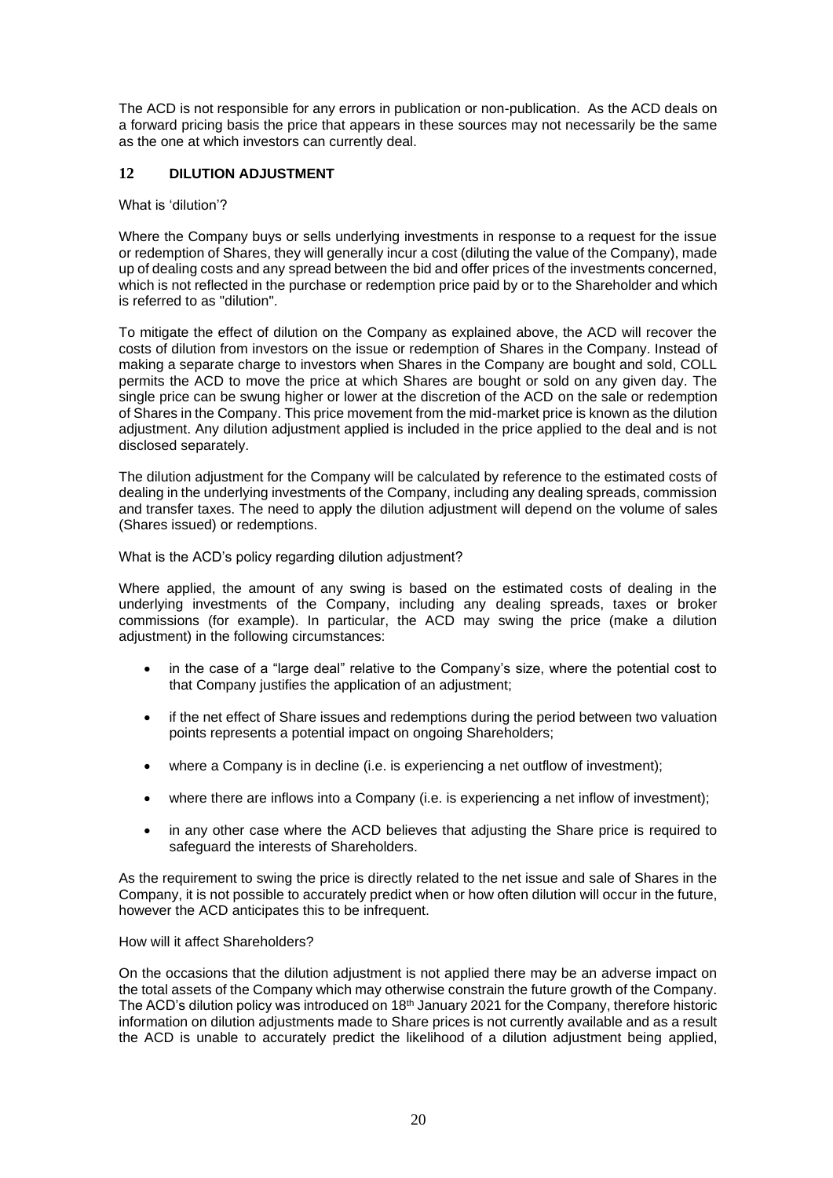The ACD is not responsible for any errors in publication or non-publication. As the ACD deals on a forward pricing basis the price that appears in these sources may not necessarily be the same as the one at which investors can currently deal.

## 12 DILUTION ADJUSTMENT

What is 'dilution'?

Where the Company buys or sells underlying investments in response to a request for the issue or redemption of Shares, they will generally incur a cost (diluting the value of the Company), made up of dealing costs and any spread between the bid and offer prices of the investments concerned, which is not reflected in the purchase or redemption price paid by or to the Shareholder and which is referred to as "dilution".

To mitigate the effect of dilution on the Company as explained above, the ACD will recover the costs of dilution from investors on the issue or redemption of Shares in the Company. Instead of making a separate charge to investors when Shares in the Company are bought and sold, COLL permits the ACD to move the price at which Shares are bought or sold on any given day. The single price can be swung higher or lower at the discretion of the ACD on the sale or redemption of Shares in the Company. This price movement from the mid-market price is known as the dilution adjustment. Any dilution adjustment applied is included in the price applied to the deal and is not disclosed separately.

The dilution adjustment for the Company will be calculated by reference to the estimated costs of dealing in the underlying investments of the Company, including any dealing spreads, commission and transfer taxes. The need to apply the dilution adjustment will depend on the volume of sales (Shares issued) or redemptions.

What is the ACD's policy regarding dilution adjustment?

Where applied, the amount of any swing is based on the estimated costs of dealing in the underlying investments of the Company, including any dealing spreads, taxes or broker commissions (for example). In particular, the ACD may swing the price (make a dilution adjustment) in the following circumstances:

- in the case of a "large deal" relative to the Company's size, where the potential cost to that Company justifies the application of an adjustment;
- if the net effect of Share issues and redemptions during the period between two valuation points represents a potential impact on ongoing Shareholders;
- where a Company is in decline (i.e. is experiencing a net outflow of investment);
- where there are inflows into a Company (i.e. is experiencing a net inflow of investment);
- in any other case where the ACD believes that adjusting the Share price is required to safeguard the interests of Shareholders.

As the requirement to swing the price is directly related to the net issue and sale of Shares in the Company, it is not possible to accurately predict when or how often dilution will occur in the future, however the ACD anticipates this to be infrequent.

How will it affect Shareholders?

On the occasions that the dilution adjustment is not applied there may be an adverse impact on the total assets of the Company which may otherwise constrain the future growth of the Company. The ACD's dilution policy was introduced on 18th January 2021 for the Company, therefore historic information on dilution adjustments made to Share prices is not currently available and as a result the ACD is unable to accurately predict the likelihood of a dilution adjustment being applied,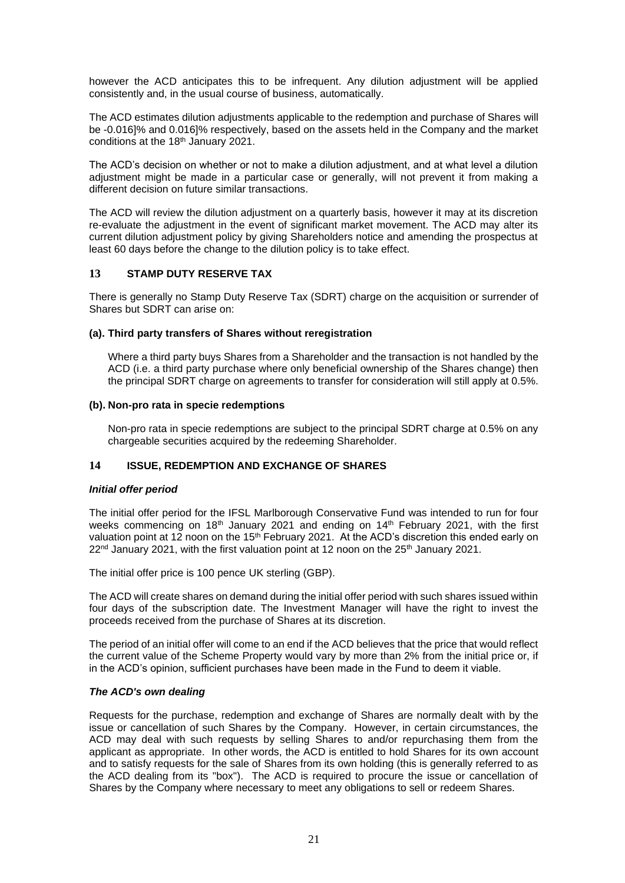however the ACD anticipates this to be infrequent. Any dilution adjustment will be applied consistently and, in the usual course of business, automatically.

The ACD estimates dilution adjustments applicable to the redemption and purchase of Shares will be -0.016]% and 0.016]% respectively, based on the assets held in the Company and the market conditions at the 18th January 2021.

The ACD's decision on whether or not to make a dilution adjustment, and at what level a dilution adjustment might be made in a particular case or generally, will not prevent it from making a different decision on future similar transactions.

The ACD will review the dilution adjustment on a quarterly basis, however it may at its discretion re-evaluate the adjustment in the event of significant market movement. The ACD may alter its current dilution adjustment policy by giving Shareholders notice and amending the prospectus at least 60 days before the change to the dilution policy is to take effect.

## 13 STAMP DUTY RESERVE TAX

There is generally no Stamp Duty Reserve Tax (SDRT) charge on the acquisition or surrender of Shares but SDRT can arise on:

**(a). Third party transfers of Shares without reregistration**

Where a third party buys Shares from a Shareholder and the transaction is not handled by the ACD (i.e. a third party purchase where only beneficial ownership of the Shares change) then the principal SDRT charge on agreements to transfer for consideration will still apply at 0.5%.

**(b). Non-pro rata in specie redemptions**

Non-pro rata in specie redemptions are subject to the principal SDRT charge at 0.5% on any chargeable securities acquired by the redeeming Shareholder.

## 14 ISSUE, REDEMPTION AND EXCHANGE OF SHARES

***Initial offer period***

The initial offer period for the IFSL Marlborough Conservative Fund was intended to run for four weeks commencing on 18th January 2021 and ending on 14th February 2021, with the first valuation point at 12 noon on the 15th February 2021. At the ACD's discretion this ended early on 22nd January 2021, with the first valuation point at 12 noon on the 25th January 2021.

The initial offer price is 100 pence UK sterling (GBP).

The ACD will create shares on demand during the initial offer period with such shares issued within four days of the subscription date. The Investment Manager will have the right to invest the proceeds received from the purchase of Shares at its discretion.

The period of an initial offer will come to an end if the ACD believes that the price that would reflect the current value of the Scheme Property would vary by more than 2% from the initial price or, if in the ACD's opinion, sufficient purchases have been made in the Fund to deem it viable.

***The ACD's own dealing***

Requests for the purchase, redemption and exchange of Shares are normally dealt with by the issue or cancellation of such Shares by the Company. However, in certain circumstances, the ACD may deal with such requests by selling Shares to and/or repurchasing them from the applicant as appropriate. In other words, the ACD is entitled to hold Shares for its own account and to satisfy requests for the sale of Shares from its own holding (this is generally referred to as the ACD dealing from its "box"). The ACD is required to procure the issue or cancellation of Shares by the Company where necessary to meet any obligations to sell or redeem Shares.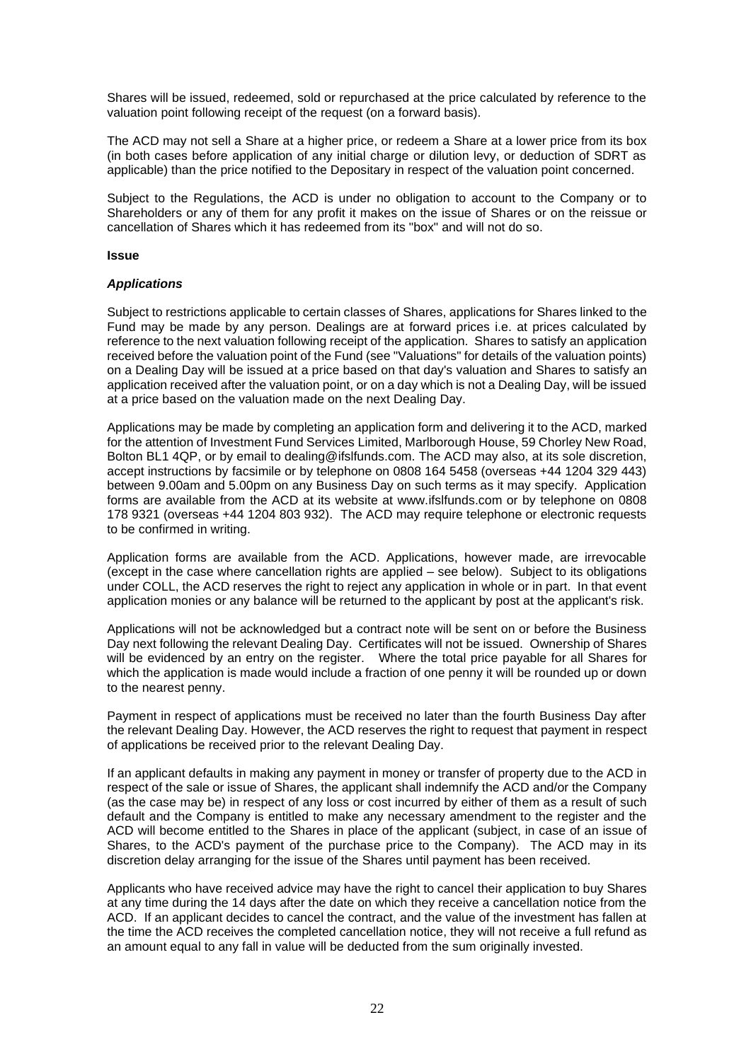Shares will be issued, redeemed, sold or repurchased at the price calculated by reference to the valuation point following receipt of the request (on a forward basis).

The ACD may not sell a Share at a higher price, or redeem a Share at a lower price from its box (in both cases before application of any initial charge or dilution levy, or deduction of SDRT as applicable) than the price notified to the Depositary in respect of the valuation point concerned.

Subject to the Regulations, the ACD is under no obligation to account to the Company or to Shareholders or any of them for any profit it makes on the issue of Shares or on the reissue or cancellation of Shares which it has redeemed from its "box" and will not do so.

**Issue**

***Applications***

Subject to restrictions applicable to certain classes of Shares, applications for Shares linked to the Fund may be made by any person. Dealings are at forward prices i.e. at prices calculated by reference to the next valuation following receipt of the application. Shares to satisfy an application received before the valuation point of the Fund (see "Valuations" for details of the valuation points) on a Dealing Day will be issued at a price based on that day's valuation and Shares to satisfy an application received after the valuation point, or on a day which is not a Dealing Day, will be issued at a price based on the valuation made on the next Dealing Day.

Applications may be made by completing an application form and delivering it to the ACD, marked for the attention of Investment Fund Services Limited, Marlborough House, 59 Chorley New Road, Bolton BL1 4QP, or by email to dealing@ifslfunds.com. The ACD may also, at its sole discretion, accept instructions by facsimile or by telephone on 0808 164 5458 (overseas +44 1204 329 443) between 9.00am and 5.00pm on any Business Day on such terms as it may specify. Application forms are available from the ACD at its website at www.ifslfunds.com or by telephone on 0808 178 9321 (overseas +44 1204 803 932). The ACD may require telephone or electronic requests to be confirmed in writing.

Application forms are available from the ACD. Applications, however made, are irrevocable (except in the case where cancellation rights are applied – see below). Subject to its obligations under COLL, the ACD reserves the right to reject any application in whole or in part. In that event application monies or any balance will be returned to the applicant by post at the applicant's risk.

Applications will not be acknowledged but a contract note will be sent on or before the Business Day next following the relevant Dealing Day. Certificates will not be issued. Ownership of Shares will be evidenced by an entry on the register. Where the total price payable for all Shares for which the application is made would include a fraction of one penny it will be rounded up or down to the nearest penny.

Payment in respect of applications must be received no later than the fourth Business Day after the relevant Dealing Day. However, the ACD reserves the right to request that payment in respect of applications be received prior to the relevant Dealing Day.

If an applicant defaults in making any payment in money or transfer of property due to the ACD in respect of the sale or issue of Shares, the applicant shall indemnify the ACD and/or the Company (as the case may be) in respect of any loss or cost incurred by either of them as a result of such default and the Company is entitled to make any necessary amendment to the register and the ACD will become entitled to the Shares in place of the applicant (subject, in case of an issue of Shares, to the ACD's payment of the purchase price to the Company). The ACD may in its discretion delay arranging for the issue of the Shares until payment has been received.

Applicants who have received advice may have the right to cancel their application to buy Shares at any time during the 14 days after the date on which they receive a cancellation notice from the ACD. If an applicant decides to cancel the contract, and the value of the investment has fallen at the time the ACD receives the completed cancellation notice, they will not receive a full refund as an amount equal to any fall in value will be deducted from the sum originally invested.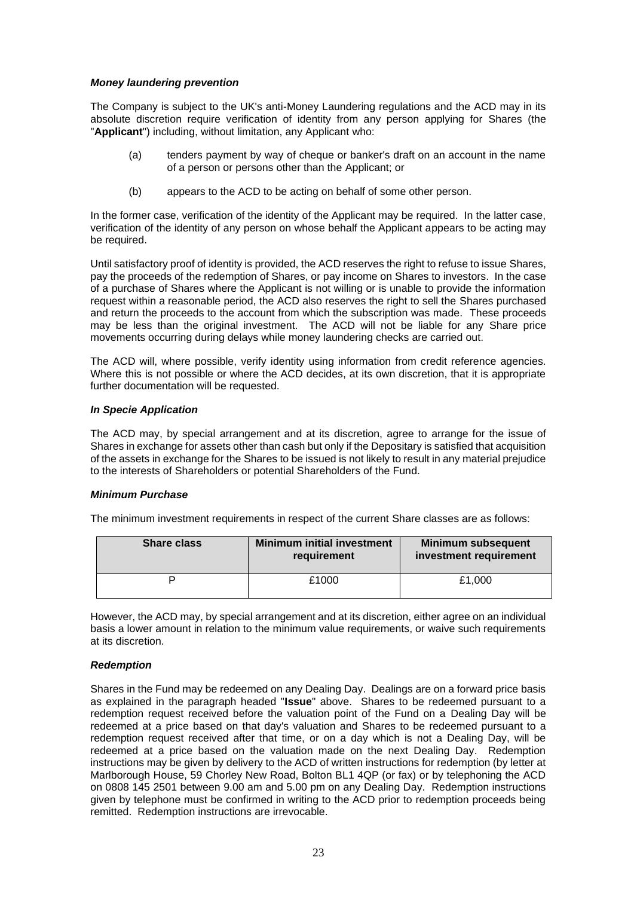***Money laundering prevention***

The Company is subject to the UK's anti-Money Laundering regulations and the ACD may in its absolute discretion require verification of identity from any person applying for Shares (the "**Applicant**") including, without limitation, any Applicant who:

(a) tenders payment by way of cheque or banker's draft on an account in the name of a person or persons other than the Applicant; or

(b) appears to the ACD to be acting on behalf of some other person.

In the former case, verification of the identity of the Applicant may be required. In the latter case, verification of the identity of any person on whose behalf the Applicant appears to be acting may be required.

Until satisfactory proof of identity is provided, the ACD reserves the right to refuse to issue Shares, pay the proceeds of the redemption of Shares, or pay income on Shares to investors. In the case of a purchase of Shares where the Applicant is not willing or is unable to provide the information request within a reasonable period, the ACD also reserves the right to sell the Shares purchased and return the proceeds to the account from which the subscription was made. These proceeds may be less than the original investment. The ACD will not be liable for any Share price movements occurring during delays while money laundering checks are carried out.

The ACD will, where possible, verify identity using information from credit reference agencies. Where this is not possible or where the ACD decides, at its own discretion, that it is appropriate further documentation will be requested.

***In Specie Application***

The ACD may, by special arrangement and at its discretion, agree to arrange for the issue of Shares in exchange for assets other than cash but only if the Depositary is satisfied that acquisition of the assets in exchange for the Shares to be issued is not likely to result in any material prejudice to the interests of Shareholders or potential Shareholders of the Fund.

***Minimum Purchase***

The minimum investment requirements in respect of the current Share classes are as follows:

| Share class | Minimum initial investment requirement | Minimum subsequent investment requirement |
|---|---|---|
| P | £1000 | £1,000 |

However, the ACD may, by special arrangement and at its discretion, either agree on an individual basis a lower amount in relation to the minimum value requirements, or waive such requirements at its discretion.

***Redemption***

Shares in the Fund may be redeemed on any Dealing Day. Dealings are on a forward price basis as explained in the paragraph headed "**Issue**" above. Shares to be redeemed pursuant to a redemption request received before the valuation point of the Fund on a Dealing Day will be redeemed at a price based on that day's valuation and Shares to be redeemed pursuant to a redemption request received after that time, or on a day which is not a Dealing Day, will be redeemed at a price based on the valuation made on the next Dealing Day. Redemption instructions may be given by delivery to the ACD of written instructions for redemption (by letter at Marlborough House, 59 Chorley New Road, Bolton BL1 4QP (or fax) or by telephoning the ACD on 0808 145 2501 between 9.00 am and 5.00 pm on any Dealing Day. Redemption instructions given by telephone must be confirmed in writing to the ACD prior to redemption proceeds being remitted. Redemption instructions are irrevocable.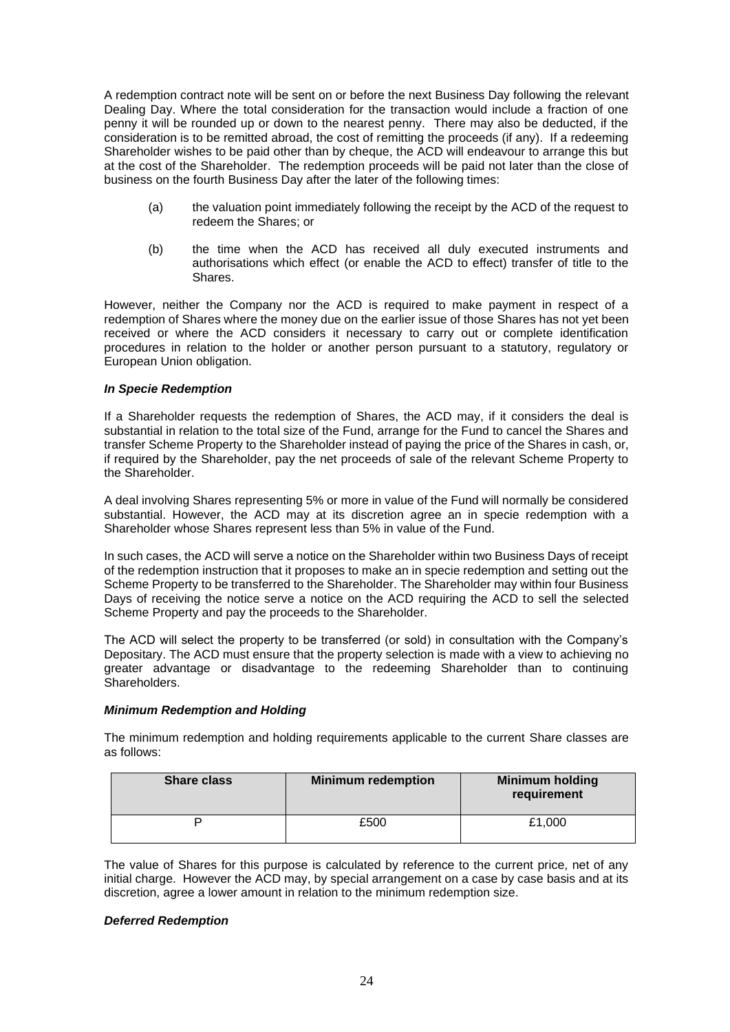A redemption contract note will be sent on or before the next Business Day following the relevant Dealing Day. Where the total consideration for the transaction would include a fraction of one penny it will be rounded up or down to the nearest penny. There may also be deducted, if the consideration is to be remitted abroad, the cost of remitting the proceeds (if any). If a redeeming Shareholder wishes to be paid other than by cheque, the ACD will endeavour to arrange this but at the cost of the Shareholder. The redemption proceeds will be paid not later than the close of business on the fourth Business Day after the later of the following times:

(a) the valuation point immediately following the receipt by the ACD of the request to redeem the Shares; or

(b) the time when the ACD has received all duly executed instruments and authorisations which effect (or enable the ACD to effect) transfer of title to the Shares.

However, neither the Company nor the ACD is required to make payment in respect of a redemption of Shares where the money due on the earlier issue of those Shares has not yet been received or where the ACD considers it necessary to carry out or complete identification procedures in relation to the holder or another person pursuant to a statutory, regulatory or European Union obligation.

***In Specie Redemption***

If a Shareholder requests the redemption of Shares, the ACD may, if it considers the deal is substantial in relation to the total size of the Fund, arrange for the Fund to cancel the Shares and transfer Scheme Property to the Shareholder instead of paying the price of the Shares in cash, or, if required by the Shareholder, pay the net proceeds of sale of the relevant Scheme Property to the Shareholder.

A deal involving Shares representing 5% or more in value of the Fund will normally be considered substantial. However, the ACD may at its discretion agree an in specie redemption with a Shareholder whose Shares represent less than 5% in value of the Fund.

In such cases, the ACD will serve a notice on the Shareholder within two Business Days of receipt of the redemption instruction that it proposes to make an in specie redemption and setting out the Scheme Property to be transferred to the Shareholder. The Shareholder may within four Business Days of receiving the notice serve a notice on the ACD requiring the ACD to sell the selected Scheme Property and pay the proceeds to the Shareholder.

The ACD will select the property to be transferred (or sold) in consultation with the Company's Depositary. The ACD must ensure that the property selection is made with a view to achieving no greater advantage or disadvantage to the redeeming Shareholder than to continuing Shareholders.

***Minimum Redemption and Holding***

The minimum redemption and holding requirements applicable to the current Share classes are as follows:

| Share class | Minimum redemption | Minimum holding requirement |
|---|---|---|
| P | £500 | £1,000 |

The value of Shares for this purpose is calculated by reference to the current price, net of any initial charge. However the ACD may, by special arrangement on a case by case basis and at its discretion, agree a lower amount in relation to the minimum redemption size.

***Deferred Redemption***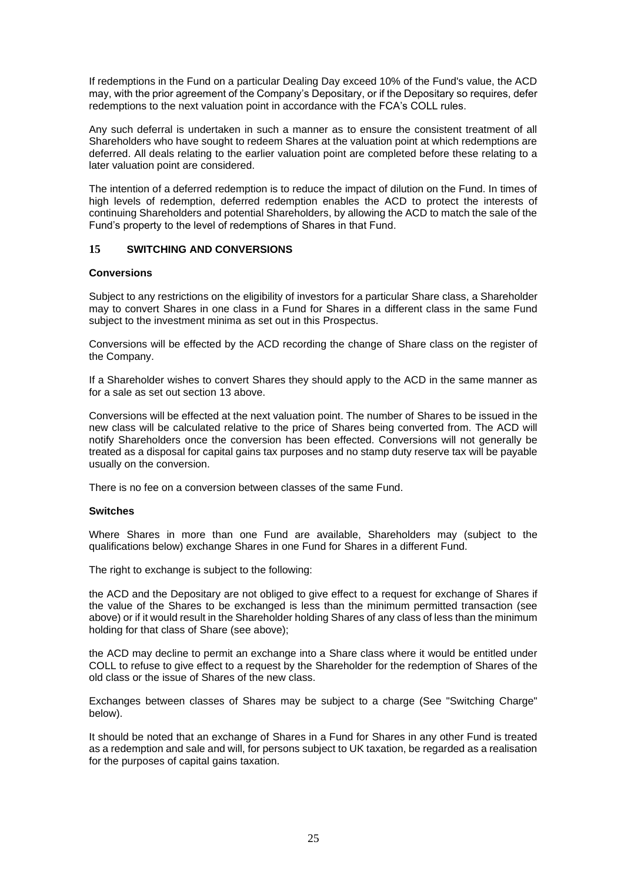If redemptions in the Fund on a particular Dealing Day exceed 10% of the Fund's value, the ACD may, with the prior agreement of the Company's Depositary, or if the Depositary so requires, defer redemptions to the next valuation point in accordance with the FCA's COLL rules.

Any such deferral is undertaken in such a manner as to ensure the consistent treatment of all Shareholders who have sought to redeem Shares at the valuation point at which redemptions are deferred. All deals relating to the earlier valuation point are completed before these relating to a later valuation point are considered.

The intention of a deferred redemption is to reduce the impact of dilution on the Fund. In times of high levels of redemption, deferred redemption enables the ACD to protect the interests of continuing Shareholders and potential Shareholders, by allowing the ACD to match the sale of the Fund's property to the level of redemptions of Shares in that Fund.

## 15 SWITCHING AND CONVERSIONS

### Conversions

Subject to any restrictions on the eligibility of investors for a particular Share class, a Shareholder may to convert Shares in one class in a Fund for Shares in a different class in the same Fund subject to the investment minima as set out in this Prospectus.

Conversions will be effected by the ACD recording the change of Share class on the register of the Company.

If a Shareholder wishes to convert Shares they should apply to the ACD in the same manner as for a sale as set out section 13 above.

Conversions will be effected at the next valuation point. The number of Shares to be issued in the new class will be calculated relative to the price of Shares being converted from. The ACD will notify Shareholders once the conversion has been effected. Conversions will not generally be treated as a disposal for capital gains tax purposes and no stamp duty reserve tax will be payable usually on the conversion.

There is no fee on a conversion between classes of the same Fund.

### Switches

Where Shares in more than one Fund are available, Shareholders may (subject to the qualifications below) exchange Shares in one Fund for Shares in a different Fund.

The right to exchange is subject to the following:

the ACD and the Depositary are not obliged to give effect to a request for exchange of Shares if the value of the Shares to be exchanged is less than the minimum permitted transaction (see above) or if it would result in the Shareholder holding Shares of any class of less than the minimum holding for that class of Share (see above);

the ACD may decline to permit an exchange into a Share class where it would be entitled under COLL to refuse to give effect to a request by the Shareholder for the redemption of Shares of the old class or the issue of Shares of the new class.

Exchanges between classes of Shares may be subject to a charge (See "Switching Charge" below).

It should be noted that an exchange of Shares in a Fund for Shares in any other Fund is treated as a redemption and sale and will, for persons subject to UK taxation, be regarded as a realisation for the purposes of capital gains taxation.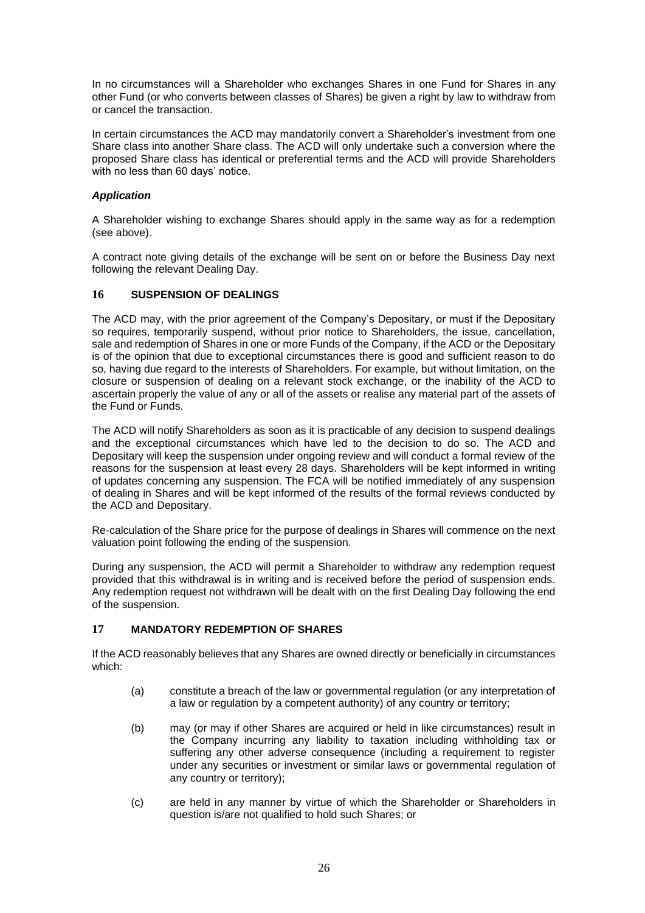In no circumstances will a Shareholder who exchanges Shares in one Fund for Shares in any other Fund (or who converts between classes of Shares) be given a right by law to withdraw from or cancel the transaction.

In certain circumstances the ACD may mandatorily convert a Shareholder's investment from one Share class into another Share class. The ACD will only undertake such a conversion where the proposed Share class has identical or preferential terms and the ACD will provide Shareholders with no less than 60 days' notice.

***Application***

A Shareholder wishing to exchange Shares should apply in the same way as for a redemption (see above).

A contract note giving details of the exchange will be sent on or before the Business Day next following the relevant Dealing Day.

## 16 SUSPENSION OF DEALINGS

The ACD may, with the prior agreement of the Company's Depositary, or must if the Depositary so requires, temporarily suspend, without prior notice to Shareholders, the issue, cancellation, sale and redemption of Shares in one or more Funds of the Company, if the ACD or the Depositary is of the opinion that due to exceptional circumstances there is good and sufficient reason to do so, having due regard to the interests of Shareholders. For example, but without limitation, on the closure or suspension of dealing on a relevant stock exchange, or the inability of the ACD to ascertain properly the value of any or all of the assets or realise any material part of the assets of the Fund or Funds.

The ACD will notify Shareholders as soon as it is practicable of any decision to suspend dealings and the exceptional circumstances which have led to the decision to do so. The ACD and Depositary will keep the suspension under ongoing review and will conduct a formal review of the reasons for the suspension at least every 28 days. Shareholders will be kept informed in writing of updates concerning any suspension. The FCA will be notified immediately of any suspension of dealing in Shares and will be kept informed of the results of the formal reviews conducted by the ACD and Depositary.

Re-calculation of the Share price for the purpose of dealings in Shares will commence on the next valuation point following the ending of the suspension.

During any suspension, the ACD will permit a Shareholder to withdraw any redemption request provided that this withdrawal is in writing and is received before the period of suspension ends. Any redemption request not withdrawn will be dealt with on the first Dealing Day following the end of the suspension.

## 17 MANDATORY REDEMPTION OF SHARES

If the ACD reasonably believes that any Shares are owned directly or beneficially in circumstances which:

(a) constitute a breach of the law or governmental regulation (or any interpretation of a law or regulation by a competent authority) of any country or territory;

(b) may (or may if other Shares are acquired or held in like circumstances) result in the Company incurring any liability to taxation including withholding tax or suffering any other adverse consequence (including a requirement to register under any securities or investment or similar laws or governmental regulation of any country or territory);

(c) are held in any manner by virtue of which the Shareholder or Shareholders in question is/are not qualified to hold such Shares; or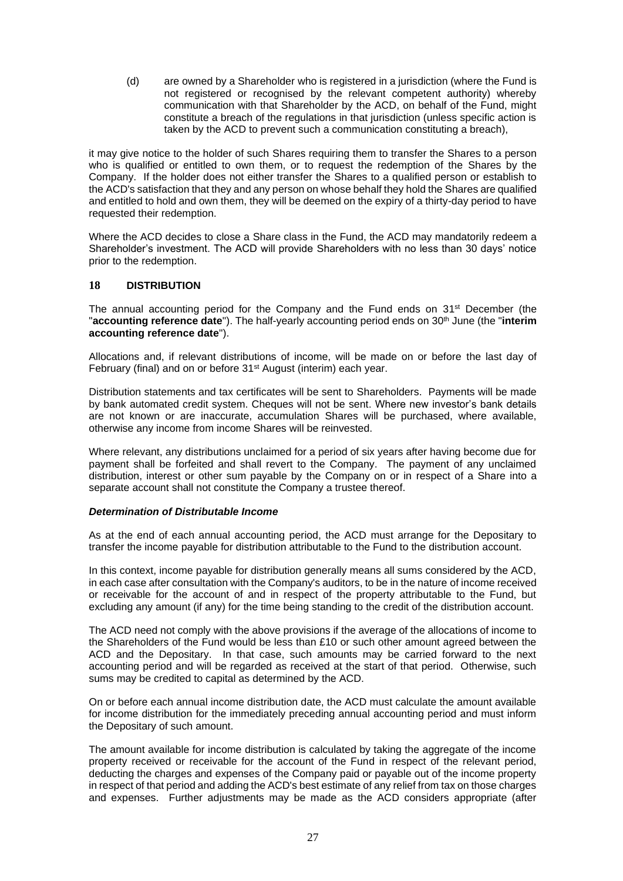(d) are owned by a Shareholder who is registered in a jurisdiction (where the Fund is not registered or recognised by the relevant competent authority) whereby communication with that Shareholder by the ACD, on behalf of the Fund, might constitute a breach of the regulations in that jurisdiction (unless specific action is taken by the ACD to prevent such a communication constituting a breach),

it may give notice to the holder of such Shares requiring them to transfer the Shares to a person who is qualified or entitled to own them, or to request the redemption of the Shares by the Company. If the holder does not either transfer the Shares to a qualified person or establish to the ACD's satisfaction that they and any person on whose behalf they hold the Shares are qualified and entitled to hold and own them, they will be deemed on the expiry of a thirty-day period to have requested their redemption.

Where the ACD decides to close a Share class in the Fund, the ACD may mandatorily redeem a Shareholder's investment. The ACD will provide Shareholders with no less than 30 days' notice prior to the redemption.

## 18 DISTRIBUTION

The annual accounting period for the Company and the Fund ends on 31st December (the "**accounting reference date**"). The half-yearly accounting period ends on 30th June (the "**interim accounting reference date**").

Allocations and, if relevant distributions of income, will be made on or before the last day of February (final) and on or before 31st August (interim) each year.

Distribution statements and tax certificates will be sent to Shareholders. Payments will be made by bank automated credit system. Cheques will not be sent. Where new investor's bank details are not known or are inaccurate, accumulation Shares will be purchased, where available, otherwise any income from income Shares will be reinvested.

Where relevant, any distributions unclaimed for a period of six years after having become due for payment shall be forfeited and shall revert to the Company. The payment of any unclaimed distribution, interest or other sum payable by the Company on or in respect of a Share into a separate account shall not constitute the Company a trustee thereof.

***Determination of Distributable Income***

As at the end of each annual accounting period, the ACD must arrange for the Depositary to transfer the income payable for distribution attributable to the Fund to the distribution account.

In this context, income payable for distribution generally means all sums considered by the ACD, in each case after consultation with the Company's auditors, to be in the nature of income received or receivable for the account of and in respect of the property attributable to the Fund, but excluding any amount (if any) for the time being standing to the credit of the distribution account.

The ACD need not comply with the above provisions if the average of the allocations of income to the Shareholders of the Fund would be less than £10 or such other amount agreed between the ACD and the Depositary. In that case, such amounts may be carried forward to the next accounting period and will be regarded as received at the start of that period. Otherwise, such sums may be credited to capital as determined by the ACD.

On or before each annual income distribution date, the ACD must calculate the amount available for income distribution for the immediately preceding annual accounting period and must inform the Depositary of such amount.

The amount available for income distribution is calculated by taking the aggregate of the income property received or receivable for the account of the Fund in respect of the relevant period, deducting the charges and expenses of the Company paid or payable out of the income property in respect of that period and adding the ACD's best estimate of any relief from tax on those charges and expenses. Further adjustments may be made as the ACD considers appropriate (after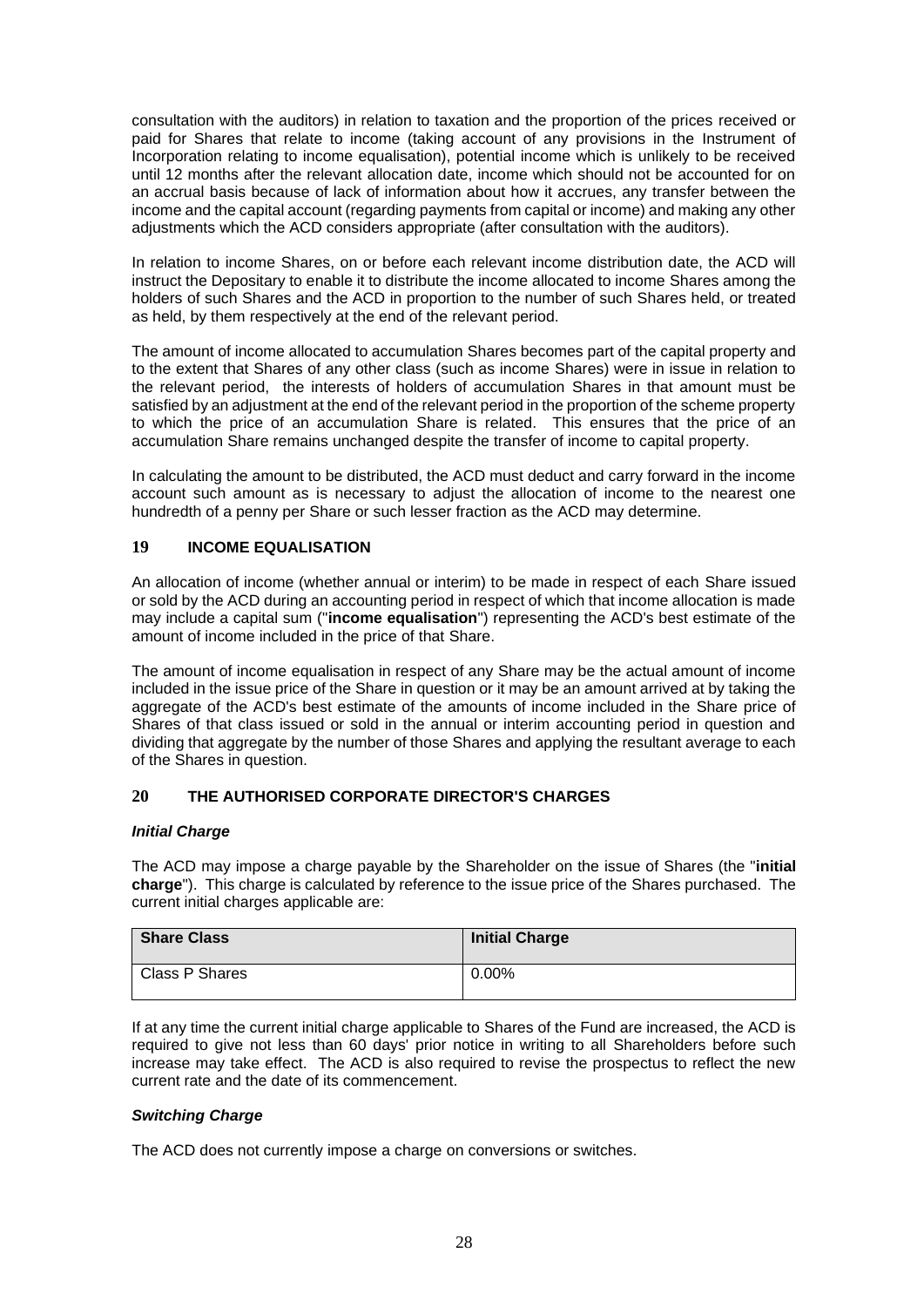consultation with the auditors) in relation to taxation and the proportion of the prices received or paid for Shares that relate to income (taking account of any provisions in the Instrument of Incorporation relating to income equalisation), potential income which is unlikely to be received until 12 months after the relevant allocation date, income which should not be accounted for on an accrual basis because of lack of information about how it accrues, any transfer between the income and the capital account (regarding payments from capital or income) and making any other adjustments which the ACD considers appropriate (after consultation with the auditors).

In relation to income Shares, on or before each relevant income distribution date, the ACD will instruct the Depositary to enable it to distribute the income allocated to income Shares among the holders of such Shares and the ACD in proportion to the number of such Shares held, or treated as held, by them respectively at the end of the relevant period.

The amount of income allocated to accumulation Shares becomes part of the capital property and to the extent that Shares of any other class (such as income Shares) were in issue in relation to the relevant period, the interests of holders of accumulation Shares in that amount must be satisfied by an adjustment at the end of the relevant period in the proportion of the scheme property to which the price of an accumulation Share is related. This ensures that the price of an accumulation Share remains unchanged despite the transfer of income to capital property.

In calculating the amount to be distributed, the ACD must deduct and carry forward in the income account such amount as is necessary to adjust the allocation of income to the nearest one hundredth of a penny per Share or such lesser fraction as the ACD may determine.

## 19 INCOME EQUALISATION

An allocation of income (whether annual or interim) to be made in respect of each Share issued or sold by the ACD during an accounting period in respect of which that income allocation is made may include a capital sum ("**income equalisation**") representing the ACD's best estimate of the amount of income included in the price of that Share.

The amount of income equalisation in respect of any Share may be the actual amount of income included in the issue price of the Share in question or it may be an amount arrived at by taking the aggregate of the ACD's best estimate of the amounts of income included in the Share price of Shares of that class issued or sold in the annual or interim accounting period in question and dividing that aggregate by the number of those Shares and applying the resultant average to each of the Shares in question.

## 20 THE AUTHORISED CORPORATE DIRECTOR'S CHARGES

### *Initial Charge*

The ACD may impose a charge payable by the Shareholder on the issue of Shares (the "**initial charge**"). This charge is calculated by reference to the issue price of the Shares purchased. The current initial charges applicable are:

| Share Class | Initial Charge |
|---|---|
| Class P Shares | 0.00% |

If at any time the current initial charge applicable to Shares of the Fund are increased, the ACD is required to give not less than 60 days' prior notice in writing to all Shareholders before such increase may take effect. The ACD is also required to revise the prospectus to reflect the new current rate and the date of its commencement.

### *Switching Charge*

The ACD does not currently impose a charge on conversions or switches.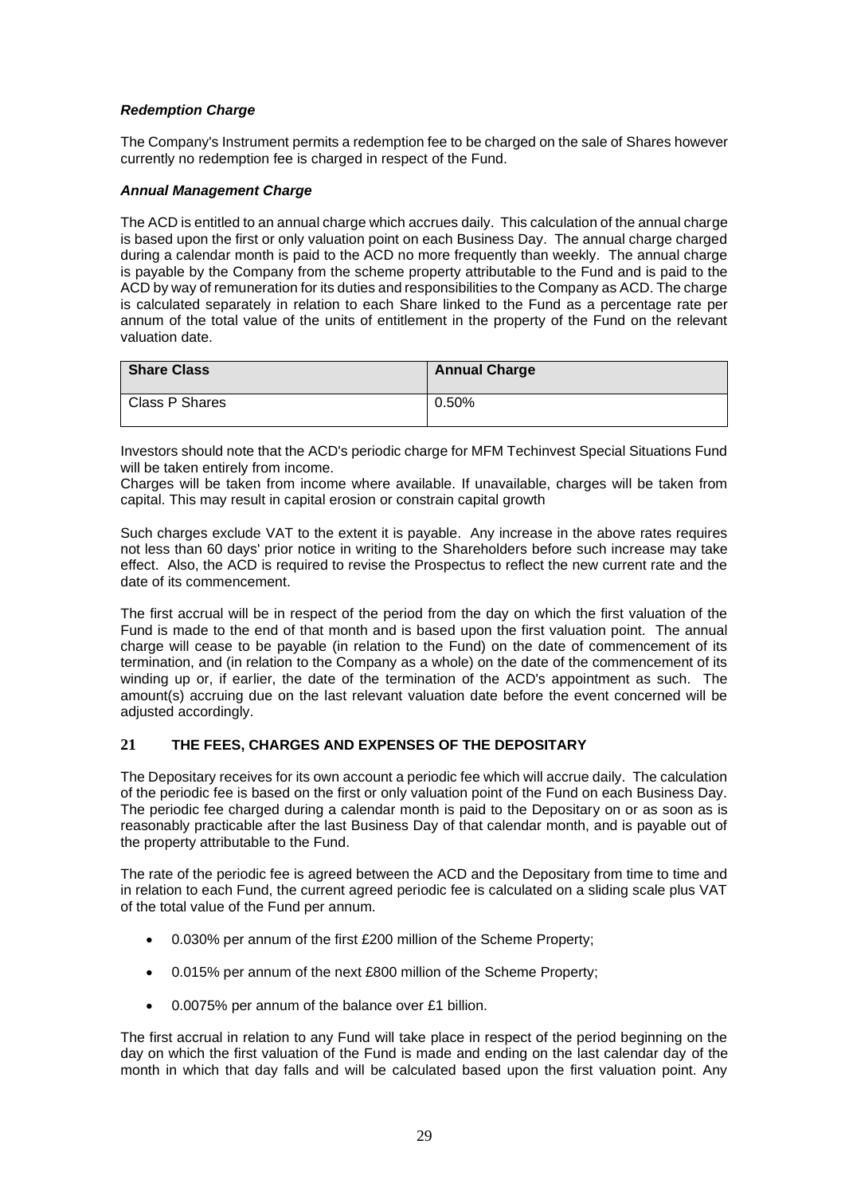***Redemption Charge***

The Company's Instrument permits a redemption fee to be charged on the sale of Shares however currently no redemption fee is charged in respect of the Fund.

***Annual Management Charge***

The ACD is entitled to an annual charge which accrues daily. This calculation of the annual charge is based upon the first or only valuation point on each Business Day. The annual charge charged during a calendar month is paid to the ACD no more frequently than weekly. The annual charge is payable by the Company from the scheme property attributable to the Fund and is paid to the ACD by way of remuneration for its duties and responsibilities to the Company as ACD. The charge is calculated separately in relation to each Share linked to the Fund as a percentage rate per annum of the total value of the units of entitlement in the property of the Fund on the relevant valuation date.

| Share Class | Annual Charge |
|---|---|
| Class P Shares | 0.50% |

Investors should note that the ACD's periodic charge for MFM Techinvest Special Situations Fund will be taken entirely from income.
Charges will be taken from income where available. If unavailable, charges will be taken from capital. This may result in capital erosion or constrain capital growth

Such charges exclude VAT to the extent it is payable. Any increase in the above rates requires not less than 60 days' prior notice in writing to the Shareholders before such increase may take effect. Also, the ACD is required to revise the Prospectus to reflect the new current rate and the date of its commencement.

The first accrual will be in respect of the period from the day on which the first valuation of the Fund is made to the end of that month and is based upon the first valuation point. The annual charge will cease to be payable (in relation to the Fund) on the date of commencement of its termination, and (in relation to the Company as a whole) on the date of the commencement of its winding up or, if earlier, the date of the termination of the ACD's appointment as such. The amount(s) accruing due on the last relevant valuation date before the event concerned will be adjusted accordingly.

## 21 THE FEES, CHARGES AND EXPENSES OF THE DEPOSITARY

The Depositary receives for its own account a periodic fee which will accrue daily. The calculation of the periodic fee is based on the first or only valuation point of the Fund on each Business Day. The periodic fee charged during a calendar month is paid to the Depositary on or as soon as is reasonably practicable after the last Business Day of that calendar month, and is payable out of the property attributable to the Fund.

The rate of the periodic fee is agreed between the ACD and the Depositary from time to time and in relation to each Fund, the current agreed periodic fee is calculated on a sliding scale plus VAT of the total value of the Fund per annum.

- 0.030% per annum of the first £200 million of the Scheme Property;
- 0.015% per annum of the next £800 million of the Scheme Property;
- 0.0075% per annum of the balance over £1 billion.

The first accrual in relation to any Fund will take place in respect of the period beginning on the day on which the first valuation of the Fund is made and ending on the last calendar day of the month in which that day falls and will be calculated based upon the first valuation point. Any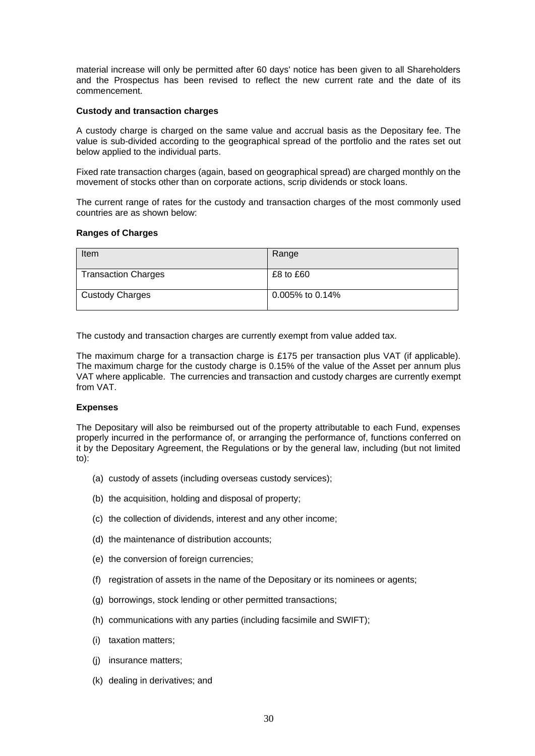material increase will only be permitted after 60 days' notice has been given to all Shareholders and the Prospectus has been revised to reflect the new current rate and the date of its commencement.

**Custody and transaction charges**

A custody charge is charged on the same value and accrual basis as the Depositary fee. The value is sub-divided according to the geographical spread of the portfolio and the rates set out below applied to the individual parts.

Fixed rate transaction charges (again, based on geographical spread) are charged monthly on the movement of stocks other than on corporate actions, scrip dividends or stock loans.

The current range of rates for the custody and transaction charges of the most commonly used countries are as shown below:

**Ranges of Charges**

| Item | Range |
|---|---|
| Transaction Charges | £8 to £60 |
| Custody Charges | 0.005% to 0.14% |

The custody and transaction charges are currently exempt from value added tax.

The maximum charge for a transaction charge is £175 per transaction plus VAT (if applicable). The maximum charge for the custody charge is 0.15% of the value of the Asset per annum plus VAT where applicable. The currencies and transaction and custody charges are currently exempt from VAT.

**Expenses**

The Depositary will also be reimbursed out of the property attributable to each Fund, expenses properly incurred in the performance of, or arranging the performance of, functions conferred on it by the Depositary Agreement, the Regulations or by the general law, including (but not limited to):

(a) custody of assets (including overseas custody services);

(b) the acquisition, holding and disposal of property;

(c) the collection of dividends, interest and any other income;

(d) the maintenance of distribution accounts;

(e) the conversion of foreign currencies;

(f) registration of assets in the name of the Depositary or its nominees or agents;

(g) borrowings, stock lending or other permitted transactions;

(h) communications with any parties (including facsimile and SWIFT);

(i) taxation matters;

(j) insurance matters;

(k) dealing in derivatives; and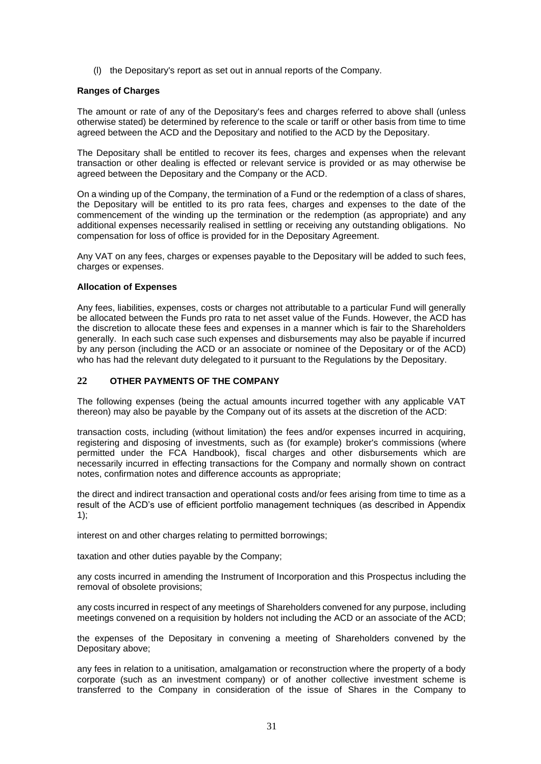(l) the Depositary's report as set out in annual reports of the Company.

**Ranges of Charges**

The amount or rate of any of the Depositary's fees and charges referred to above shall (unless otherwise stated) be determined by reference to the scale or tariff or other basis from time to time agreed between the ACD and the Depositary and notified to the ACD by the Depositary.

The Depositary shall be entitled to recover its fees, charges and expenses when the relevant transaction or other dealing is effected or relevant service is provided or as may otherwise be agreed between the Depositary and the Company or the ACD.

On a winding up of the Company, the termination of a Fund or the redemption of a class of shares, the Depositary will be entitled to its pro rata fees, charges and expenses to the date of the commencement of the winding up the termination or the redemption (as appropriate) and any additional expenses necessarily realised in settling or receiving any outstanding obligations. No compensation for loss of office is provided for in the Depositary Agreement.

Any VAT on any fees, charges or expenses payable to the Depositary will be added to such fees, charges or expenses.

**Allocation of Expenses**

Any fees, liabilities, expenses, costs or charges not attributable to a particular Fund will generally be allocated between the Funds pro rata to net asset value of the Funds. However, the ACD has the discretion to allocate these fees and expenses in a manner which is fair to the Shareholders generally. In each such case such expenses and disbursements may also be payable if incurred by any person (including the ACD or an associate or nominee of the Depositary or of the ACD) who has had the relevant duty delegated to it pursuant to the Regulations by the Depositary.

## 22 OTHER PAYMENTS OF THE COMPANY

The following expenses (being the actual amounts incurred together with any applicable VAT thereon) may also be payable by the Company out of its assets at the discretion of the ACD:

transaction costs, including (without limitation) the fees and/or expenses incurred in acquiring, registering and disposing of investments, such as (for example) broker's commissions (where permitted under the FCA Handbook), fiscal charges and other disbursements which are necessarily incurred in effecting transactions for the Company and normally shown on contract notes, confirmation notes and difference accounts as appropriate;

the direct and indirect transaction and operational costs and/or fees arising from time to time as a result of the ACD's use of efficient portfolio management techniques (as described in Appendix 1);

interest on and other charges relating to permitted borrowings;

taxation and other duties payable by the Company;

any costs incurred in amending the Instrument of Incorporation and this Prospectus including the removal of obsolete provisions;

any costs incurred in respect of any meetings of Shareholders convened for any purpose, including meetings convened on a requisition by holders not including the ACD or an associate of the ACD;

the expenses of the Depositary in convening a meeting of Shareholders convened by the Depositary above;

any fees in relation to a unitisation, amalgamation or reconstruction where the property of a body corporate (such as an investment company) or of another collective investment scheme is transferred to the Company in consideration of the issue of Shares in the Company to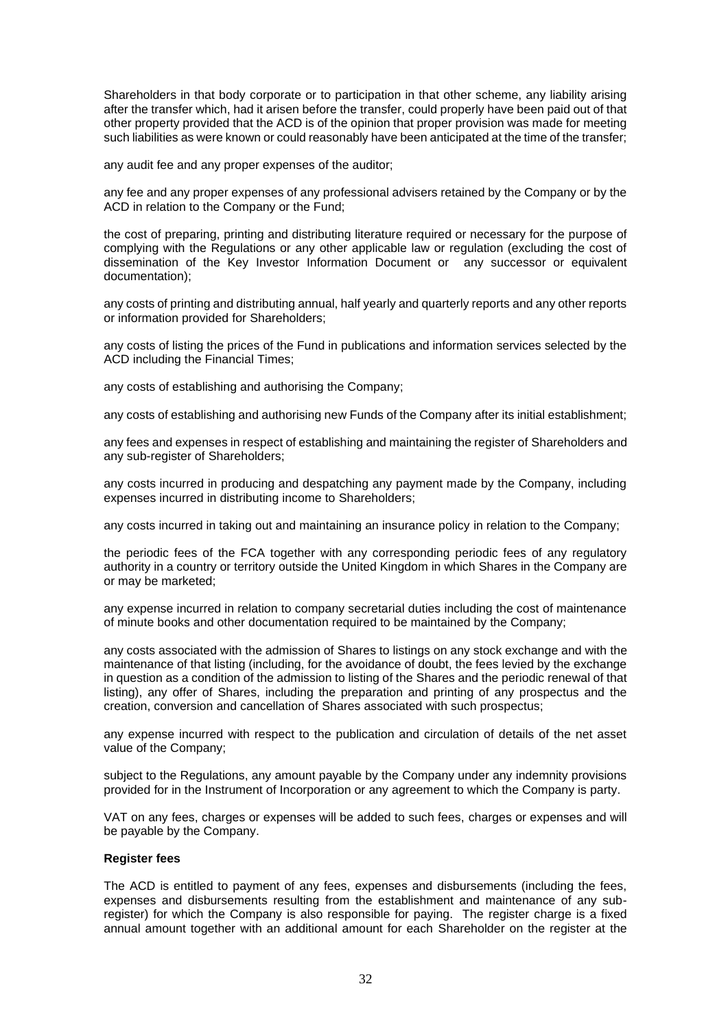Shareholders in that body corporate or to participation in that other scheme, any liability arising after the transfer which, had it arisen before the transfer, could properly have been paid out of that other property provided that the ACD is of the opinion that proper provision was made for meeting such liabilities as were known or could reasonably have been anticipated at the time of the transfer;

any audit fee and any proper expenses of the auditor;

any fee and any proper expenses of any professional advisers retained by the Company or by the ACD in relation to the Company or the Fund;

the cost of preparing, printing and distributing literature required or necessary for the purpose of complying with the Regulations or any other applicable law or regulation (excluding the cost of dissemination of the Key Investor Information Document or any successor or equivalent documentation);

any costs of printing and distributing annual, half yearly and quarterly reports and any other reports or information provided for Shareholders;

any costs of listing the prices of the Fund in publications and information services selected by the ACD including the Financial Times;

any costs of establishing and authorising the Company;

any costs of establishing and authorising new Funds of the Company after its initial establishment;

any fees and expenses in respect of establishing and maintaining the register of Shareholders and any sub-register of Shareholders;

any costs incurred in producing and despatching any payment made by the Company, including expenses incurred in distributing income to Shareholders;

any costs incurred in taking out and maintaining an insurance policy in relation to the Company;

the periodic fees of the FCA together with any corresponding periodic fees of any regulatory authority in a country or territory outside the United Kingdom in which Shares in the Company are or may be marketed;

any expense incurred in relation to company secretarial duties including the cost of maintenance of minute books and other documentation required to be maintained by the Company;

any costs associated with the admission of Shares to listings on any stock exchange and with the maintenance of that listing (including, for the avoidance of doubt, the fees levied by the exchange in question as a condition of the admission to listing of the Shares and the periodic renewal of that listing), any offer of Shares, including the preparation and printing of any prospectus and the creation, conversion and cancellation of Shares associated with such prospectus;

any expense incurred with respect to the publication and circulation of details of the net asset value of the Company;

subject to the Regulations, any amount payable by the Company under any indemnity provisions provided for in the Instrument of Incorporation or any agreement to which the Company is party.

VAT on any fees, charges or expenses will be added to such fees, charges or expenses and will be payable by the Company.

**Register fees**

The ACD is entitled to payment of any fees, expenses and disbursements (including the fees, expenses and disbursements resulting from the establishment and maintenance of any sub-register) for which the Company is also responsible for paying. The register charge is a fixed annual amount together with an additional amount for each Shareholder on the register at the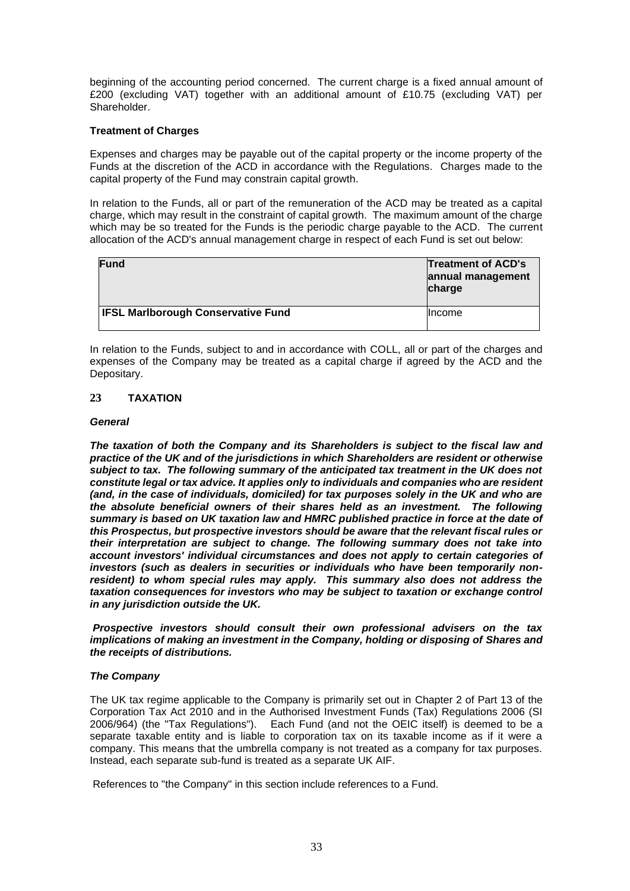beginning of the accounting period concerned. The current charge is a fixed annual amount of £200 (excluding VAT) together with an additional amount of £10.75 (excluding VAT) per Shareholder.

**Treatment of Charges**

Expenses and charges may be payable out of the capital property or the income property of the Funds at the discretion of the ACD in accordance with the Regulations. Charges made to the capital property of the Fund may constrain capital growth.

In relation to the Funds, all or part of the remuneration of the ACD may be treated as a capital charge, which may result in the constraint of capital growth. The maximum amount of the charge which may be so treated for the Funds is the periodic charge payable to the ACD. The current allocation of the ACD's annual management charge in respect of each Fund is set out below:

| Fund | Treatment of ACD's annual management charge |
|---|---|
| **IFSL Marlborough Conservative Fund** | Income |

In relation to the Funds, subject to and in accordance with COLL, all or part of the charges and expenses of the Company may be treated as a capital charge if agreed by the ACD and the Depositary.

## 23 TAXATION

***General***

***The taxation of both the Company and its Shareholders is subject to the fiscal law and practice of the UK and of the jurisdictions in which Shareholders are resident or otherwise subject to tax. The following summary of the anticipated tax treatment in the UK does not constitute legal or tax advice. It applies only to individuals and companies who are resident (and, in the case of individuals, domiciled) for tax purposes solely in the UK and who are the absolute beneficial owners of their shares held as an investment. The following summary is based on UK taxation law and HMRC published practice in force at the date of this Prospectus, but prospective investors should be aware that the relevant fiscal rules or their interpretation are subject to change. The following summary does not take into account investors' individual circumstances and does not apply to certain categories of investors (such as dealers in securities or individuals who have been temporarily non-resident) to whom special rules may apply. This summary also does not address the taxation consequences for investors who may be subject to taxation or exchange control in any jurisdiction outside the UK.***

***Prospective investors should consult their own professional advisers on the tax implications of making an investment in the Company, holding or disposing of Shares and the receipts of distributions.***

***The Company***

The UK tax regime applicable to the Company is primarily set out in Chapter 2 of Part 13 of the Corporation Tax Act 2010 and in the Authorised Investment Funds (Tax) Regulations 2006 (SI 2006/964) (the "Tax Regulations"). Each Fund (and not the OEIC itself) is deemed to be a separate taxable entity and is liable to corporation tax on its taxable income as if it were a company. This means that the umbrella company is not treated as a company for tax purposes. Instead, each separate sub-fund is treated as a separate UK AIF.

References to "the Company" in this section include references to a Fund.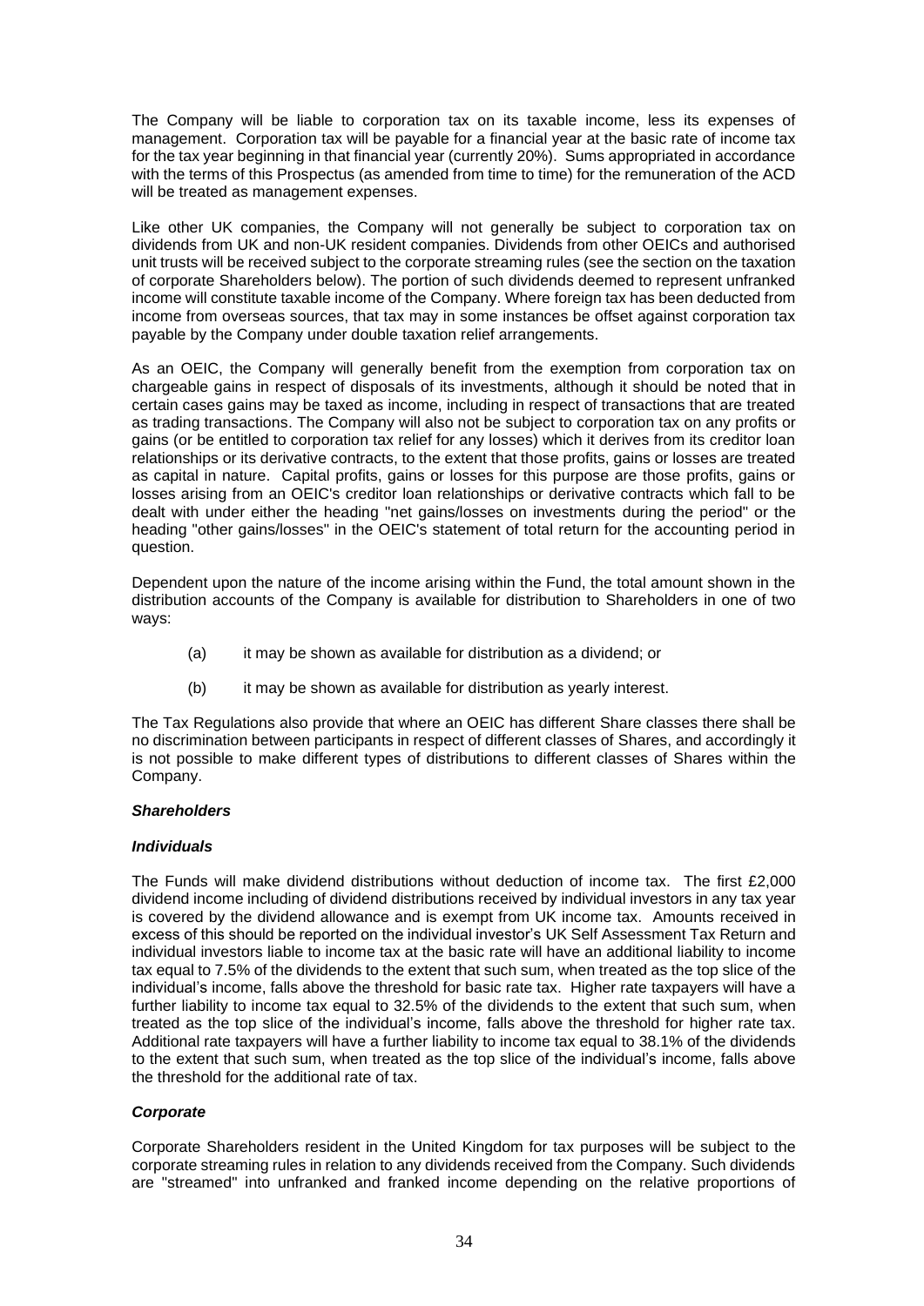The Company will be liable to corporation tax on its taxable income, less its expenses of management. Corporation tax will be payable for a financial year at the basic rate of income tax for the tax year beginning in that financial year (currently 20%). Sums appropriated in accordance with the terms of this Prospectus (as amended from time to time) for the remuneration of the ACD will be treated as management expenses.

Like other UK companies, the Company will not generally be subject to corporation tax on dividends from UK and non-UK resident companies. Dividends from other OEICs and authorised unit trusts will be received subject to the corporate streaming rules (see the section on the taxation of corporate Shareholders below). The portion of such dividends deemed to represent unfranked income will constitute taxable income of the Company. Where foreign tax has been deducted from income from overseas sources, that tax may in some instances be offset against corporation tax payable by the Company under double taxation relief arrangements.

As an OEIC, the Company will generally benefit from the exemption from corporation tax on chargeable gains in respect of disposals of its investments, although it should be noted that in certain cases gains may be taxed as income, including in respect of transactions that are treated as trading transactions. The Company will also not be subject to corporation tax on any profits or gains (or be entitled to corporation tax relief for any losses) which it derives from its creditor loan relationships or its derivative contracts, to the extent that those profits, gains or losses are treated as capital in nature. Capital profits, gains or losses for this purpose are those profits, gains or losses arising from an OEIC's creditor loan relationships or derivative contracts which fall to be dealt with under either the heading "net gains/losses on investments during the period" or the heading "other gains/losses" in the OEIC's statement of total return for the accounting period in question.

Dependent upon the nature of the income arising within the Fund, the total amount shown in the distribution accounts of the Company is available for distribution to Shareholders in one of two ways:

(a) it may be shown as available for distribution as a dividend; or

(b) it may be shown as available for distribution as yearly interest.

The Tax Regulations also provide that where an OEIC has different Share classes there shall be no discrimination between participants in respect of different classes of Shares, and accordingly it is not possible to make different types of distributions to different classes of Shares within the Company.

***Shareholders***

***Individuals***

The Funds will make dividend distributions without deduction of income tax. The first £2,000 dividend income including of dividend distributions received by individual investors in any tax year is covered by the dividend allowance and is exempt from UK income tax. Amounts received in excess of this should be reported on the individual investor's UK Self Assessment Tax Return and individual investors liable to income tax at the basic rate will have an additional liability to income tax equal to 7.5% of the dividends to the extent that such sum, when treated as the top slice of the individual's income, falls above the threshold for basic rate tax. Higher rate taxpayers will have a further liability to income tax equal to 32.5% of the dividends to the extent that such sum, when treated as the top slice of the individual's income, falls above the threshold for higher rate tax. Additional rate taxpayers will have a further liability to income tax equal to 38.1% of the dividends to the extent that such sum, when treated as the top slice of the individual's income, falls above the threshold for the additional rate of tax.

***Corporate***

Corporate Shareholders resident in the United Kingdom for tax purposes will be subject to the corporate streaming rules in relation to any dividends received from the Company. Such dividends are "streamed" into unfranked and franked income depending on the relative proportions of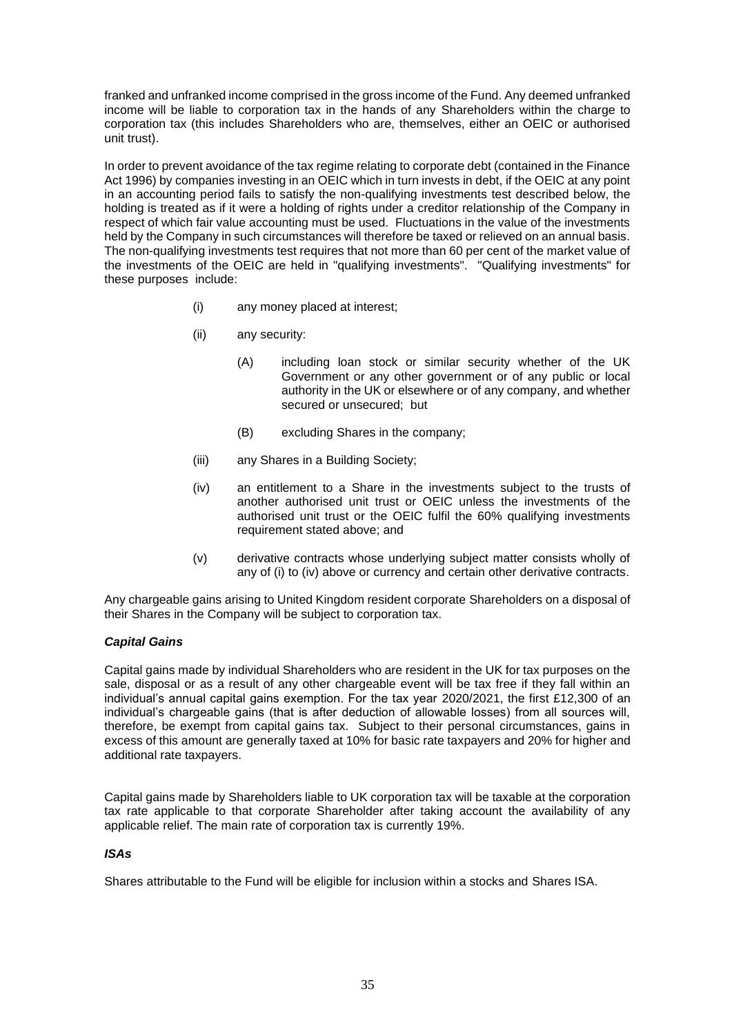franked and unfranked income comprised in the gross income of the Fund. Any deemed unfranked income will be liable to corporation tax in the hands of any Shareholders within the charge to corporation tax (this includes Shareholders who are, themselves, either an OEIC or authorised unit trust).

In order to prevent avoidance of the tax regime relating to corporate debt (contained in the Finance Act 1996) by companies investing in an OEIC which in turn invests in debt, if the OEIC at any point in an accounting period fails to satisfy the non-qualifying investments test described below, the holding is treated as if it were a holding of rights under a creditor relationship of the Company in respect of which fair value accounting must be used. Fluctuations in the value of the investments held by the Company in such circumstances will therefore be taxed or relieved on an annual basis. The non-qualifying investments test requires that not more than 60 per cent of the market value of the investments of the OEIC are held in "qualifying investments". "Qualifying investments" for these purposes include:

- (i) any money placed at interest;
- (ii) any security:
  - (A) including loan stock or similar security whether of the UK Government or any other government or of any public or local authority in the UK or elsewhere or of any company, and whether secured or unsecured; but
  - (B) excluding Shares in the company;
- (iii) any Shares in a Building Society;
- (iv) an entitlement to a Share in the investments subject to the trusts of another authorised unit trust or OEIC unless the investments of the authorised unit trust or the OEIC fulfil the 60% qualifying investments requirement stated above; and
- (v) derivative contracts whose underlying subject matter consists wholly of any of (i) to (iv) above or currency and certain other derivative contracts.

Any chargeable gains arising to United Kingdom resident corporate Shareholders on a disposal of their Shares in the Company will be subject to corporation tax.

***Capital Gains***

Capital gains made by individual Shareholders who are resident in the UK for tax purposes on the sale, disposal or as a result of any other chargeable event will be tax free if they fall within an individual's annual capital gains exemption. For the tax year 2020/2021, the first £12,300 of an individual's chargeable gains (that is after deduction of allowable losses) from all sources will, therefore, be exempt from capital gains tax. Subject to their personal circumstances, gains in excess of this amount are generally taxed at 10% for basic rate taxpayers and 20% for higher and additional rate taxpayers.

Capital gains made by Shareholders liable to UK corporation tax will be taxable at the corporation tax rate applicable to that corporate Shareholder after taking account the availability of any applicable relief. The main rate of corporation tax is currently 19%.

***ISAs***

Shares attributable to the Fund will be eligible for inclusion within a stocks and Shares ISA.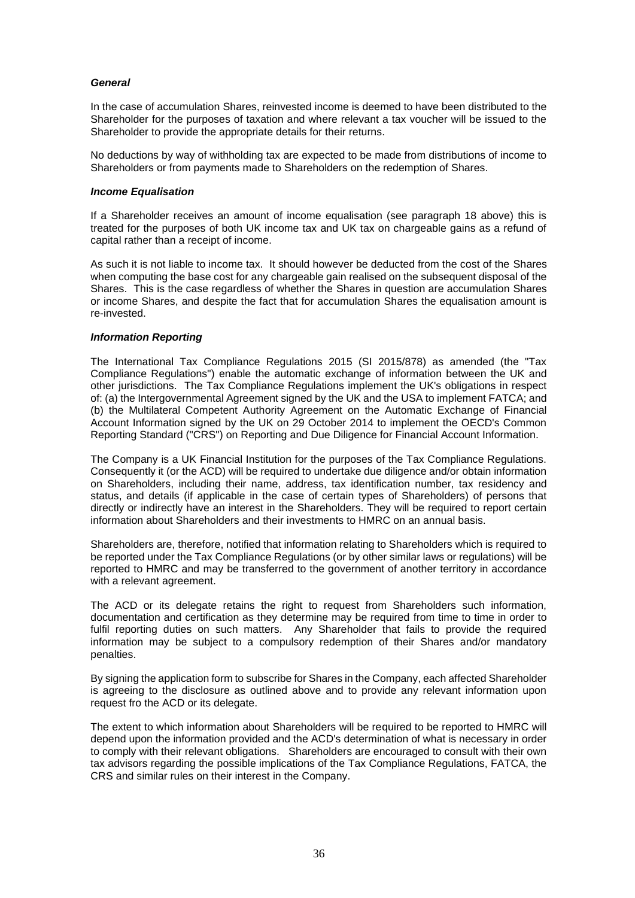***General***

In the case of accumulation Shares, reinvested income is deemed to have been distributed to the Shareholder for the purposes of taxation and where relevant a tax voucher will be issued to the Shareholder to provide the appropriate details for their returns.

No deductions by way of withholding tax are expected to be made from distributions of income to Shareholders or from payments made to Shareholders on the redemption of Shares.

***Income Equalisation***

If a Shareholder receives an amount of income equalisation (see paragraph 18 above) this is treated for the purposes of both UK income tax and UK tax on chargeable gains as a refund of capital rather than a receipt of income.

As such it is not liable to income tax. It should however be deducted from the cost of the Shares when computing the base cost for any chargeable gain realised on the subsequent disposal of the Shares. This is the case regardless of whether the Shares in question are accumulation Shares or income Shares, and despite the fact that for accumulation Shares the equalisation amount is re-invested.

***Information Reporting***

The International Tax Compliance Regulations 2015 (SI 2015/878) as amended (the "Tax Compliance Regulations") enable the automatic exchange of information between the UK and other jurisdictions. The Tax Compliance Regulations implement the UK's obligations in respect of: (a) the Intergovernmental Agreement signed by the UK and the USA to implement FATCA; and (b) the Multilateral Competent Authority Agreement on the Automatic Exchange of Financial Account Information signed by the UK on 29 October 2014 to implement the OECD's Common Reporting Standard ("CRS") on Reporting and Due Diligence for Financial Account Information.

The Company is a UK Financial Institution for the purposes of the Tax Compliance Regulations. Consequently it (or the ACD) will be required to undertake due diligence and/or obtain information on Shareholders, including their name, address, tax identification number, tax residency and status, and details (if applicable in the case of certain types of Shareholders) of persons that directly or indirectly have an interest in the Shareholders. They will be required to report certain information about Shareholders and their investments to HMRC on an annual basis.

Shareholders are, therefore, notified that information relating to Shareholders which is required to be reported under the Tax Compliance Regulations (or by other similar laws or regulations) will be reported to HMRC and may be transferred to the government of another territory in accordance with a relevant agreement.

The ACD or its delegate retains the right to request from Shareholders such information, documentation and certification as they determine may be required from time to time in order to fulfil reporting duties on such matters. Any Shareholder that fails to provide the required information may be subject to a compulsory redemption of their Shares and/or mandatory penalties.

By signing the application form to subscribe for Shares in the Company, each affected Shareholder is agreeing to the disclosure as outlined above and to provide any relevant information upon request fro the ACD or its delegate.

The extent to which information about Shareholders will be required to be reported to HMRC will depend upon the information provided and the ACD's determination of what is necessary in order to comply with their relevant obligations. Shareholders are encouraged to consult with their own tax advisors regarding the possible implications of the Tax Compliance Regulations, FATCA, the CRS and similar rules on their interest in the Company.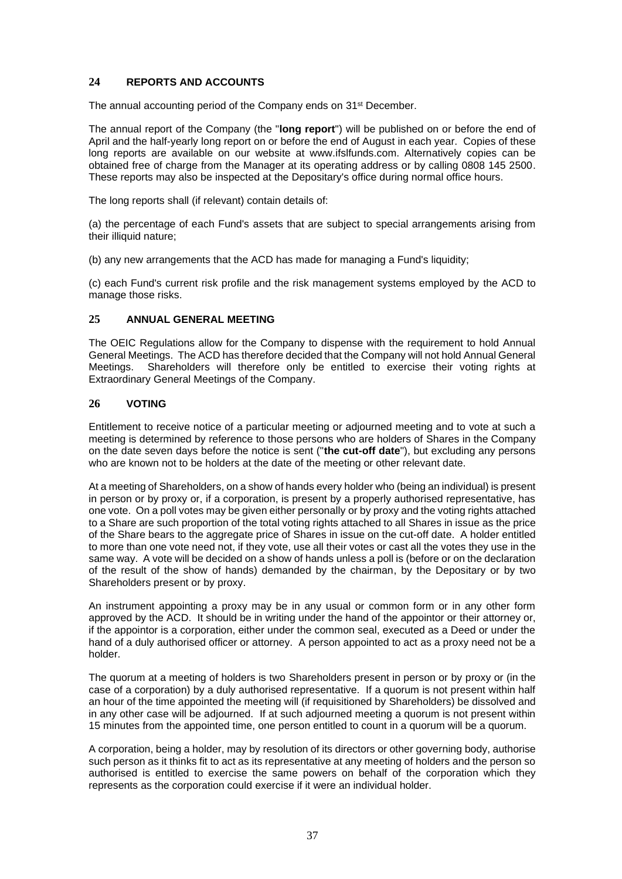## 24 REPORTS AND ACCOUNTS

The annual accounting period of the Company ends on 31st December.

The annual report of the Company (the "**long report**") will be published on or before the end of April and the half-yearly long report on or before the end of August in each year. Copies of these long reports are available on our website at www.ifslfunds.com. Alternatively copies can be obtained free of charge from the Manager at its operating address or by calling 0808 145 2500. These reports may also be inspected at the Depositary's office during normal office hours.

The long reports shall (if relevant) contain details of:

(a) the percentage of each Fund's assets that are subject to special arrangements arising from their illiquid nature;

(b) any new arrangements that the ACD has made for managing a Fund's liquidity;

(c) each Fund's current risk profile and the risk management systems employed by the ACD to manage those risks.

## 25 ANNUAL GENERAL MEETING

The OEIC Regulations allow for the Company to dispense with the requirement to hold Annual General Meetings. The ACD has therefore decided that the Company will not hold Annual General Meetings. Shareholders will therefore only be entitled to exercise their voting rights at Extraordinary General Meetings of the Company.

## 26 VOTING

Entitlement to receive notice of a particular meeting or adjourned meeting and to vote at such a meeting is determined by reference to those persons who are holders of Shares in the Company on the date seven days before the notice is sent ("**the cut-off date**"), but excluding any persons who are known not to be holders at the date of the meeting or other relevant date.

At a meeting of Shareholders, on a show of hands every holder who (being an individual) is present in person or by proxy or, if a corporation, is present by a properly authorised representative, has one vote. On a poll votes may be given either personally or by proxy and the voting rights attached to a Share are such proportion of the total voting rights attached to all Shares in issue as the price of the Share bears to the aggregate price of Shares in issue on the cut-off date. A holder entitled to more than one vote need not, if they vote, use all their votes or cast all the votes they use in the same way. A vote will be decided on a show of hands unless a poll is (before or on the declaration of the result of the show of hands) demanded by the chairman, by the Depositary or by two Shareholders present or by proxy.

An instrument appointing a proxy may be in any usual or common form or in any other form approved by the ACD. It should be in writing under the hand of the appointor or their attorney or, if the appointor is a corporation, either under the common seal, executed as a Deed or under the hand of a duly authorised officer or attorney. A person appointed to act as a proxy need not be a holder.

The quorum at a meeting of holders is two Shareholders present in person or by proxy or (in the case of a corporation) by a duly authorised representative. If a quorum is not present within half an hour of the time appointed the meeting will (if requisitioned by Shareholders) be dissolved and in any other case will be adjourned. If at such adjourned meeting a quorum is not present within 15 minutes from the appointed time, one person entitled to count in a quorum will be a quorum.

A corporation, being a holder, may by resolution of its directors or other governing body, authorise such person as it thinks fit to act as its representative at any meeting of holders and the person so authorised is entitled to exercise the same powers on behalf of the corporation which they represents as the corporation could exercise if it were an individual holder.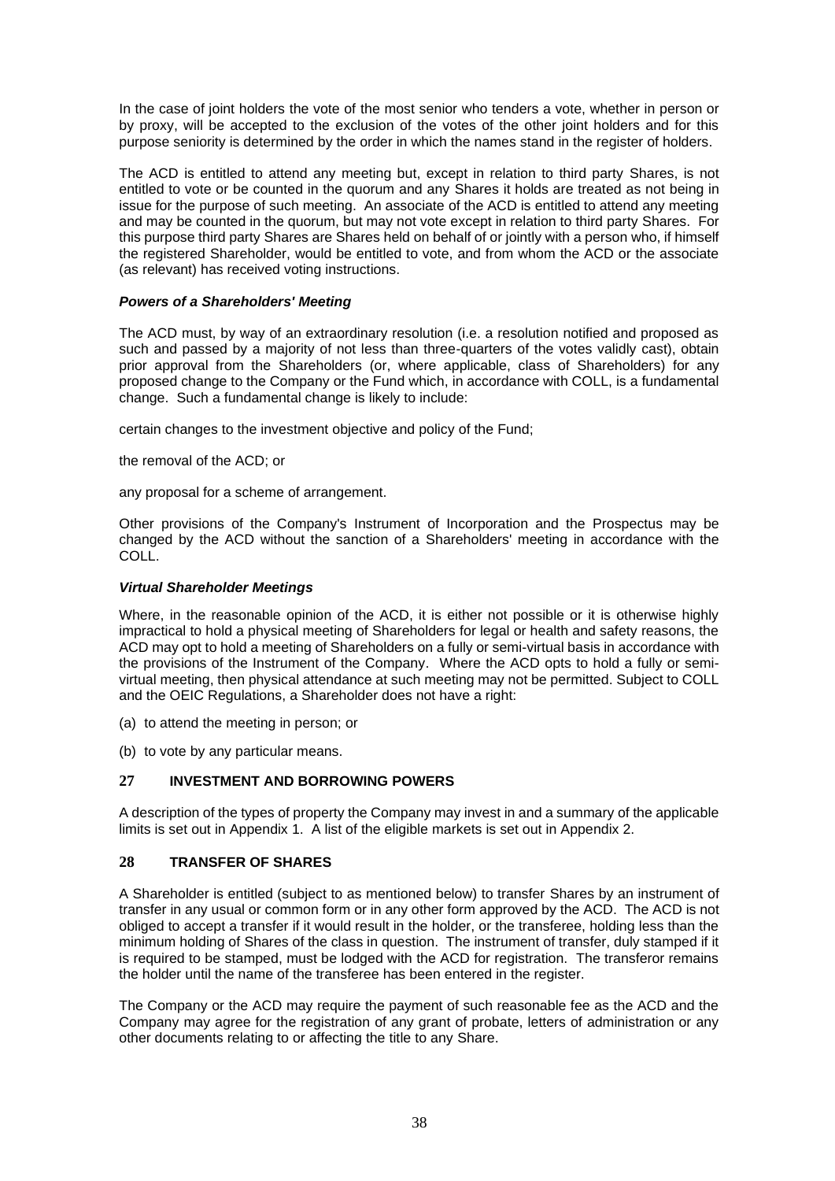In the case of joint holders the vote of the most senior who tenders a vote, whether in person or by proxy, will be accepted to the exclusion of the votes of the other joint holders and for this purpose seniority is determined by the order in which the names stand in the register of holders.

The ACD is entitled to attend any meeting but, except in relation to third party Shares, is not entitled to vote or be counted in the quorum and any Shares it holds are treated as not being in issue for the purpose of such meeting. An associate of the ACD is entitled to attend any meeting and may be counted in the quorum, but may not vote except in relation to third party Shares. For this purpose third party Shares are Shares held on behalf of or jointly with a person who, if himself the registered Shareholder, would be entitled to vote, and from whom the ACD or the associate (as relevant) has received voting instructions.

***Powers of a Shareholders' Meeting***

The ACD must, by way of an extraordinary resolution (i.e. a resolution notified and proposed as such and passed by a majority of not less than three-quarters of the votes validly cast), obtain prior approval from the Shareholders (or, where applicable, class of Shareholders) for any proposed change to the Company or the Fund which, in accordance with COLL, is a fundamental change. Such a fundamental change is likely to include:

certain changes to the investment objective and policy of the Fund;

the removal of the ACD; or

any proposal for a scheme of arrangement.

Other provisions of the Company's Instrument of Incorporation and the Prospectus may be changed by the ACD without the sanction of a Shareholders' meeting in accordance with the COLL.

***Virtual Shareholder Meetings***

Where, in the reasonable opinion of the ACD, it is either not possible or it is otherwise highly impractical to hold a physical meeting of Shareholders for legal or health and safety reasons, the ACD may opt to hold a meeting of Shareholders on a fully or semi-virtual basis in accordance with the provisions of the Instrument of the Company. Where the ACD opts to hold a fully or semi-virtual meeting, then physical attendance at such meeting may not be permitted. Subject to COLL and the OEIC Regulations, a Shareholder does not have a right:

(a) to attend the meeting in person; or

(b) to vote by any particular means.

## 27 INVESTMENT AND BORROWING POWERS

A description of the types of property the Company may invest in and a summary of the applicable limits is set out in Appendix 1. A list of the eligible markets is set out in Appendix 2.

## 28 TRANSFER OF SHARES

A Shareholder is entitled (subject to as mentioned below) to transfer Shares by an instrument of transfer in any usual or common form or in any other form approved by the ACD. The ACD is not obliged to accept a transfer if it would result in the holder, or the transferee, holding less than the minimum holding of Shares of the class in question. The instrument of transfer, duly stamped if it is required to be stamped, must be lodged with the ACD for registration. The transferor remains the holder until the name of the transferee has been entered in the register.

The Company or the ACD may require the payment of such reasonable fee as the ACD and the Company may agree for the registration of any grant of probate, letters of administration or any other documents relating to or affecting the title to any Share.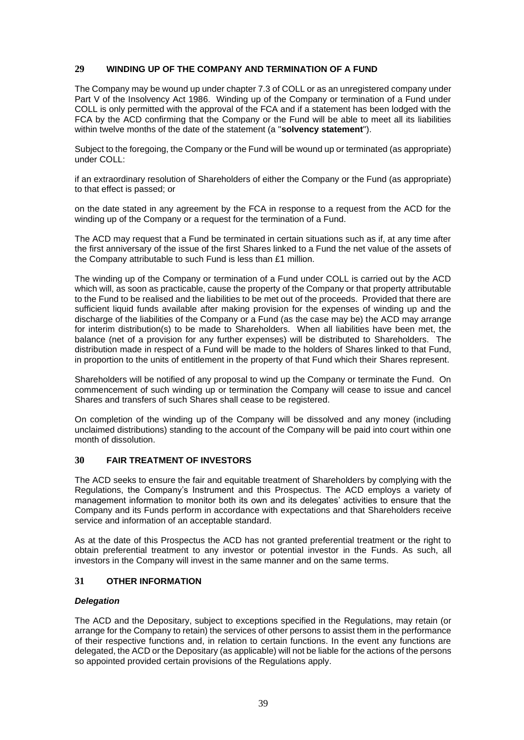## 29 WINDING UP OF THE COMPANY AND TERMINATION OF A FUND

The Company may be wound up under chapter 7.3 of COLL or as an unregistered company under Part V of the Insolvency Act 1986. Winding up of the Company or termination of a Fund under COLL is only permitted with the approval of the FCA and if a statement has been lodged with the FCA by the ACD confirming that the Company or the Fund will be able to meet all its liabilities within twelve months of the date of the statement (a "**solvency statement**").

Subject to the foregoing, the Company or the Fund will be wound up or terminated (as appropriate) under COLL:

if an extraordinary resolution of Shareholders of either the Company or the Fund (as appropriate) to that effect is passed; or

on the date stated in any agreement by the FCA in response to a request from the ACD for the winding up of the Company or a request for the termination of a Fund.

The ACD may request that a Fund be terminated in certain situations such as if, at any time after the first anniversary of the issue of the first Shares linked to a Fund the net value of the assets of the Company attributable to such Fund is less than £1 million.

The winding up of the Company or termination of a Fund under COLL is carried out by the ACD which will, as soon as practicable, cause the property of the Company or that property attributable to the Fund to be realised and the liabilities to be met out of the proceeds. Provided that there are sufficient liquid funds available after making provision for the expenses of winding up and the discharge of the liabilities of the Company or a Fund (as the case may be) the ACD may arrange for interim distribution(s) to be made to Shareholders. When all liabilities have been met, the balance (net of a provision for any further expenses) will be distributed to Shareholders. The distribution made in respect of a Fund will be made to the holders of Shares linked to that Fund, in proportion to the units of entitlement in the property of that Fund which their Shares represent.

Shareholders will be notified of any proposal to wind up the Company or terminate the Fund. On commencement of such winding up or termination the Company will cease to issue and cancel Shares and transfers of such Shares shall cease to be registered.

On completion of the winding up of the Company will be dissolved and any money (including unclaimed distributions) standing to the account of the Company will be paid into court within one month of dissolution.

## 30 FAIR TREATMENT OF INVESTORS

The ACD seeks to ensure the fair and equitable treatment of Shareholders by complying with the Regulations, the Company's Instrument and this Prospectus. The ACD employs a variety of management information to monitor both its own and its delegates' activities to ensure that the Company and its Funds perform in accordance with expectations and that Shareholders receive service and information of an acceptable standard.

As at the date of this Prospectus the ACD has not granted preferential treatment or the right to obtain preferential treatment to any investor or potential investor in the Funds. As such, all investors in the Company will invest in the same manner and on the same terms.

## 31 OTHER INFORMATION

***Delegation***

The ACD and the Depositary, subject to exceptions specified in the Regulations, may retain (or arrange for the Company to retain) the services of other persons to assist them in the performance of their respective functions and, in relation to certain functions. In the event any functions are delegated, the ACD or the Depositary (as applicable) will not be liable for the actions of the persons so appointed provided certain provisions of the Regulations apply.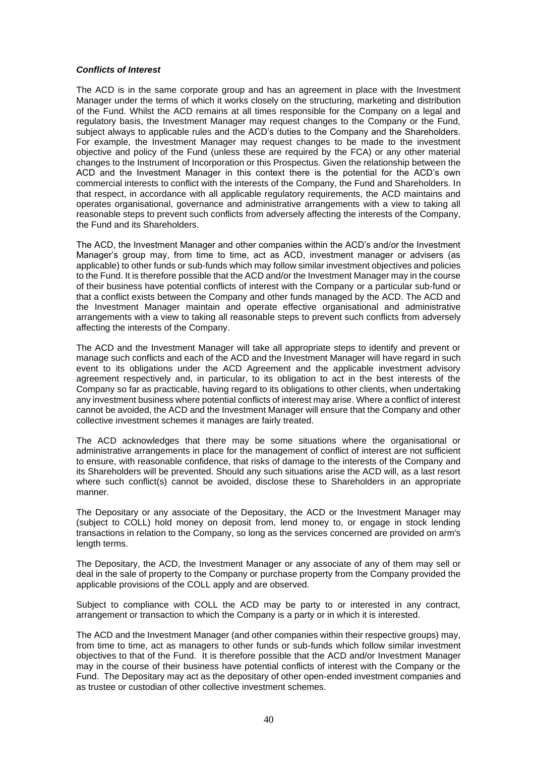***Conflicts of Interest***

The ACD is in the same corporate group and has an agreement in place with the Investment Manager under the terms of which it works closely on the structuring, marketing and distribution of the Fund. Whilst the ACD remains at all times responsible for the Company on a legal and regulatory basis, the Investment Manager may request changes to the Company or the Fund, subject always to applicable rules and the ACD's duties to the Company and the Shareholders. For example, the Investment Manager may request changes to be made to the investment objective and policy of the Fund (unless these are required by the FCA) or any other material changes to the Instrument of Incorporation or this Prospectus. Given the relationship between the ACD and the Investment Manager in this context there is the potential for the ACD's own commercial interests to conflict with the interests of the Company, the Fund and Shareholders. In that respect, in accordance with all applicable regulatory requirements, the ACD maintains and operates organisational, governance and administrative arrangements with a view to taking all reasonable steps to prevent such conflicts from adversely affecting the interests of the Company, the Fund and its Shareholders.

The ACD, the Investment Manager and other companies within the ACD's and/or the Investment Manager's group may, from time to time, act as ACD, investment manager or advisers (as applicable) to other funds or sub-funds which may follow similar investment objectives and policies to the Fund. It is therefore possible that the ACD and/or the Investment Manager may in the course of their business have potential conflicts of interest with the Company or a particular sub-fund or that a conflict exists between the Company and other funds managed by the ACD. The ACD and the Investment Manager maintain and operate effective organisational and administrative arrangements with a view to taking all reasonable steps to prevent such conflicts from adversely affecting the interests of the Company.

The ACD and the Investment Manager will take all appropriate steps to identify and prevent or manage such conflicts and each of the ACD and the Investment Manager will have regard in such event to its obligations under the ACD Agreement and the applicable investment advisory agreement respectively and, in particular, to its obligation to act in the best interests of the Company so far as practicable, having regard to its obligations to other clients, when undertaking any investment business where potential conflicts of interest may arise. Where a conflict of interest cannot be avoided, the ACD and the Investment Manager will ensure that the Company and other collective investment schemes it manages are fairly treated.

The ACD acknowledges that there may be some situations where the organisational or administrative arrangements in place for the management of conflict of interest are not sufficient to ensure, with reasonable confidence, that risks of damage to the interests of the Company and its Shareholders will be prevented. Should any such situations arise the ACD will, as a last resort where such conflict(s) cannot be avoided, disclose these to Shareholders in an appropriate manner.

The Depositary or any associate of the Depositary, the ACD or the Investment Manager may (subject to COLL) hold money on deposit from, lend money to, or engage in stock lending transactions in relation to the Company, so long as the services concerned are provided on arm's length terms.

The Depositary, the ACD, the Investment Manager or any associate of any of them may sell or deal in the sale of property to the Company or purchase property from the Company provided the applicable provisions of the COLL apply and are observed.

Subject to compliance with COLL the ACD may be party to or interested in any contract, arrangement or transaction to which the Company is a party or in which it is interested.

The ACD and the Investment Manager (and other companies within their respective groups) may, from time to time, act as managers to other funds or sub-funds which follow similar investment objectives to that of the Fund. It is therefore possible that the ACD and/or Investment Manager may in the course of their business have potential conflicts of interest with the Company or the Fund. The Depositary may act as the depositary of other open-ended investment companies and as trustee or custodian of other collective investment schemes.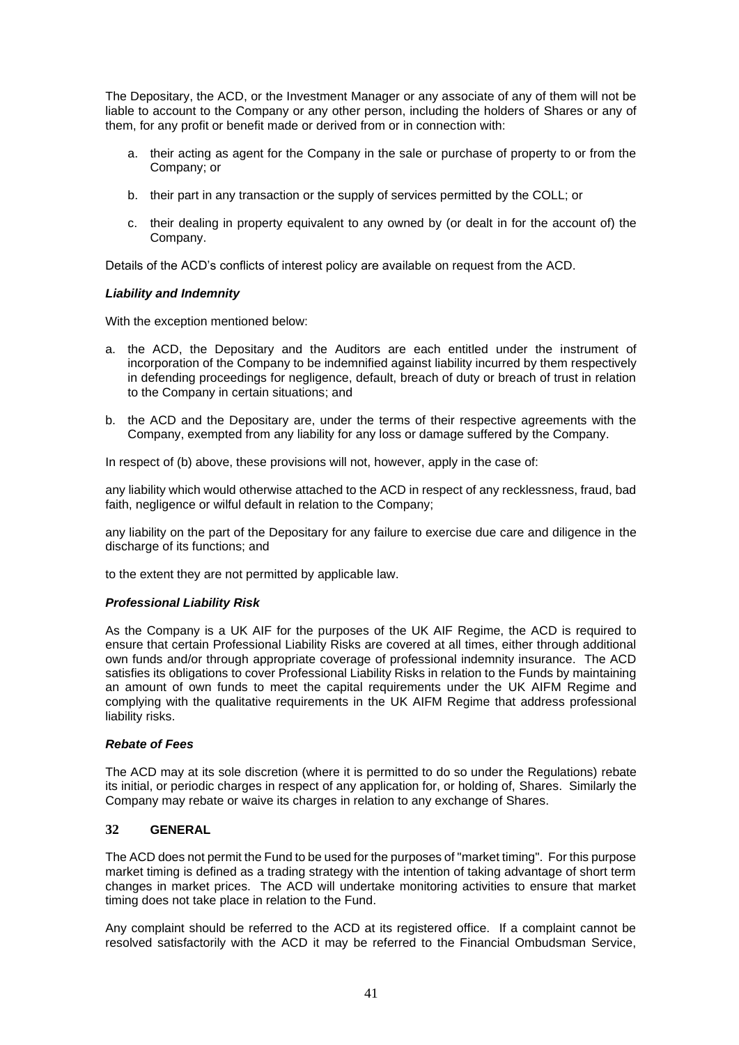The Depositary, the ACD, or the Investment Manager or any associate of any of them will not be liable to account to the Company or any other person, including the holders of Shares or any of them, for any profit or benefit made or derived from or in connection with:

a. their acting as agent for the Company in the sale or purchase of property to or from the Company; or

b. their part in any transaction or the supply of services permitted by the COLL; or

c. their dealing in property equivalent to any owned by (or dealt in for the account of) the Company.

Details of the ACD's conflicts of interest policy are available on request from the ACD.

***Liability and Indemnity***

With the exception mentioned below:

a. the ACD, the Depositary and the Auditors are each entitled under the instrument of incorporation of the Company to be indemnified against liability incurred by them respectively in defending proceedings for negligence, default, breach of duty or breach of trust in relation to the Company in certain situations; and

b. the ACD and the Depositary are, under the terms of their respective agreements with the Company, exempted from any liability for any loss or damage suffered by the Company.

In respect of (b) above, these provisions will not, however, apply in the case of:

any liability which would otherwise attached to the ACD in respect of any recklessness, fraud, bad faith, negligence or wilful default in relation to the Company;

any liability on the part of the Depositary for any failure to exercise due care and diligence in the discharge of its functions; and

to the extent they are not permitted by applicable law.

***Professional Liability Risk***

As the Company is a UK AIF for the purposes of the UK AIF Regime, the ACD is required to ensure that certain Professional Liability Risks are covered at all times, either through additional own funds and/or through appropriate coverage of professional indemnity insurance. The ACD satisfies its obligations to cover Professional Liability Risks in relation to the Funds by maintaining an amount of own funds to meet the capital requirements under the UK AIFM Regime and complying with the qualitative requirements in the UK AIFM Regime that address professional liability risks.

***Rebate of Fees***

The ACD may at its sole discretion (where it is permitted to do so under the Regulations) rebate its initial, or periodic charges in respect of any application for, or holding of, Shares. Similarly the Company may rebate or waive its charges in relation to any exchange of Shares.

## 32 GENERAL

The ACD does not permit the Fund to be used for the purposes of "market timing". For this purpose market timing is defined as a trading strategy with the intention of taking advantage of short term changes in market prices. The ACD will undertake monitoring activities to ensure that market timing does not take place in relation to the Fund.

Any complaint should be referred to the ACD at its registered office. If a complaint cannot be resolved satisfactorily with the ACD it may be referred to the Financial Ombudsman Service,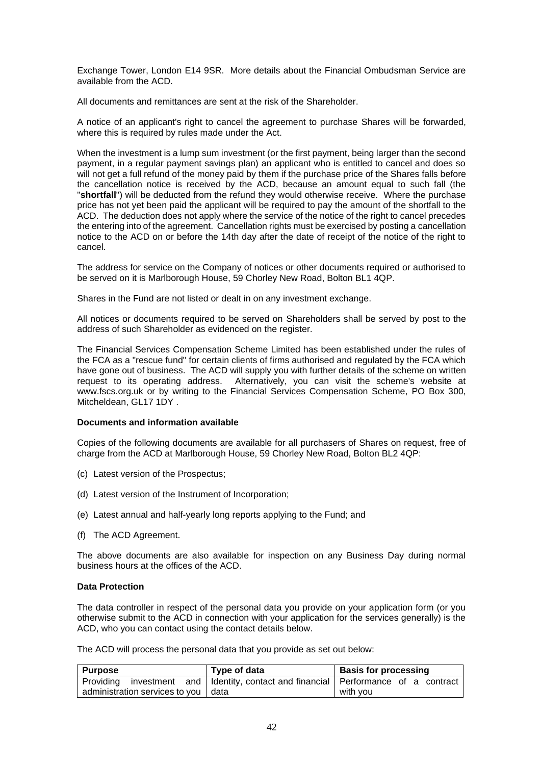Exchange Tower, London E14 9SR. More details about the Financial Ombudsman Service are available from the ACD.

All documents and remittances are sent at the risk of the Shareholder.

A notice of an applicant's right to cancel the agreement to purchase Shares will be forwarded, where this is required by rules made under the Act.

When the investment is a lump sum investment (or the first payment, being larger than the second payment, in a regular payment savings plan) an applicant who is entitled to cancel and does so will not get a full refund of the money paid by them if the purchase price of the Shares falls before the cancellation notice is received by the ACD, because an amount equal to such fall (the "**shortfall**") will be deducted from the refund they would otherwise receive. Where the purchase price has not yet been paid the applicant will be required to pay the amount of the shortfall to the ACD. The deduction does not apply where the service of the notice of the right to cancel precedes the entering into of the agreement. Cancellation rights must be exercised by posting a cancellation notice to the ACD on or before the 14th day after the date of receipt of the notice of the right to cancel.

The address for service on the Company of notices or other documents required or authorised to be served on it is Marlborough House, 59 Chorley New Road, Bolton BL1 4QP.

Shares in the Fund are not listed or dealt in on any investment exchange.

All notices or documents required to be served on Shareholders shall be served by post to the address of such Shareholder as evidenced on the register.

The Financial Services Compensation Scheme Limited has been established under the rules of the FCA as a "rescue fund" for certain clients of firms authorised and regulated by the FCA which have gone out of business. The ACD will supply you with further details of the scheme on written request to its operating address. Alternatively, you can visit the scheme's website at www.fscs.org.uk or by writing to the Financial Services Compensation Scheme, PO Box 300, Mitcheldean, GL17 1DY .

**Documents and information available**

Copies of the following documents are available for all purchasers of Shares on request, free of charge from the ACD at Marlborough House, 59 Chorley New Road, Bolton BL2 4QP:

(c) Latest version of the Prospectus;

(d) Latest version of the Instrument of Incorporation;

(e) Latest annual and half-yearly long reports applying to the Fund; and

(f) The ACD Agreement.

The above documents are also available for inspection on any Business Day during normal business hours at the offices of the ACD.

**Data Protection**

The data controller in respect of the personal data you provide on your application form (or you otherwise submit to the ACD in connection with your application for the services generally) is the ACD, who you can contact using the contact details below.

The ACD will process the personal data that you provide as set out below:

| Purpose | Type of data | Basis for processing |
|---|---|---|
| Providing investment and administration services to you | Identity, contact and financial data | Performance of a contract with you |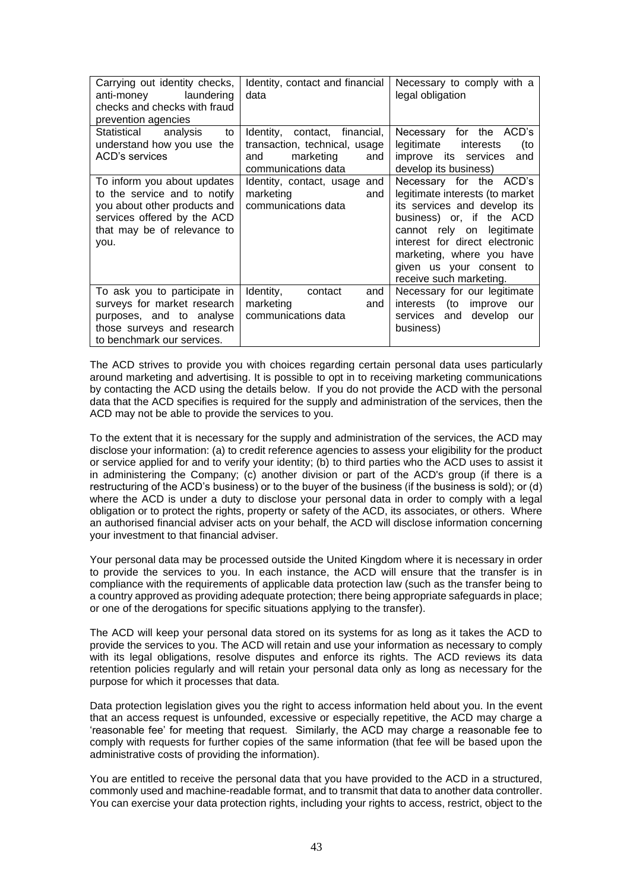| | | |
|---|---|---|
| Carrying out identity checks, anti-money laundering checks and checks with fraud prevention agencies | Identity, contact and financial data | Necessary to comply with a legal obligation |
| Statistical analysis to understand how you use the ACD's services | Identity, contact, financial, transaction, technical, usage and marketing and communications data | Necessary for the ACD's legitimate interests (to improve its services and develop its business) |
| To inform you about updates to the service and to notify you about other products and services offered by the ACD that may be of relevance to you. | Identity, contact, usage and marketing and communications data | Necessary for the ACD's legitimate interests (to market its services and develop its business) or, if the ACD cannot rely on legitimate interest for direct electronic marketing, where you have given us your consent to receive such marketing. |
| To ask you to participate in surveys for market research purposes, and to analyse those surveys and research to benchmark our services. | Identity, contact and marketing and communications data | Necessary for our legitimate interests (to improve our services and develop our business) |

The ACD strives to provide you with choices regarding certain personal data uses particularly around marketing and advertising. It is possible to opt in to receiving marketing communications by contacting the ACD using the details below. If you do not provide the ACD with the personal data that the ACD specifies is required for the supply and administration of the services, then the ACD may not be able to provide the services to you.

To the extent that it is necessary for the supply and administration of the services, the ACD may disclose your information: (a) to credit reference agencies to assess your eligibility for the product or service applied for and to verify your identity; (b) to third parties who the ACD uses to assist it in administering the Company; (c) another division or part of the ACD's group (if there is a restructuring of the ACD's business) or to the buyer of the business (if the business is sold); or (d) where the ACD is under a duty to disclose your personal data in order to comply with a legal obligation or to protect the rights, property or safety of the ACD, its associates, or others. Where an authorised financial adviser acts on your behalf, the ACD will disclose information concerning your investment to that financial adviser.

Your personal data may be processed outside the United Kingdom where it is necessary in order to provide the services to you. In each instance, the ACD will ensure that the transfer is in compliance with the requirements of applicable data protection law (such as the transfer being to a country approved as providing adequate protection; there being appropriate safeguards in place; or one of the derogations for specific situations applying to the transfer).

The ACD will keep your personal data stored on its systems for as long as it takes the ACD to provide the services to you. The ACD will retain and use your information as necessary to comply with its legal obligations, resolve disputes and enforce its rights. The ACD reviews its data retention policies regularly and will retain your personal data only as long as necessary for the purpose for which it processes that data.

Data protection legislation gives you the right to access information held about you. In the event that an access request is unfounded, excessive or especially repetitive, the ACD may charge a 'reasonable fee' for meeting that request. Similarly, the ACD may charge a reasonable fee to comply with requests for further copies of the same information (that fee will be based upon the administrative costs of providing the information).

You are entitled to receive the personal data that you have provided to the ACD in a structured, commonly used and machine-readable format, and to transmit that data to another data controller. You can exercise your data protection rights, including your rights to access, restrict, object to the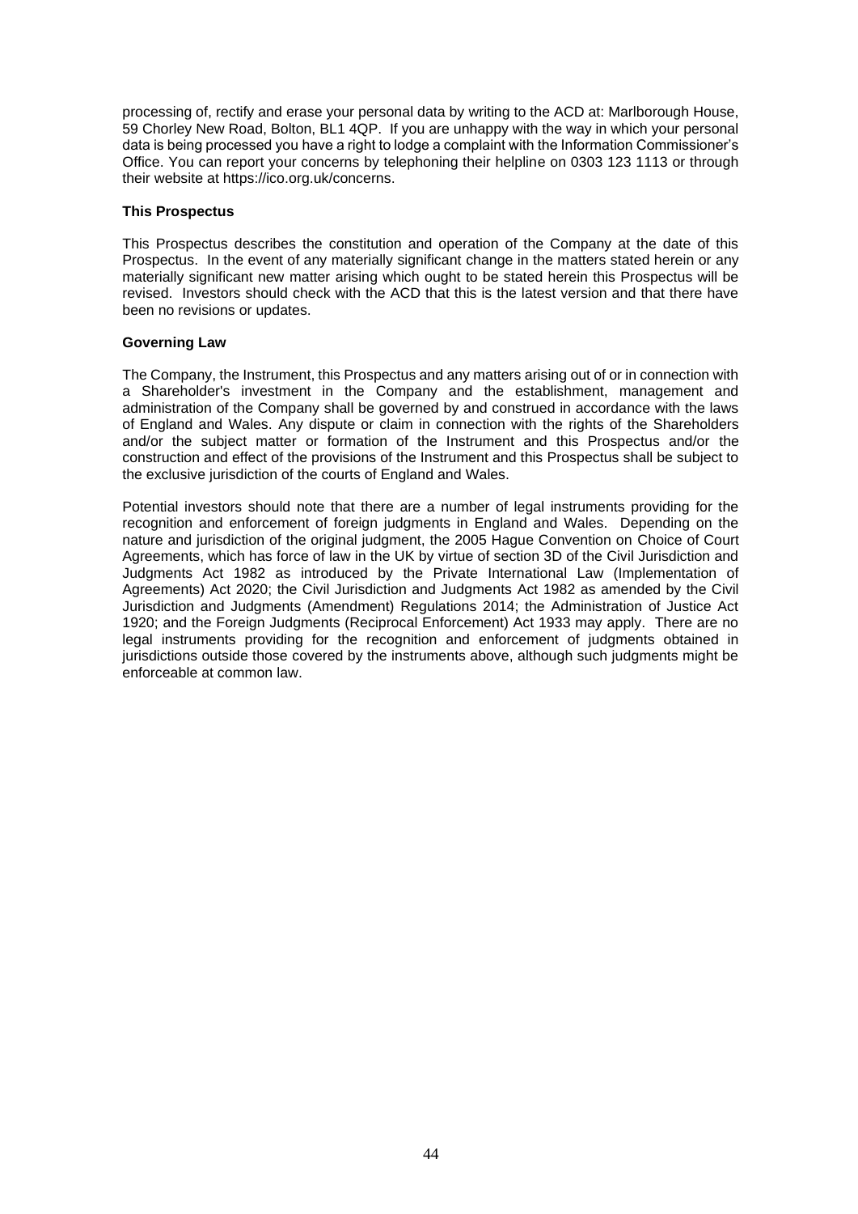processing of, rectify and erase your personal data by writing to the ACD at: Marlborough House, 59 Chorley New Road, Bolton, BL1 4QP. If you are unhappy with the way in which your personal data is being processed you have a right to lodge a complaint with the Information Commissioner's Office. You can report your concerns by telephoning their helpline on 0303 123 1113 or through their website at https://ico.org.uk/concerns.

**This Prospectus**

This Prospectus describes the constitution and operation of the Company at the date of this Prospectus. In the event of any materially significant change in the matters stated herein or any materially significant new matter arising which ought to be stated herein this Prospectus will be revised. Investors should check with the ACD that this is the latest version and that there have been no revisions or updates.

**Governing Law**

The Company, the Instrument, this Prospectus and any matters arising out of or in connection with a Shareholder's investment in the Company and the establishment, management and administration of the Company shall be governed by and construed in accordance with the laws of England and Wales. Any dispute or claim in connection with the rights of the Shareholders and/or the subject matter or formation of the Instrument and this Prospectus and/or the construction and effect of the provisions of the Instrument and this Prospectus shall be subject to the exclusive jurisdiction of the courts of England and Wales.

Potential investors should note that there are a number of legal instruments providing for the recognition and enforcement of foreign judgments in England and Wales. Depending on the nature and jurisdiction of the original judgment, the 2005 Hague Convention on Choice of Court Agreements, which has force of law in the UK by virtue of section 3D of the Civil Jurisdiction and Judgments Act 1982 as introduced by the Private International Law (Implementation of Agreements) Act 2020; the Civil Jurisdiction and Judgments Act 1982 as amended by the Civil Jurisdiction and Judgments (Amendment) Regulations 2014; the Administration of Justice Act 1920; and the Foreign Judgments (Reciprocal Enforcement) Act 1933 may apply. There are no legal instruments providing for the recognition and enforcement of judgments obtained in jurisdictions outside those covered by the instruments above, although such judgments might be enforceable at common law.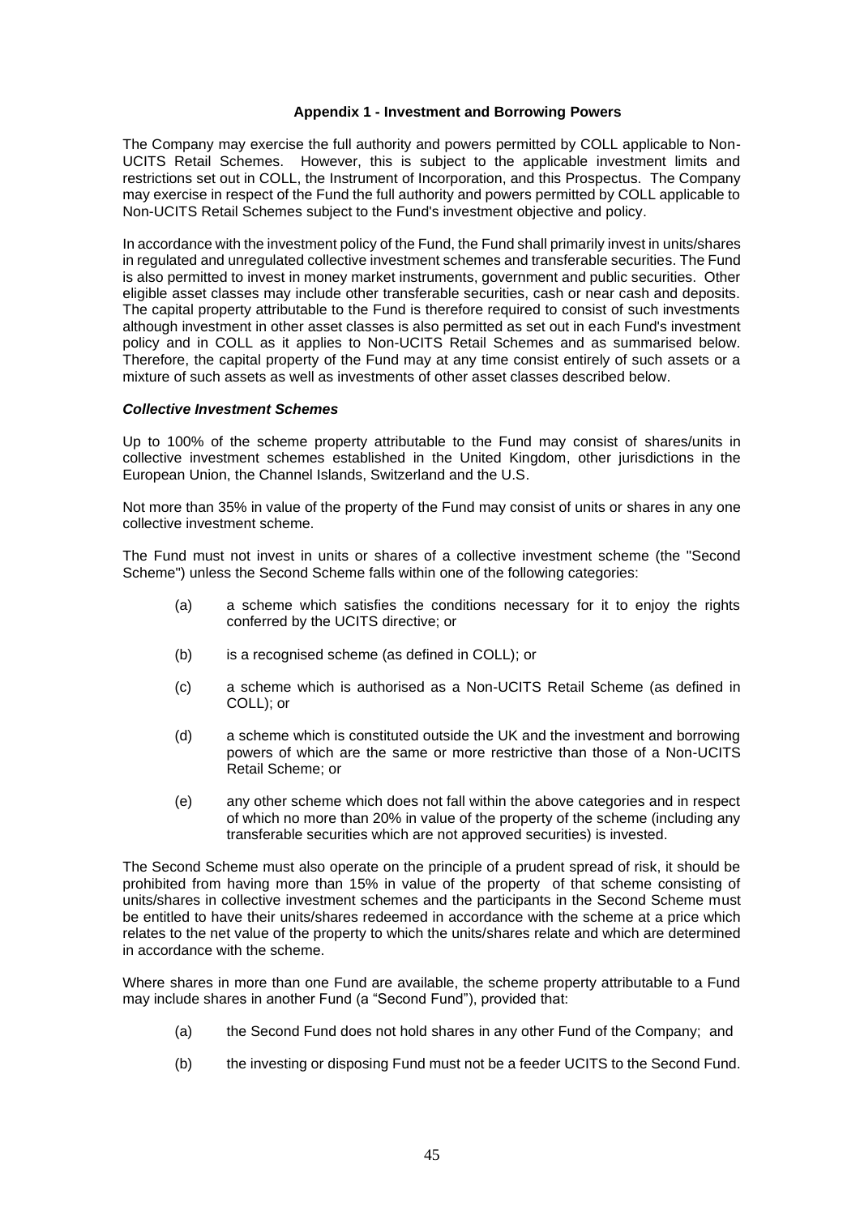### Appendix 1 - Investment and Borrowing Powers

The Company may exercise the full authority and powers permitted by COLL applicable to Non-UCITS Retail Schemes. However, this is subject to the applicable investment limits and restrictions set out in COLL, the Instrument of Incorporation, and this Prospectus. The Company may exercise in respect of the Fund the full authority and powers permitted by COLL applicable to Non-UCITS Retail Schemes subject to the Fund's investment objective and policy.

In accordance with the investment policy of the Fund, the Fund shall primarily invest in units/shares in regulated and unregulated collective investment schemes and transferable securities. The Fund is also permitted to invest in money market instruments, government and public securities. Other eligible asset classes may include other transferable securities, cash or near cash and deposits. The capital property attributable to the Fund is therefore required to consist of such investments although investment in other asset classes is also permitted as set out in each Fund's investment policy and in COLL as it applies to Non-UCITS Retail Schemes and as summarised below. Therefore, the capital property of the Fund may at any time consist entirely of such assets or a mixture of such assets as well as investments of other asset classes described below.

***Collective Investment Schemes***

Up to 100% of the scheme property attributable to the Fund may consist of shares/units in collective investment schemes established in the United Kingdom, other jurisdictions in the European Union, the Channel Islands, Switzerland and the U.S.

Not more than 35% in value of the property of the Fund may consist of units or shares in any one collective investment scheme.

The Fund must not invest in units or shares of a collective investment scheme (the "Second Scheme") unless the Second Scheme falls within one of the following categories:

(a) a scheme which satisfies the conditions necessary for it to enjoy the rights conferred by the UCITS directive; or

(b) is a recognised scheme (as defined in COLL); or

(c) a scheme which is authorised as a Non-UCITS Retail Scheme (as defined in COLL); or

(d) a scheme which is constituted outside the UK and the investment and borrowing powers of which are the same or more restrictive than those of a Non-UCITS Retail Scheme; or

(e) any other scheme which does not fall within the above categories and in respect of which no more than 20% in value of the property of the scheme (including any transferable securities which are not approved securities) is invested.

The Second Scheme must also operate on the principle of a prudent spread of risk, it should be prohibited from having more than 15% in value of the property of that scheme consisting of units/shares in collective investment schemes and the participants in the Second Scheme must be entitled to have their units/shares redeemed in accordance with the scheme at a price which relates to the net value of the property to which the units/shares relate and which are determined in accordance with the scheme.

Where shares in more than one Fund are available, the scheme property attributable to a Fund may include shares in another Fund (a "Second Fund"), provided that:

(a) the Second Fund does not hold shares in any other Fund of the Company; and

(b) the investing or disposing Fund must not be a feeder UCITS to the Second Fund.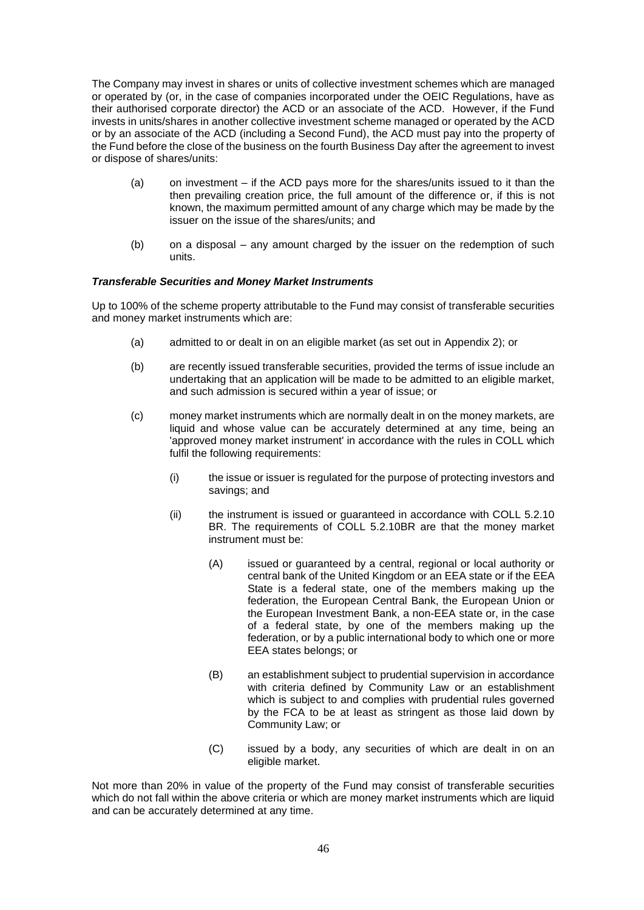The Company may invest in shares or units of collective investment schemes which are managed or operated by (or, in the case of companies incorporated under the OEIC Regulations, have as their authorised corporate director) the ACD or an associate of the ACD. However, if the Fund invests in units/shares in another collective investment scheme managed or operated by the ACD or by an associate of the ACD (including a Second Fund), the ACD must pay into the property of the Fund before the close of the business on the fourth Business Day after the agreement to invest or dispose of shares/units:

(a) on investment – if the ACD pays more for the shares/units issued to it than the then prevailing creation price, the full amount of the difference or, if this is not known, the maximum permitted amount of any charge which may be made by the issuer on the issue of the shares/units; and

(b) on a disposal – any amount charged by the issuer on the redemption of such units.

***Transferable Securities and Money Market Instruments***

Up to 100% of the scheme property attributable to the Fund may consist of transferable securities and money market instruments which are:

(a) admitted to or dealt in on an eligible market (as set out in Appendix 2); or

(b) are recently issued transferable securities, provided the terms of issue include an undertaking that an application will be made to be admitted to an eligible market, and such admission is secured within a year of issue; or

(c) money market instruments which are normally dealt in on the money markets, are liquid and whose value can be accurately determined at any time, being an 'approved money market instrument' in accordance with the rules in COLL which fulfil the following requirements:

  (i) the issue or issuer is regulated for the purpose of protecting investors and savings; and

  (ii) the instrument is issued or guaranteed in accordance with COLL 5.2.10 BR. The requirements of COLL 5.2.10BR are that the money market instrument must be:

    (A) issued or guaranteed by a central, regional or local authority or central bank of the United Kingdom or an EEA state or if the EEA State is a federal state, one of the members making up the federation, the European Central Bank, the European Union or the European Investment Bank, a non-EEA state or, in the case of a federal state, by one of the members making up the federation, or by a public international body to which one or more EEA states belongs; or

    (B) an establishment subject to prudential supervision in accordance with criteria defined by Community Law or an establishment which is subject to and complies with prudential rules governed by the FCA to be at least as stringent as those laid down by Community Law; or

    (C) issued by a body, any securities of which are dealt in on an eligible market.

Not more than 20% in value of the property of the Fund may consist of transferable securities which do not fall within the above criteria or which are money market instruments which are liquid and can be accurately determined at any time.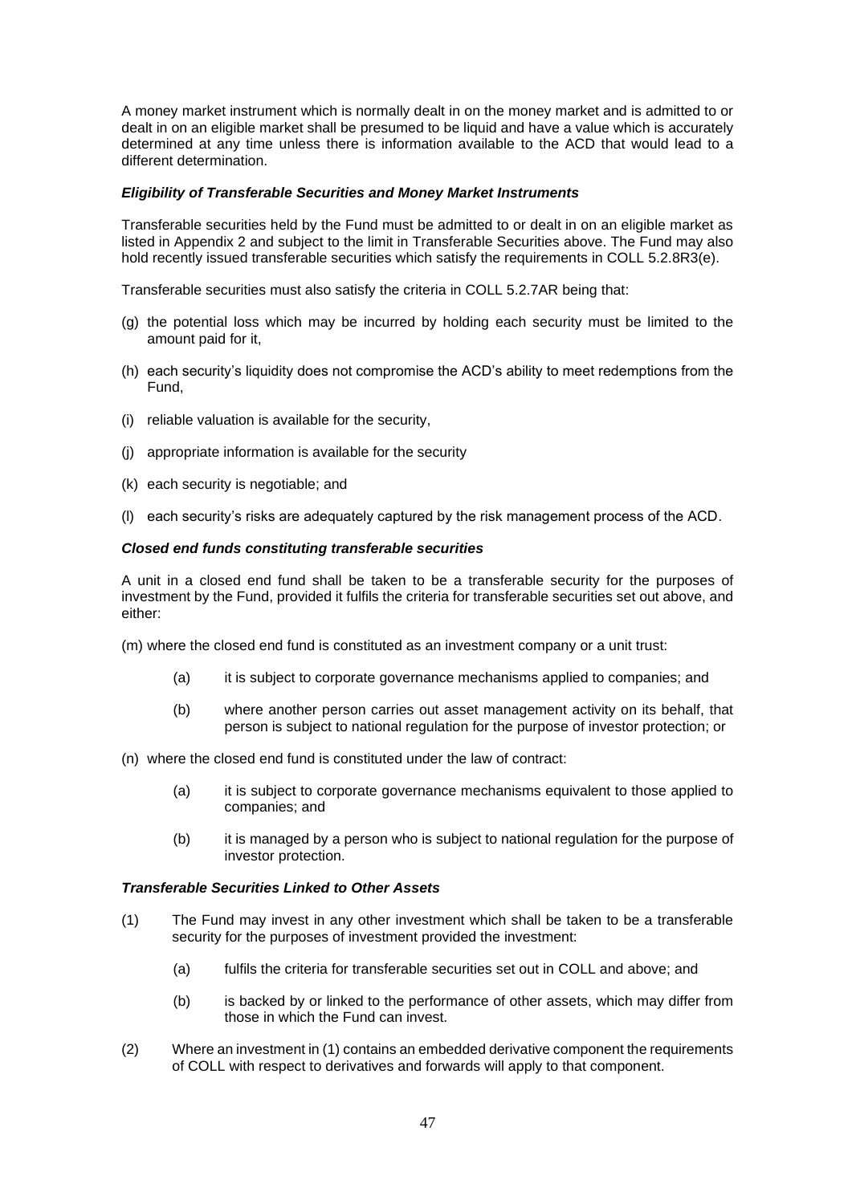A money market instrument which is normally dealt in on the money market and is admitted to or dealt in on an eligible market shall be presumed to be liquid and have a value which is accurately determined at any time unless there is information available to the ACD that would lead to a different determination.

***Eligibility of Transferable Securities and Money Market Instruments***

Transferable securities held by the Fund must be admitted to or dealt in on an eligible market as listed in Appendix 2 and subject to the limit in Transferable Securities above. The Fund may also hold recently issued transferable securities which satisfy the requirements in COLL 5.2.8R3(e).

Transferable securities must also satisfy the criteria in COLL 5.2.7AR being that:

(g) the potential loss which may be incurred by holding each security must be limited to the amount paid for it,

(h) each security's liquidity does not compromise the ACD's ability to meet redemptions from the Fund,

(i) reliable valuation is available for the security,

(j) appropriate information is available for the security

(k) each security is negotiable; and

(l) each security's risks are adequately captured by the risk management process of the ACD.

***Closed end funds constituting transferable securities***

A unit in a closed end fund shall be taken to be a transferable security for the purposes of investment by the Fund, provided it fulfils the criteria for transferable securities set out above, and either:

(m) where the closed end fund is constituted as an investment company or a unit trust:

> (a) it is subject to corporate governance mechanisms applied to companies; and
>
> (b) where another person carries out asset management activity on its behalf, that person is subject to national regulation for the purpose of investor protection; or

(n) where the closed end fund is constituted under the law of contract:

> (a) it is subject to corporate governance mechanisms equivalent to those applied to companies; and
>
> (b) it is managed by a person who is subject to national regulation for the purpose of investor protection.

***Transferable Securities Linked to Other Assets***

(1) The Fund may invest in any other investment which shall be taken to be a transferable security for the purposes of investment provided the investment:

> (a) fulfils the criteria for transferable securities set out in COLL and above; and
>
> (b) is backed by or linked to the performance of other assets, which may differ from those in which the Fund can invest.

(2) Where an investment in (1) contains an embedded derivative component the requirements of COLL with respect to derivatives and forwards will apply to that component.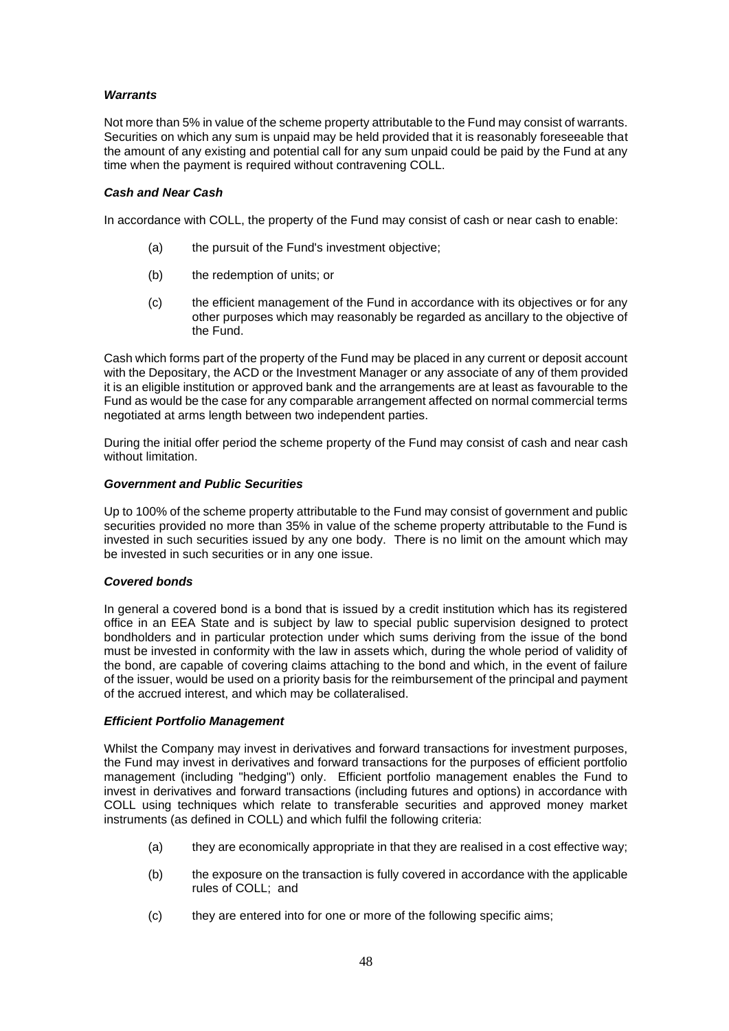***Warrants***

Not more than 5% in value of the scheme property attributable to the Fund may consist of warrants. Securities on which any sum is unpaid may be held provided that it is reasonably foreseeable that the amount of any existing and potential call for any sum unpaid could be paid by the Fund at any time when the payment is required without contravening COLL.

***Cash and Near Cash***

In accordance with COLL, the property of the Fund may consist of cash or near cash to enable:

(a) the pursuit of the Fund's investment objective;

(b) the redemption of units; or

(c) the efficient management of the Fund in accordance with its objectives or for any other purposes which may reasonably be regarded as ancillary to the objective of the Fund.

Cash which forms part of the property of the Fund may be placed in any current or deposit account with the Depositary, the ACD or the Investment Manager or any associate of any of them provided it is an eligible institution or approved bank and the arrangements are at least as favourable to the Fund as would be the case for any comparable arrangement affected on normal commercial terms negotiated at arms length between two independent parties.

During the initial offer period the scheme property of the Fund may consist of cash and near cash without limitation.

***Government and Public Securities***

Up to 100% of the scheme property attributable to the Fund may consist of government and public securities provided no more than 35% in value of the scheme property attributable to the Fund is invested in such securities issued by any one body. There is no limit on the amount which may be invested in such securities or in any one issue.

***Covered bonds***

In general a covered bond is a bond that is issued by a credit institution which has its registered office in an EEA State and is subject by law to special public supervision designed to protect bondholders and in particular protection under which sums deriving from the issue of the bond must be invested in conformity with the law in assets which, during the whole period of validity of the bond, are capable of covering claims attaching to the bond and which, in the event of failure of the issuer, would be used on a priority basis for the reimbursement of the principal and payment of the accrued interest, and which may be collateralised.

***Efficient Portfolio Management***

Whilst the Company may invest in derivatives and forward transactions for investment purposes, the Fund may invest in derivatives and forward transactions for the purposes of efficient portfolio management (including "hedging") only. Efficient portfolio management enables the Fund to invest in derivatives and forward transactions (including futures and options) in accordance with COLL using techniques which relate to transferable securities and approved money market instruments (as defined in COLL) and which fulfil the following criteria:

(a) they are economically appropriate in that they are realised in a cost effective way;

(b) the exposure on the transaction is fully covered in accordance with the applicable rules of COLL; and

(c) they are entered into for one or more of the following specific aims;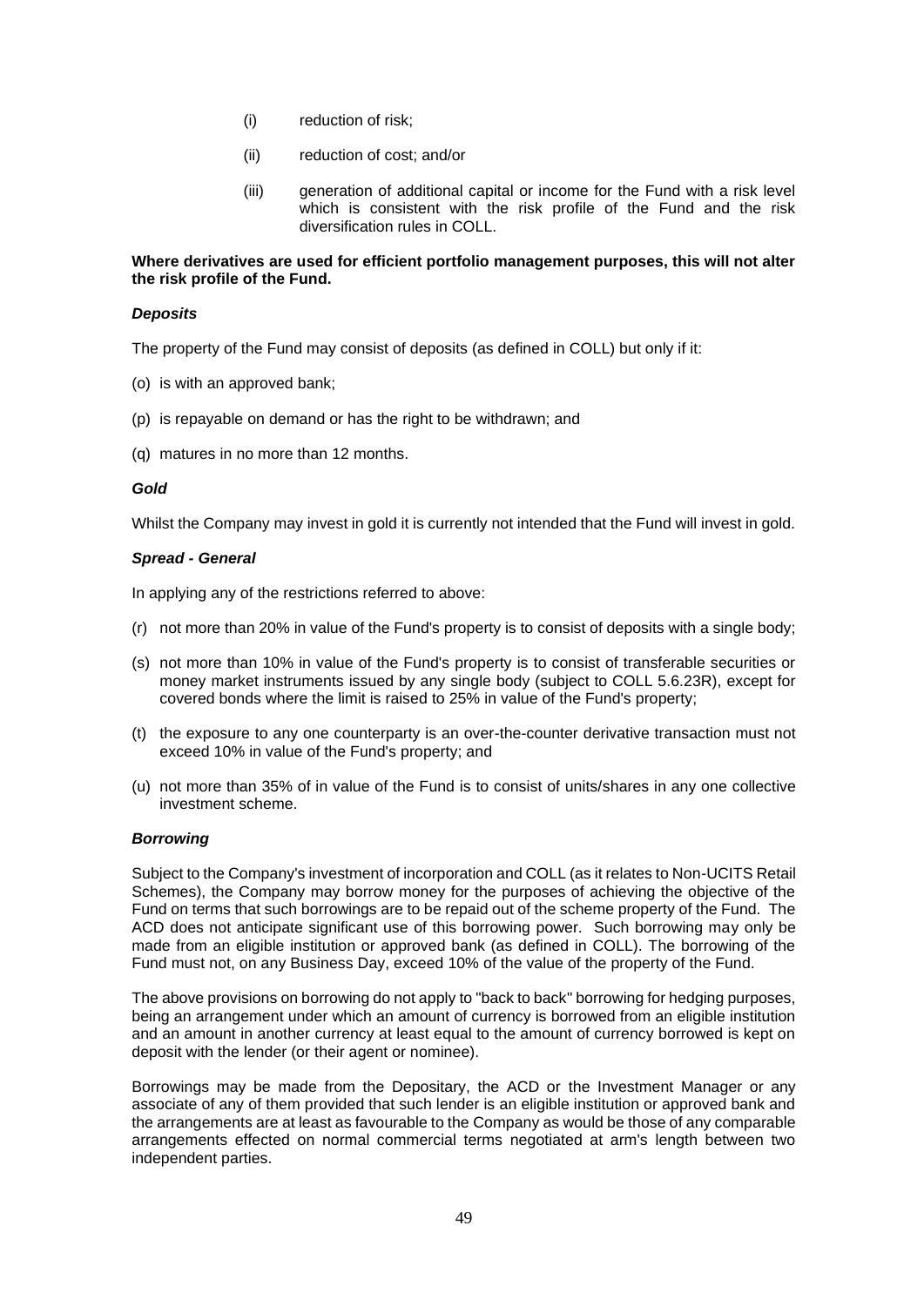(i) reduction of risk;

(ii) reduction of cost; and/or

(iii) generation of additional capital or income for the Fund with a risk level which is consistent with the risk profile of the Fund and the risk diversification rules in COLL.

**Where derivatives are used for efficient portfolio management purposes, this will not alter the risk profile of the Fund.**

***Deposits***

The property of the Fund may consist of deposits (as defined in COLL) but only if it:

(o) is with an approved bank;

(p) is repayable on demand or has the right to be withdrawn; and

(q) matures in no more than 12 months.

***Gold***

Whilst the Company may invest in gold it is currently not intended that the Fund will invest in gold.

***Spread - General***

In applying any of the restrictions referred to above:

(r) not more than 20% in value of the Fund's property is to consist of deposits with a single body;

(s) not more than 10% in value of the Fund's property is to consist of transferable securities or money market instruments issued by any single body (subject to COLL 5.6.23R), except for covered bonds where the limit is raised to 25% in value of the Fund's property;

(t) the exposure to any one counterparty is an over-the-counter derivative transaction must not exceed 10% in value of the Fund's property; and

(u) not more than 35% of in value of the Fund is to consist of units/shares in any one collective investment scheme.

***Borrowing***

Subject to the Company's investment of incorporation and COLL (as it relates to Non-UCITS Retail Schemes), the Company may borrow money for the purposes of achieving the objective of the Fund on terms that such borrowings are to be repaid out of the scheme property of the Fund. The ACD does not anticipate significant use of this borrowing power. Such borrowing may only be made from an eligible institution or approved bank (as defined in COLL). The borrowing of the Fund must not, on any Business Day, exceed 10% of the value of the property of the Fund.

The above provisions on borrowing do not apply to "back to back" borrowing for hedging purposes, being an arrangement under which an amount of currency is borrowed from an eligible institution and an amount in another currency at least equal to the amount of currency borrowed is kept on deposit with the lender (or their agent or nominee).

Borrowings may be made from the Depositary, the ACD or the Investment Manager or any associate of any of them provided that such lender is an eligible institution or approved bank and the arrangements are at least as favourable to the Company as would be those of any comparable arrangements effected on normal commercial terms negotiated at arm's length between two independent parties.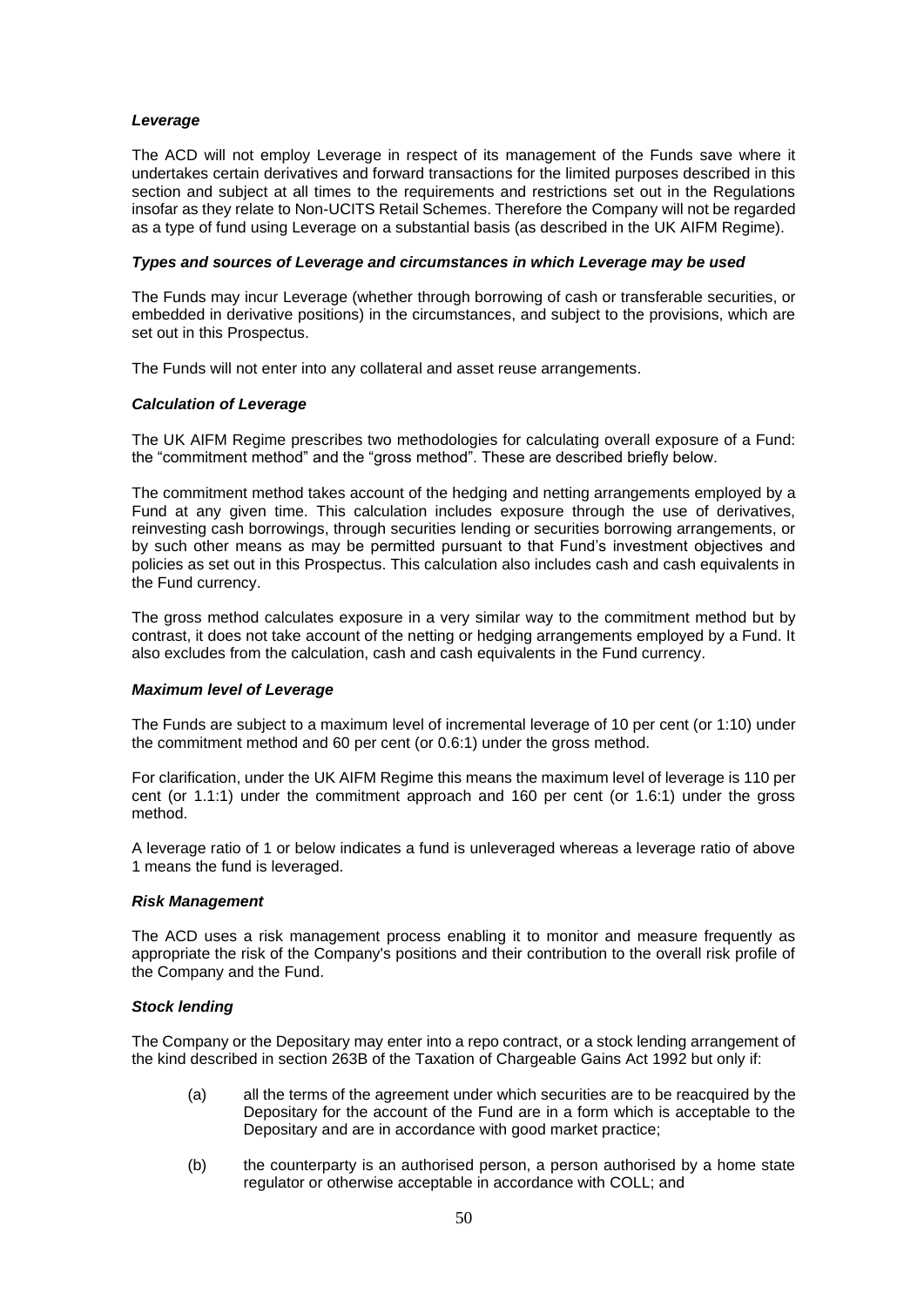***Leverage***

The ACD will not employ Leverage in respect of its management of the Funds save where it undertakes certain derivatives and forward transactions for the limited purposes described in this section and subject at all times to the requirements and restrictions set out in the Regulations insofar as they relate to Non-UCITS Retail Schemes. Therefore the Company will not be regarded as a type of fund using Leverage on a substantial basis (as described in the UK AIFM Regime).

***Types and sources of Leverage and circumstances in which Leverage may be used***

The Funds may incur Leverage (whether through borrowing of cash or transferable securities, or embedded in derivative positions) in the circumstances, and subject to the provisions, which are set out in this Prospectus.

The Funds will not enter into any collateral and asset reuse arrangements.

***Calculation of Leverage***

The UK AIFM Regime prescribes two methodologies for calculating overall exposure of a Fund: the "commitment method" and the "gross method". These are described briefly below.

The commitment method takes account of the hedging and netting arrangements employed by a Fund at any given time. This calculation includes exposure through the use of derivatives, reinvesting cash borrowings, through securities lending or securities borrowing arrangements, or by such other means as may be permitted pursuant to that Fund's investment objectives and policies as set out in this Prospectus. This calculation also includes cash and cash equivalents in the Fund currency.

The gross method calculates exposure in a very similar way to the commitment method but by contrast, it does not take account of the netting or hedging arrangements employed by a Fund. It also excludes from the calculation, cash and cash equivalents in the Fund currency.

***Maximum level of Leverage***

The Funds are subject to a maximum level of incremental leverage of 10 per cent (or 1:10) under the commitment method and 60 per cent (or 0.6:1) under the gross method.

For clarification, under the UK AIFM Regime this means the maximum level of leverage is 110 per cent (or 1.1:1) under the commitment approach and 160 per cent (or 1.6:1) under the gross method.

A leverage ratio of 1 or below indicates a fund is unleveraged whereas a leverage ratio of above 1 means the fund is leveraged.

***Risk Management***

The ACD uses a risk management process enabling it to monitor and measure frequently as appropriate the risk of the Company's positions and their contribution to the overall risk profile of the Company and the Fund.

***Stock lending***

The Company or the Depositary may enter into a repo contract, or a stock lending arrangement of the kind described in section 263B of the Taxation of Chargeable Gains Act 1992 but only if:

(a) all the terms of the agreement under which securities are to be reacquired by the Depositary for the account of the Fund are in a form which is acceptable to the Depositary and are in accordance with good market practice;

(b) the counterparty is an authorised person, a person authorised by a home state regulator or otherwise acceptable in accordance with COLL; and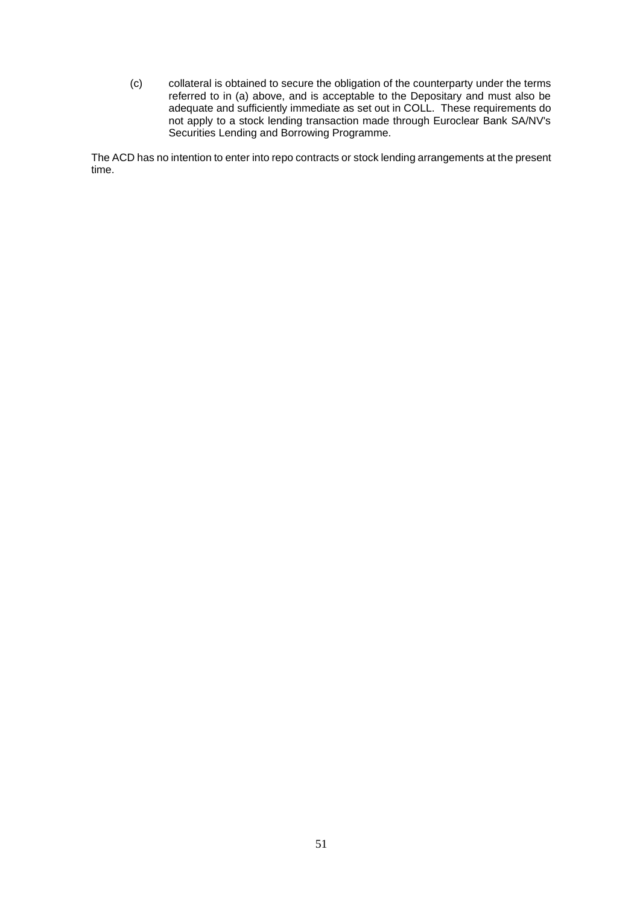(c) collateral is obtained to secure the obligation of the counterparty under the terms referred to in (a) above, and is acceptable to the Depositary and must also be adequate and sufficiently immediate as set out in COLL. These requirements do not apply to a stock lending transaction made through Euroclear Bank SA/NV's Securities Lending and Borrowing Programme.

The ACD has no intention to enter into repo contracts or stock lending arrangements at the present time.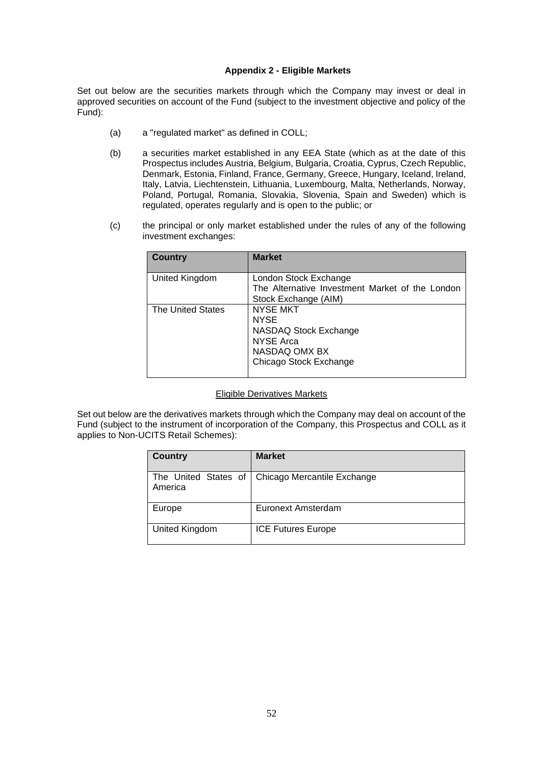**Appendix 2 - Eligible Markets**

Set out below are the securities markets through which the Company may invest or deal in approved securities on account of the Fund (subject to the investment objective and policy of the Fund):

(a) a "regulated market" as defined in COLL;

(b) a securities market established in any EEA State (which as at the date of this Prospectus includes Austria, Belgium, Bulgaria, Croatia, Cyprus, Czech Republic, Denmark, Estonia, Finland, France, Germany, Greece, Hungary, Iceland, Ireland, Italy, Latvia, Liechtenstein, Lithuania, Luxembourg, Malta, Netherlands, Norway, Poland, Portugal, Romania, Slovakia, Slovenia, Spain and Sweden) which is regulated, operates regularly and is open to the public; or

(c) the principal or only market established under the rules of any of the following investment exchanges:

| Country | Market |
| --- | --- |
| United Kingdom | London Stock Exchange<br>The Alternative Investment Market of the London Stock Exchange (AIM) |
| The United States | NYSE MKT<br>NYSE<br>NASDAQ Stock Exchange<br>NYSE Arca<br>NASDAQ OMX BX<br>Chicago Stock Exchange |

<u>Eligible Derivatives Markets</u>

Set out below are the derivatives markets through which the Company may deal on account of the Fund (subject to the instrument of incorporation of the Company, this Prospectus and COLL as it applies to Non-UCITS Retail Schemes):

| Country | Market |
| --- | --- |
| The United States of America | Chicago Mercantile Exchange |
| Europe | Euronext Amsterdam |
| United Kingdom | ICE Futures Europe |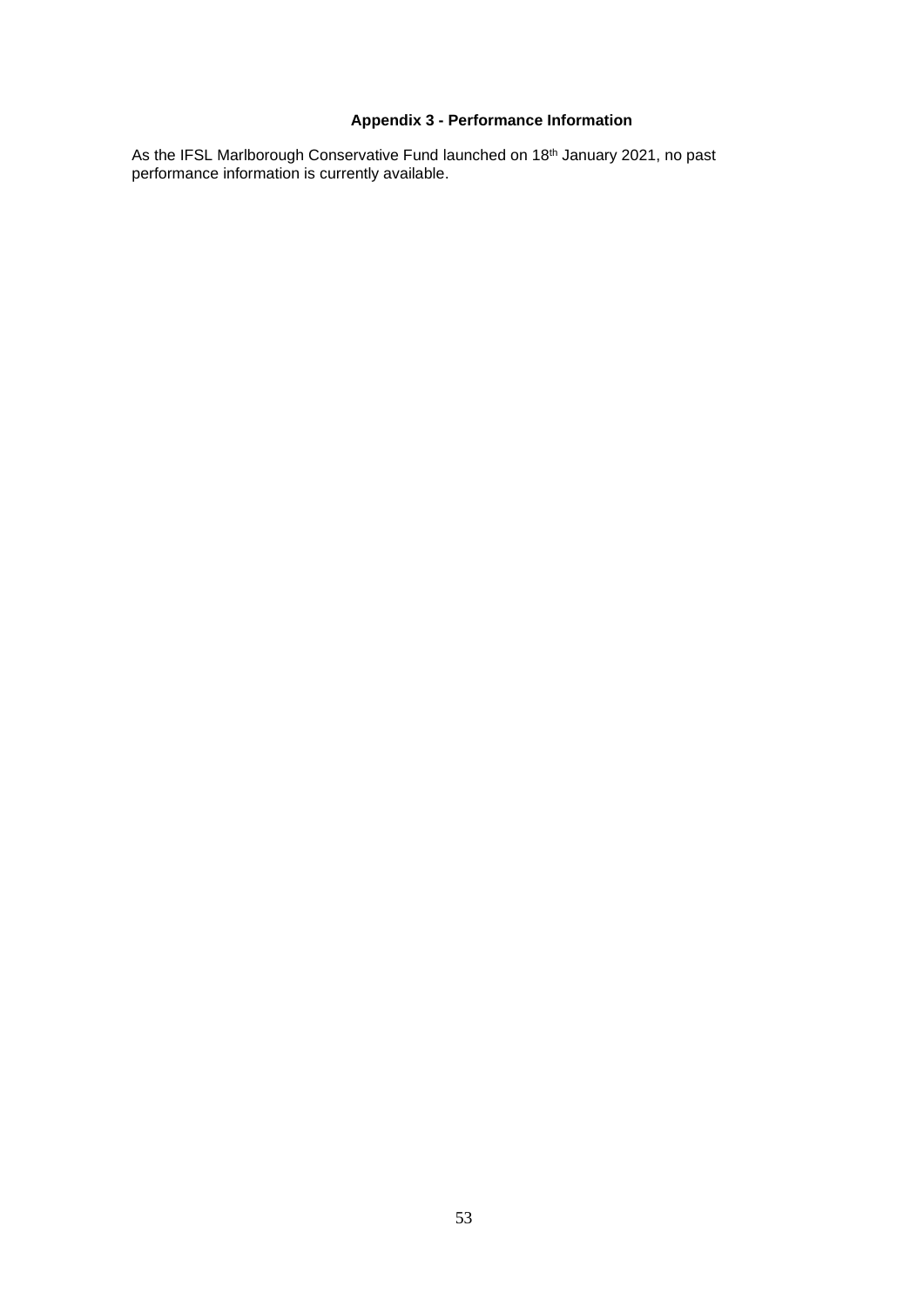## Appendix 3 - Performance Information

As the IFSL Marlborough Conservative Fund launched on 18th January 2021, no past performance information is currently available.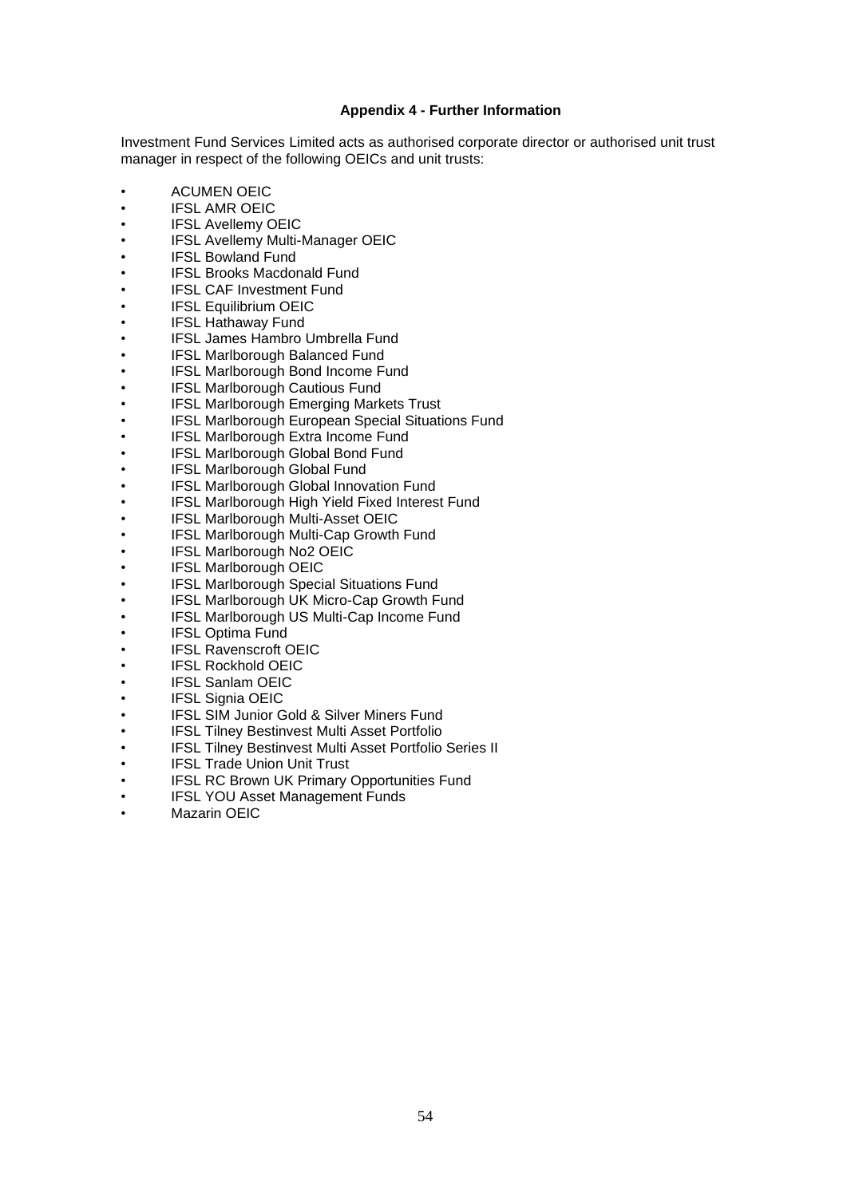## Appendix 4 - Further Information

Investment Fund Services Limited acts as authorised corporate director or authorised unit trust manager in respect of the following OEICs and unit trusts:

- ACUMEN OEIC
- IFSL AMR OEIC
- IFSL Avellemy OEIC
- IFSL Avellemy Multi-Manager OEIC
- IFSL Bowland Fund
- IFSL Brooks Macdonald Fund
- IFSL CAF Investment Fund
- IFSL Equilibrium OEIC
- IFSL Hathaway Fund
- IFSL James Hambro Umbrella Fund
- IFSL Marlborough Balanced Fund
- IFSL Marlborough Bond Income Fund
- IFSL Marlborough Cautious Fund
- IFSL Marlborough Emerging Markets Trust
- IFSL Marlborough European Special Situations Fund
- IFSL Marlborough Extra Income Fund
- IFSL Marlborough Global Bond Fund
- IFSL Marlborough Global Fund
- IFSL Marlborough Global Innovation Fund
- IFSL Marlborough High Yield Fixed Interest Fund
- IFSL Marlborough Multi-Asset OEIC
- IFSL Marlborough Multi-Cap Growth Fund
- IFSL Marlborough No2 OEIC
- IFSL Marlborough OEIC
- IFSL Marlborough Special Situations Fund
- IFSL Marlborough UK Micro-Cap Growth Fund
- IFSL Marlborough US Multi-Cap Income Fund
- IFSL Optima Fund
- IFSL Ravenscroft OEIC
- IFSL Rockhold OEIC
- IFSL Sanlam OEIC
- IFSL Signia OEIC
- IFSL SIM Junior Gold & Silver Miners Fund
- IFSL Tilney Bestinvest Multi Asset Portfolio
- IFSL Tilney Bestinvest Multi Asset Portfolio Series II
- IFSL Trade Union Unit Trust
- IFSL RC Brown UK Primary Opportunities Fund
- IFSL YOU Asset Management Funds
- Mazarin OEIC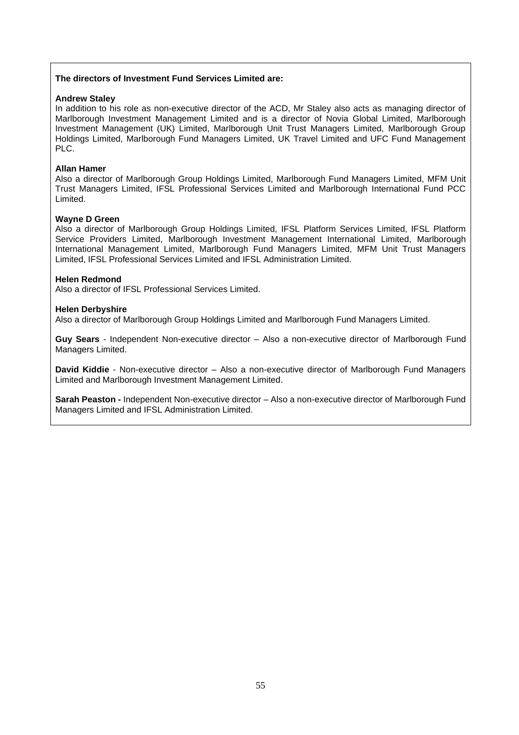**The directors of Investment Fund Services Limited are:**

**Andrew Staley**
In addition to his role as non-executive director of the ACD, Mr Staley also acts as managing director of Marlborough Investment Management Limited and is a director of Novia Global Limited, Marlborough Investment Management (UK) Limited, Marlborough Unit Trust Managers Limited, Marlborough Group Holdings Limited, Marlborough Fund Managers Limited, UK Travel Limited and UFC Fund Management PLC.

**Allan Hamer**
Also a director of Marlborough Group Holdings Limited, Marlborough Fund Managers Limited, MFM Unit Trust Managers Limited, IFSL Professional Services Limited and Marlborough International Fund PCC Limited.

**Wayne D Green**
Also a director of Marlborough Group Holdings Limited, IFSL Platform Services Limited, IFSL Platform Service Providers Limited, Marlborough Investment Management International Limited, Marlborough International Management Limited, Marlborough Fund Managers Limited, MFM Unit Trust Managers Limited, IFSL Professional Services Limited and IFSL Administration Limited.

**Helen Redmond**
Also a director of IFSL Professional Services Limited.

**Helen Derbyshire**
Also a director of Marlborough Group Holdings Limited and Marlborough Fund Managers Limited.

**Guy Sears** - Independent Non-executive director – Also a non-executive director of Marlborough Fund Managers Limited.

**David Kiddie** - Non-executive director – Also a non-executive director of Marlborough Fund Managers Limited and Marlborough Investment Management Limited.

**Sarah Peaston -** Independent Non-executive director – Also a non-executive director of Marlborough Fund Managers Limited and IFSL Administration Limited.